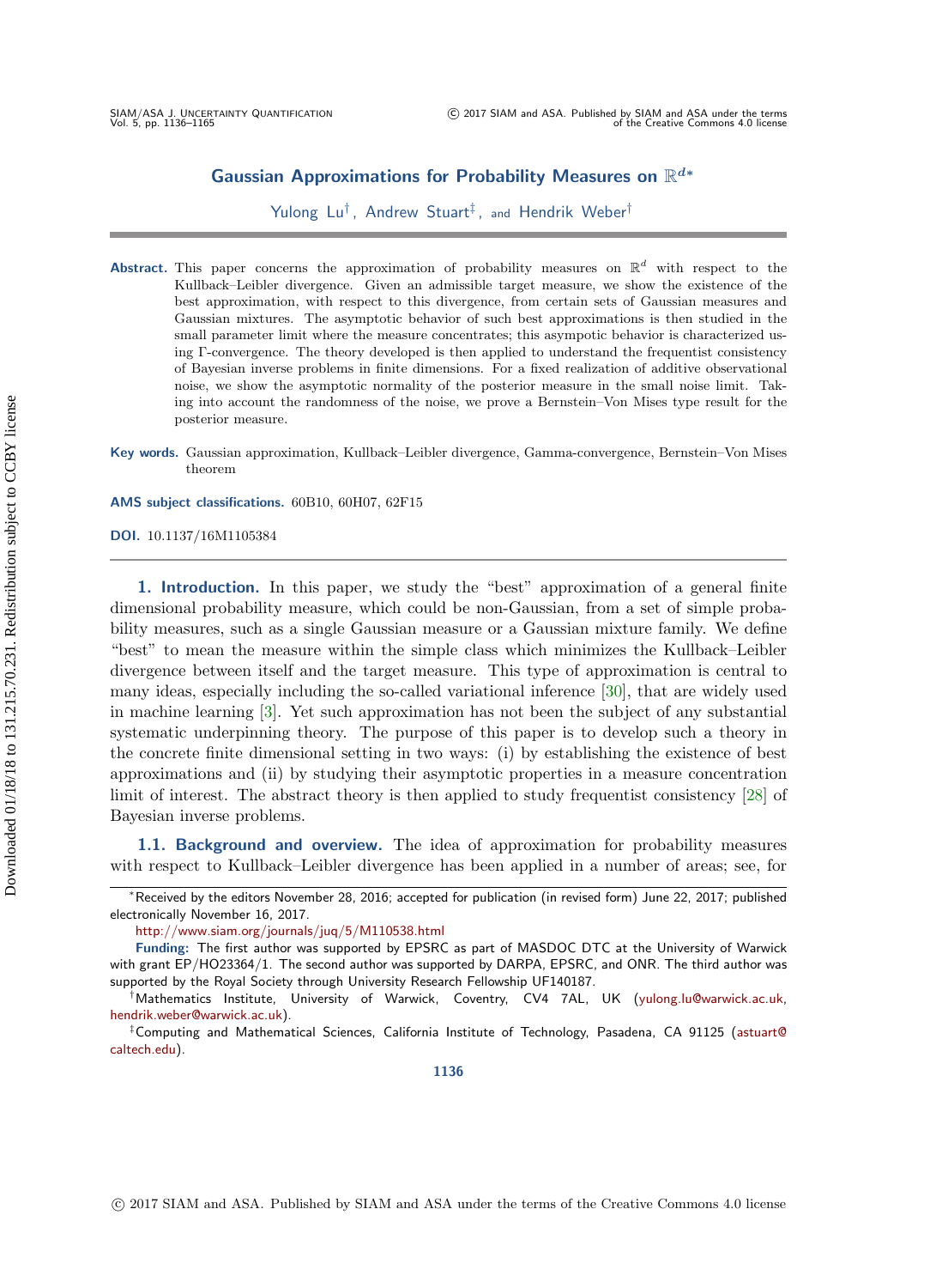# Gaussian Approximations for Probability Measures on $\mathbb{R}^d$*

Yulong Lu[†], Andrew Stuart[‡], and Hendrik Weber[†]

**Abstract.** This paper concerns the approximation of probability measures on $\mathbb{R}^d$ with respect to the Kullback–Leibler divergence. Given an admissible target measure, we show the existence of the best approximation, with respect to this divergence, from certain sets of Gaussian measures and Gaussian mixtures. The asymptotic behavior of such best approximations is then studied in the small parameter limit where the measure concentrates; this asympotic behavior is characterized using $\Gamma$-convergence. The theory developed is then applied to understand the frequentist consistency of Bayesian inverse problems in finite dimensions. For a fixed realization of additive observational noise, we show the asymptotic normality of the posterior measure in the small noise limit. Taking into account the randomness of the noise, we prove a Bernstein–Von Mises type result for the posterior measure.

**Key words.** Gaussian approximation, Kullback–Leibler divergence, Gamma-convergence, Bernstein–Von Mises theorem

**AMS subject classifications.** 60B10, 60H07, 62F15

**DOI.** 10.1137/16M1105384

## 1. Introduction.

In this paper, we study the "best" approximation of a general finite dimensional probability measure, which could be non-Gaussian, from a set of simple probability measures, such as a single Gaussian measure or a Gaussian mixture family. We define "best" to mean the measure within the simple class which minimizes the Kullback–Leibler divergence between itself and the target measure. This type of approximation is central to many ideas, especially including the so-called variational inference [30], that are widely used in machine learning [3]. Yet such approximation has not been the subject of any substantial systematic underpinning theory. The purpose of this paper is to develop such a theory in the concrete finite dimensional setting in two ways: (i) by establishing the existence of best approximations and (ii) by studying their asymptotic properties in a measure concentration limit of interest. The abstract theory is then applied to study frequentist consistency [28] of Bayesian inverse problems.

### 1.1. Background and overview.

The idea of approximation for probability measures with respect to Kullback–Leibler divergence has been applied in a number of areas; see, for

---

*Received by the editors November 28, 2016; accepted for publication (in revised form) June 22, 2017; published electronically November 16, 2017.

http://www.siam.org/journals/juq/5/M110538.html

**Funding:** The first author was supported by EPSRC as part of MASDOC DTC at the University of Warwick with grant EP/HO23364/1. The second author was supported by DARPA, EPSRC, and ONR. The third author was supported by the Royal Society through University Research Fellowship UF140187.

[†]Mathematics Institute, University of Warwick, Coventry, CV4 7AL, UK (yulong.lu@warwick.ac.uk, hendrik.weber@warwick.ac.uk).

[‡]Computing and Mathematical Sciences, California Institute of Technology, Pasadena, CA 91125 (astuart@caltech.edu).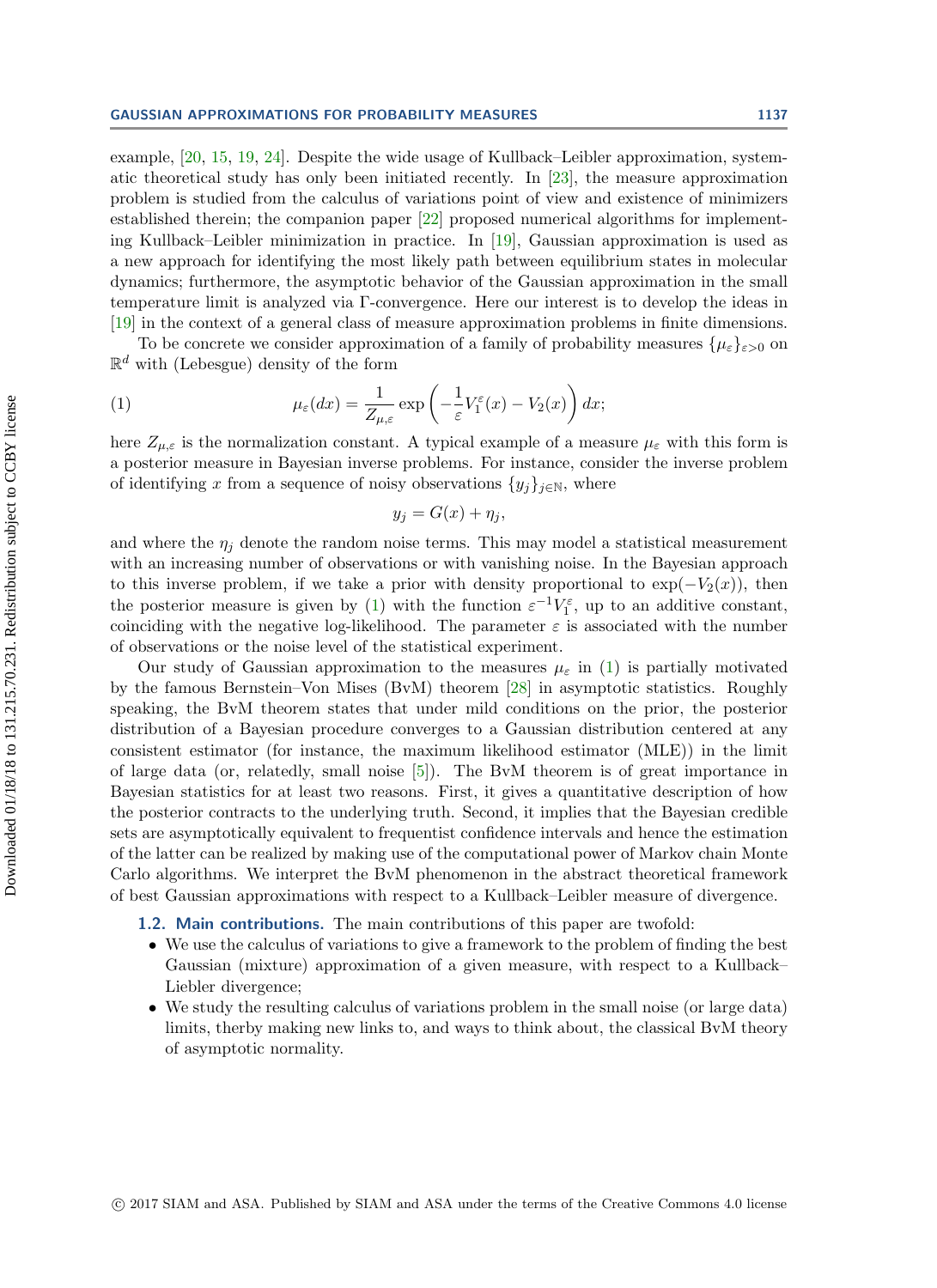example, [20, 15, 19, 24]. Despite the wide usage of Kullback–Leibler approximation, systematic theoretical study has only been initiated recently. In [23], the measure approximation problem is studied from the calculus of variations point of view and existence of minimizers established therein; the companion paper [22] proposed numerical algorithms for implementing Kullback–Leibler minimization in practice. In [19], Gaussian approximation is used as a new approach for identifying the most likely path between equilibrium states in molecular dynamics; furthermore, the asymptotic behavior of the Gaussian approximation in the small temperature limit is analyzed via Γ-convergence. Here our interest is to develop the ideas in [19] in the context of a general class of measure approximation problems in finite dimensions.

To be concrete we consider approximation of a family of probability measures $\{\mu_\varepsilon\}_{\varepsilon>0}$ on $\mathbb{R}^d$ with (Lebesgue) density of the form

$$\mu_\varepsilon(dx) = \frac{1}{Z_{\mu,\varepsilon}} \exp\left(-\frac{1}{\varepsilon}V_1^\varepsilon(x) - V_2(x)\right) dx; \tag{1}$$

here $Z_{\mu,\varepsilon}$ is the normalization constant. A typical example of a measure $\mu_\varepsilon$ with this form is a posterior measure in Bayesian inverse problems. For instance, consider the inverse problem of identifying $x$ from a sequence of noisy observations $\{y_j\}_{j\in\mathbb{N}}$, where

$$y_j = G(x) + \eta_j,$$

and where the $\eta_j$ denote the random noise terms. This may model a statistical measurement with an increasing number of observations or with vanishing noise. In the Bayesian approach to this inverse problem, if we take a prior with density proportional to $\exp(-V_2(x))$, then the posterior measure is given by (1) with the function $\varepsilon^{-1}V_1^\varepsilon$, up to an additive constant, coinciding with the negative log-likelihood. The parameter $\varepsilon$ is associated with the number of observations or the noise level of the statistical experiment.

Our study of Gaussian approximation to the measures $\mu_\varepsilon$ in (1) is partially motivated by the famous Bernstein–Von Mises (BvM) theorem [28] in asymptotic statistics. Roughly speaking, the BvM theorem states that under mild conditions on the prior, the posterior distribution of a Bayesian procedure converges to a Gaussian distribution centered at any consistent estimator (for instance, the maximum likelihood estimator (MLE)) in the limit of large data (or, relatedly, small noise [5]). The BvM theorem is of great importance in Bayesian statistics for at least two reasons. First, it gives a quantitative description of how the posterior contracts to the underlying truth. Second, it implies that the Bayesian credible sets are asymptotically equivalent to frequentist confidence intervals and hence the estimation of the latter can be realized by making use of the computational power of Markov chain Monte Carlo algorithms. We interpret the BvM phenomenon in the abstract theoretical framework of best Gaussian approximations with respect to a Kullback–Leibler measure of divergence.

### 1.2. Main contributions.

The main contributions of this paper are twofold:

- We use the calculus of variations to give a framework to the problem of finding the best Gaussian (mixture) approximation of a given measure, with respect to a Kullback–Liebler divergence;
- We study the resulting calculus of variations problem in the small noise (or large data) limits, therby making new links to, and ways to think about, the classical BvM theory of asymptotic normality.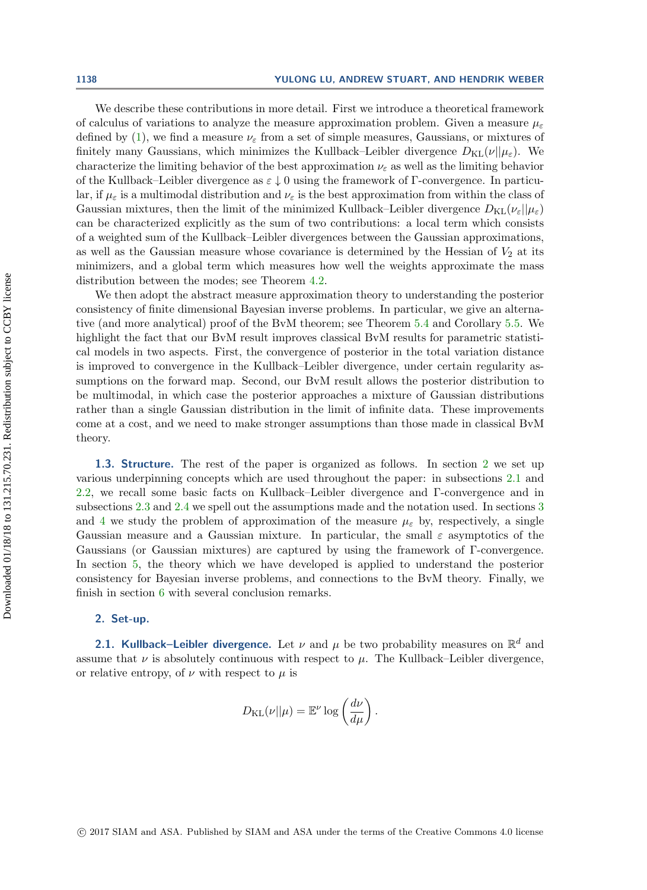We describe these contributions in more detail. First we introduce a theoretical framework of calculus of variations to analyze the measure approximation problem. Given a measure $\mu_\varepsilon$ defined by (1), we find a measure $\nu_\varepsilon$ from a set of simple measures, Gaussians, or mixtures of finitely many Gaussians, which minimizes the Kullback–Leibler divergence $D_{\mathrm{KL}}(\nu||\mu_\varepsilon)$. We characterize the limiting behavior of the best approximation $\nu_\varepsilon$ as well as the limiting behavior of the Kullback–Leibler divergence as $\varepsilon \downarrow 0$ using the framework of $\Gamma$-convergence. In particular, if $\mu_\varepsilon$ is a multimodal distribution and $\nu_\varepsilon$ is the best approximation from within the class of Gaussian mixtures, then the limit of the minimized Kullback–Leibler divergence $D_{\mathrm{KL}}(\nu_\varepsilon||\mu_\varepsilon)$ can be characterized explicitly as the sum of two contributions: a local term which consists of a weighted sum of the Kullback–Leibler divergences between the Gaussian approximations, as well as the Gaussian measure whose covariance is determined by the Hessian of $V_2$ at its minimizers, and a global term which measures how well the weights approximate the mass distribution between the modes; see Theorem 4.2.

We then adopt the abstract measure approximation theory to understanding the posterior consistency of finite dimensional Bayesian inverse problems. In particular, we give an alternative (and more analytical) proof of the BvM theorem; see Theorem 5.4 and Corollary 5.5. We highlight the fact that our BvM result improves classical BvM results for parametric statistical models in two aspects. First, the convergence of posterior in the total variation distance is improved to convergence in the Kullback–Leibler divergence, under certain regularity assumptions on the forward map. Second, our BvM result allows the posterior distribution to be multimodal, in which case the posterior approaches a mixture of Gaussian distributions rather than a single Gaussian distribution in the limit of infinite data. These improvements come at a cost, and we need to make stronger assumptions than those made in classical BvM theory.

### 1.3. Structure.

The rest of the paper is organized as follows. In section 2 we set up various underpinning concepts which are used throughout the paper: in subsections 2.1 and 2.2, we recall some basic facts on Kullback–Leibler divergence and $\Gamma$-convergence and in subsections 2.3 and 2.4 we spell out the assumptions made and the notation used. In sections 3 and 4 we study the problem of approximation of the measure $\mu_\varepsilon$ by, respectively, a single Gaussian measure and a Gaussian mixture. In particular, the small $\varepsilon$ asymptotics of the Gaussians (or Gaussian mixtures) are captured by using the framework of $\Gamma$-convergence. In section 5, the theory which we have developed is applied to understand the posterior consistency for Bayesian inverse problems, and connections to the BvM theory. Finally, we finish in section 6 with several conclusion remarks.

## 2. Set-up.

### 2.1. Kullback–Leibler divergence.

Let $\nu$ and $\mu$ be two probability measures on $\mathbb{R}^d$ and assume that $\nu$ is absolutely continuous with respect to $\mu$. The Kullback–Leibler divergence, or relative entropy, of $\nu$ with respect to $\mu$ is

$$D_{\mathrm{KL}}(\nu||\mu) = \mathbb{E}^\nu \log\left(\frac{d\nu}{d\mu}\right).$$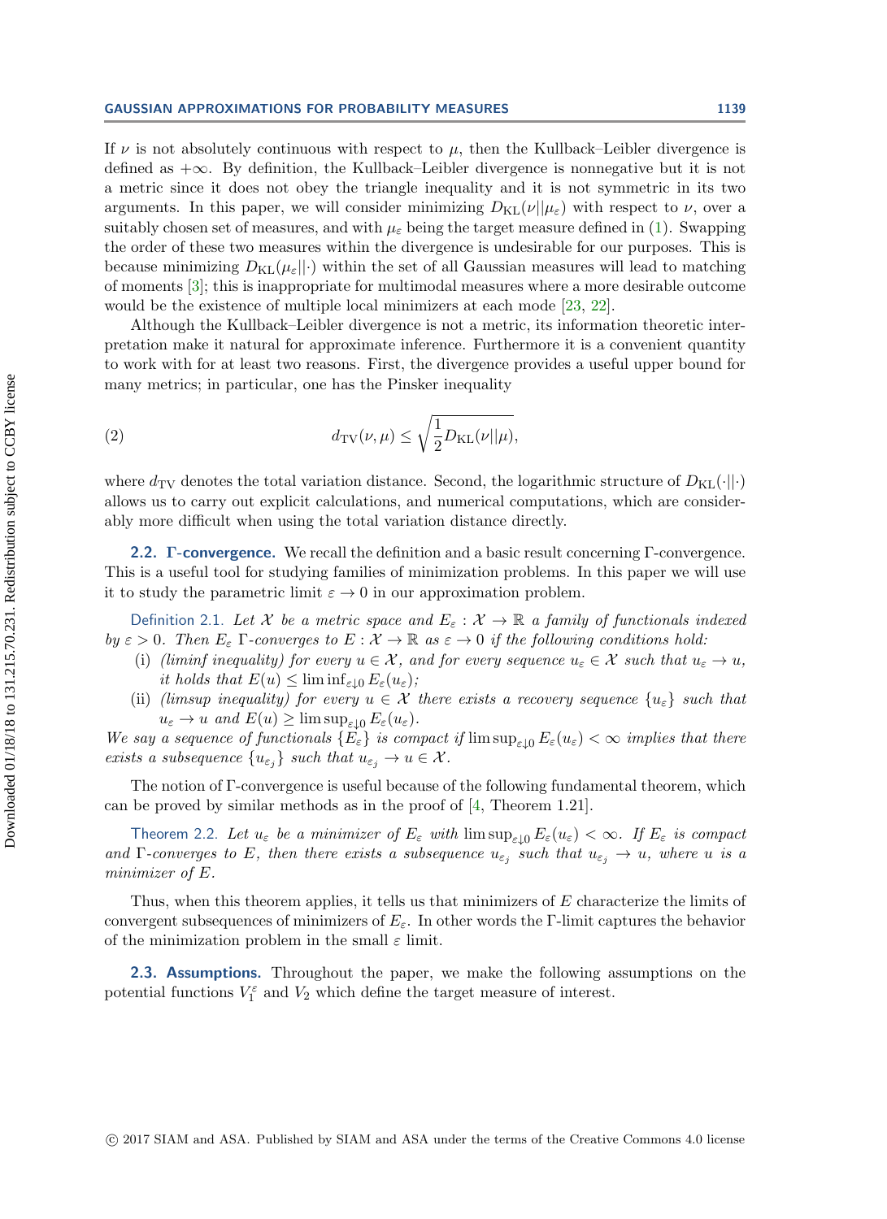If $\nu$ is not absolutely continuous with respect to $\mu$, then the Kullback–Leibler divergence is defined as $+\infty$. By definition, the Kullback–Leibler divergence is nonnegative but it is not a metric since it does not obey the triangle inequality and it is not symmetric in its two arguments. In this paper, we will consider minimizing $D_{\mathrm{KL}}(\nu||\mu_\varepsilon)$ with respect to $\nu$, over a suitably chosen set of measures, and with $\mu_\varepsilon$ being the target measure defined in (1). Swapping the order of these two measures within the divergence is undesirable for our purposes. This is because minimizing $D_{\mathrm{KL}}(\mu_\varepsilon||\cdot)$ within the set of all Gaussian measures will lead to matching of moments [3]; this is inappropriate for multimodal measures where a more desirable outcome would be the existence of multiple local minimizers at each mode [23, 22].

Although the Kullback–Leibler divergence is not a metric, its information theoretic interpretation make it natural for approximate inference. Furthermore it is a convenient quantity to work with for at least two reasons. First, the divergence provides a useful upper bound for many metrics; in particular, one has the Pinsker inequality

$$d_{\mathrm{TV}}(\nu, \mu) \leq \sqrt{\frac{1}{2} D_{\mathrm{KL}}(\nu||\mu)}, \tag{2}$$

where $d_{\mathrm{TV}}$ denotes the total variation distance. Second, the logarithmic structure of $D_{\mathrm{KL}}(\cdot||\cdot)$ allows us to carry out explicit calculations, and numerical computations, which are considerably more difficult when using the total variation distance directly.

### 2.2. Γ-convergence.

We recall the definition and a basic result concerning Γ-convergence. This is a useful tool for studying families of minimization problems. In this paper we will use it to study the parametric limit $\varepsilon \to 0$ in our approximation problem.

Definition 2.1. *Let $\mathcal{X}$ be a metric space and $E_\varepsilon : \mathcal{X} \to \mathbb{R}$ a family of functionals indexed by $\varepsilon > 0$. Then $E_\varepsilon$ Γ-converges to $E : \mathcal{X} \to \mathbb{R}$ as $\varepsilon \to 0$ if the following conditions hold:*

- (i) *(liminf inequality) for every $u \in \mathcal{X}$, and for every sequence $u_\varepsilon \in \mathcal{X}$ such that $u_\varepsilon \to u$, it holds that $E(u) \leq \liminf_{\varepsilon \downarrow 0} E_\varepsilon(u_\varepsilon)$;*
- (ii) *(limsup inequality) for every $u \in \mathcal{X}$ there exists a recovery sequence $\{u_\varepsilon\}$ such that $u_\varepsilon \to u$ and $E(u) \geq \limsup_{\varepsilon \downarrow 0} E_\varepsilon(u_\varepsilon)$.*

*We say a sequence of functionals $\{E_\varepsilon\}$ is compact if $\limsup_{\varepsilon \downarrow 0} E_\varepsilon(u_\varepsilon) < \infty$ implies that there exists a subsequence $\{u_{\varepsilon_j}\}$ such that $u_{\varepsilon_j} \to u \in \mathcal{X}$.*

The notion of Γ-convergence is useful because of the following fundamental theorem, which can be proved by similar methods as in the proof of [4, Theorem 1.21].

Theorem 2.2. *Let $u_\varepsilon$ be a minimizer of $E_\varepsilon$ with $\limsup_{\varepsilon \downarrow 0} E_\varepsilon(u_\varepsilon) < \infty$. If $E_\varepsilon$ is compact and Γ-converges to $E$, then there exists a subsequence $u_{\varepsilon_j}$ such that $u_{\varepsilon_j} \to u$, where $u$ is a minimizer of $E$.*

Thus, when this theorem applies, it tells us that minimizers of $E$ characterize the limits of convergent subsequences of minimizers of $E_\varepsilon$. In other words the Γ-limit captures the behavior of the minimization problem in the small $\varepsilon$ limit.

### 2.3. Assumptions.

Throughout the paper, we make the following assumptions on the potential functions $V_1^\varepsilon$ and $V_2$ which define the target measure of interest.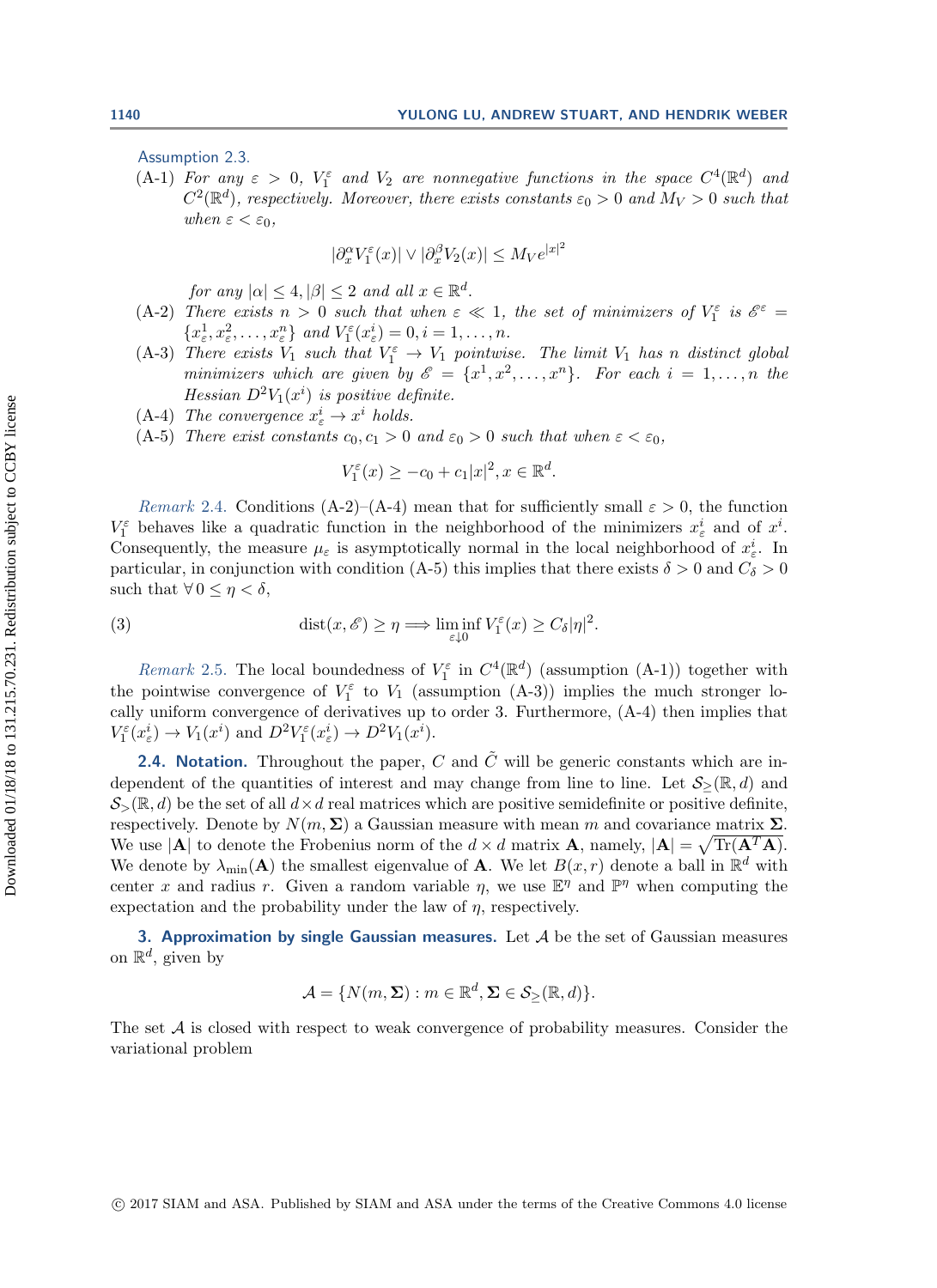Assumption 2.3.

(A-1) *For any* $\varepsilon > 0$, $V_1^\varepsilon$ *and* $V_2$ *are nonnegative functions in the space* $C^4(\mathbb{R}^d)$ *and* $C^2(\mathbb{R}^d)$, *respectively. Moreover, there exists constants* $\varepsilon_0 > 0$ *and* $M_V > 0$ *such that when* $\varepsilon < \varepsilon_0$,

$$|\partial_x^\alpha V_1^\varepsilon(x)| \vee |\partial_x^\beta V_2(x)| \leq M_V e^{|x|^2}$$

*for any* $|\alpha| \leq 4, |\beta| \leq 2$ *and all* $x \in \mathbb{R}^d$.

(A-2) *There exists* $n > 0$ *such that when* $\varepsilon \ll 1$, *the set of minimizers of* $V_1^\varepsilon$ *is* $\mathscr{E}^\varepsilon = \{x_\varepsilon^1, x_\varepsilon^2, \ldots, x_\varepsilon^n\}$ *and* $V_1^\varepsilon(x_\varepsilon^i) = 0, i = 1, \ldots, n$.

(A-3) *There exists* $V_1$ *such that* $V_1^\varepsilon \to V_1$ *pointwise. The limit* $V_1$ *has* $n$ *distinct global minimizers which are given by* $\mathscr{E} = \{x^1, x^2, \ldots, x^n\}$. *For each* $i = 1, \ldots, n$ *the Hessian* $D^2 V_1(x^i)$ *is positive definite.*

(A-4) *The convergence* $x_\varepsilon^i \to x^i$ *holds.*

(A-5) *There exist constants* $c_0, c_1 > 0$ *and* $\varepsilon_0 > 0$ *such that when* $\varepsilon < \varepsilon_0$,

$$V_1^\varepsilon(x) \geq -c_0 + c_1|x|^2, x \in \mathbb{R}^d.$$

*Remark* 2.4. Conditions (A-2)–(A-4) mean that for sufficiently small $\varepsilon > 0$, the function $V_1^\varepsilon$ behaves like a quadratic function in the neighborhood of the minimizers $x_\varepsilon^i$ and of $x^i$. Consequently, the measure $\mu_\varepsilon$ is asymptotically normal in the local neighborhood of $x_\varepsilon^i$. In particular, in conjunction with condition (A-5) this implies that there exists $\delta > 0$ and $C_\delta > 0$ such that $\forall\, 0 \leq \eta < \delta$,

$$\operatorname{dist}(x, \mathscr{E}) \geq \eta \Longrightarrow \liminf_{\varepsilon \downarrow 0} V_1^\varepsilon(x) \geq C_\delta |\eta|^2. \tag{3}$$

*Remark* 2.5. The local boundedness of $V_1^\varepsilon$ in $C^4(\mathbb{R}^d)$ (assumption (A-1)) together with the pointwise convergence of $V_1^\varepsilon$ to $V_1$ (assumption (A-3)) implies the much stronger locally uniform convergence of derivatives up to order 3. Furthermore, (A-4) then implies that $V_1^\varepsilon(x_\varepsilon^i) \to V_1(x^i)$ and $D^2 V_1^\varepsilon(x_\varepsilon^i) \to D^2 V_1(x^i)$.

**2.4. Notation.** Throughout the paper, $C$ and $\tilde{C}$ will be generic constants which are independent of the quantities of interest and may change from line to line. Let $\mathcal{S}_{\geq}(\mathbb{R}, d)$ and $\mathcal{S}_{>}(\mathbb{R}, d)$ be the set of all $d \times d$ real matrices which are positive semidefinite or positive definite, respectively. Denote by $N(m, \mathbf{\Sigma})$ a Gaussian measure with mean $m$ and covariance matrix $\mathbf{\Sigma}$. We use $|\mathbf{A}|$ to denote the Frobenius norm of the $d \times d$ matrix $\mathbf{A}$, namely, $|\mathbf{A}| = \sqrt{\operatorname{Tr}(\mathbf{A}^T \mathbf{A})}$. We denote by $\lambda_{\min}(\mathbf{A})$ the smallest eigenvalue of $\mathbf{A}$. We let $B(x, r)$ denote a ball in $\mathbb{R}^d$ with center $x$ and radius $r$. Given a random variable $\eta$, we use $\mathbb{E}^\eta$ and $\mathbb{P}^\eta$ when computing the expectation and the probability under the law of $\eta$, respectively.

## 3. Approximation by single Gaussian measures.

Let $\mathcal{A}$ be the set of Gaussian measures on $\mathbb{R}^d$, given by

$$\mathcal{A} = \{N(m, \mathbf{\Sigma}) : m \in \mathbb{R}^d, \mathbf{\Sigma} \in \mathcal{S}_{\geq}(\mathbb{R}, d)\}.$$

The set $\mathcal{A}$ is closed with respect to weak convergence of probability measures. Consider the variational problem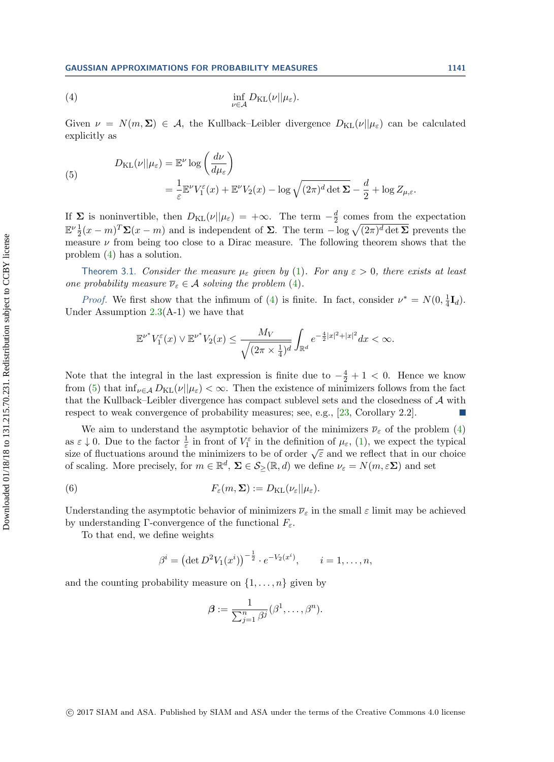$$
\inf_{\nu \in \mathcal{A}} D_{\mathrm{KL}}(\nu || \mu_\varepsilon). \tag{4}
$$

Given $\nu = N(m, \mathbf{\Sigma}) \in \mathcal{A}$, the Kullback–Leibler divergence $D_{\mathrm{KL}}(\nu||\mu_\varepsilon)$ can be calculated explicitly as

$$
\begin{aligned}
D_{\mathrm{KL}}(\nu||\mu_\varepsilon) &= \mathbb{E}^\nu \log\left(\frac{d\nu}{d\mu_\varepsilon}\right) \\
&= \frac{1}{\varepsilon}\mathbb{E}^\nu V_1^\varepsilon(x) + \mathbb{E}^\nu V_2(x) - \log\sqrt{(2\pi)^d \det \mathbf{\Sigma}} - \frac{d}{2} + \log Z_{\mu,\varepsilon}.
\end{aligned} \tag{5}
$$

If $\mathbf{\Sigma}$ is noninvertible, then $D_{\mathrm{KL}}(\nu||\mu_\varepsilon) = +\infty$. The term $-\frac{d}{2}$ comes from the expectation $\mathbb{E}^\nu \frac{1}{2}(x-m)^T \mathbf{\Sigma}(x-m)$ and is independent of $\mathbf{\Sigma}$. The term $-\log\sqrt{(2\pi)^d \det \mathbf{\Sigma}}$ prevents the measure $\nu$ from being too close to a Dirac measure. The following theorem shows that the problem (4) has a solution.

*Theorem 3.1. Consider the measure $\mu_\varepsilon$ given by (1). For any $\varepsilon > 0$, there exists at least one probability measure $\overline{\nu}_\varepsilon \in \mathcal{A}$ solving the problem (4).*

*Proof.* We first show that the infimum of (4) is finite. In fact, consider $\nu^* = N(0, \frac{1}{4}\mathbf{I}_d)$. Under Assumption 2.3(A-1) we have that

$$
\mathbb{E}^{\nu^*} V_1^\varepsilon(x) \vee \mathbb{E}^{\nu^*} V_2(x) \leq \frac{M_V}{\sqrt{(2\pi \times \frac{1}{4})^d}} \int_{\mathbb{R}^d} e^{-\frac{4}{2}|x|^2 + |x|^2} dx < \infty.
$$

Note that the integral in the last expression is finite due to $-\frac{4}{2} + 1 < 0$. Hence we know from (5) that $\inf_{\nu \in \mathcal{A}} D_{\mathrm{KL}}(\nu||\mu_\varepsilon) < \infty$. Then the existence of minimizers follows from the fact that the Kullback–Leibler divergence has compact sublevel sets and the closedness of $\mathcal{A}$ with respect to weak convergence of probability measures; see, e.g., [23, Corollary 2.2]. ∎

We aim to understand the asymptotic behavior of the minimizers $\overline{\nu}_\varepsilon$ of the problem (4) as $\varepsilon \downarrow 0$. Due to the factor $\frac{1}{\varepsilon}$ in front of $V_1^\varepsilon$ in the definition of $\mu_\varepsilon$, (1), we expect the typical size of fluctuations around the minimizers to be of order $\sqrt{\varepsilon}$ and we reflect that in our choice of scaling. More precisely, for $m \in \mathbb{R}^d$, $\mathbf{\Sigma} \in \mathcal{S}_{\geq}(\mathbb{R}, d)$ we define $\nu_\varepsilon = N(m, \varepsilon\mathbf{\Sigma})$ and set

$$
F_\varepsilon(m, \mathbf{\Sigma}) := D_{\mathrm{KL}}(\nu_\varepsilon||\mu_\varepsilon). \tag{6}
$$

Understanding the asymptotic behavior of minimizers $\overline{\nu}_\varepsilon$ in the small $\varepsilon$ limit may be achieved by understanding $\Gamma$-convergence of the functional $F_\varepsilon$.

To that end, we define weights

$$
\beta^i = \left(\det D^2 V_1(x^i)\right)^{-\frac{1}{2}} \cdot e^{-V_2(x^i)}, \qquad i = 1, \ldots, n,
$$

and the counting probability measure on $\{1, \ldots, n\}$ given by

$$
\boldsymbol{\beta} := \frac{1}{\sum_{j=1}^n \beta^j}(\beta^1, \ldots, \beta^n).
$$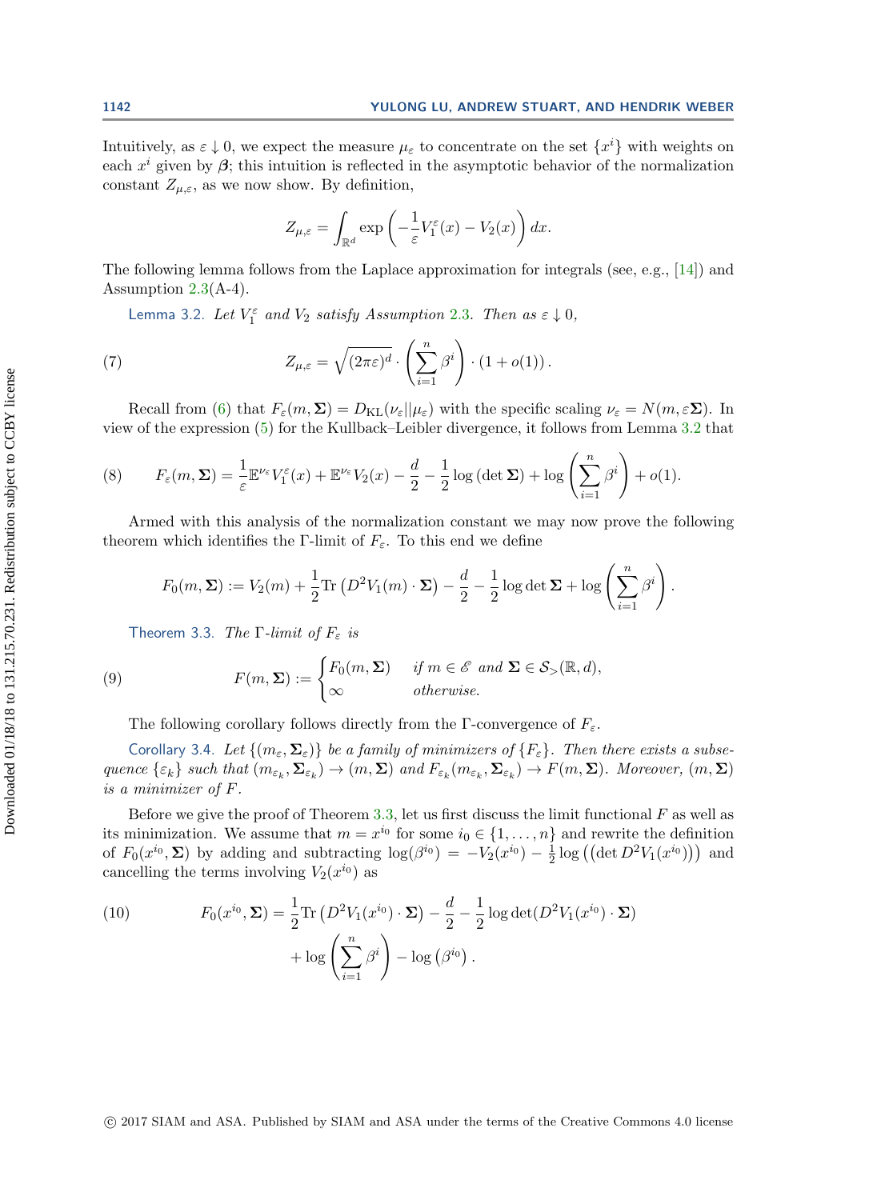Intuitively, as $\varepsilon \downarrow 0$, we expect the measure $\mu_\varepsilon$ to concentrate on the set $\{x^i\}$ with weights on each $x^i$ given by $\boldsymbol{\beta}$; this intuition is reflected in the asymptotic behavior of the normalization constant $Z_{\mu,\varepsilon}$, as we now show. By definition,

$$Z_{\mu,\varepsilon} = \int_{\mathbb{R}^d} \exp\left(-\frac{1}{\varepsilon} V_1^\varepsilon(x) - V_2(x)\right) dx.$$

The following lemma follows from the Laplace approximation for integrals (see, e.g., [14]) and Assumption 2.3(A-4).

Lemma 3.2. *Let $V_1^\varepsilon$ and $V_2$ satisfy Assumption 2.3. Then as $\varepsilon \downarrow 0$,*

$$Z_{\mu,\varepsilon} = \sqrt{(2\pi\varepsilon)^d} \cdot \left(\sum_{i=1}^n \beta^i\right) \cdot (1 + o(1)). \tag{7}$$

Recall from (6) that $F_\varepsilon(m, \boldsymbol{\Sigma}) = D_{\mathrm{KL}}(\nu_\varepsilon || \mu_\varepsilon)$ with the specific scaling $\nu_\varepsilon = N(m, \varepsilon\boldsymbol{\Sigma})$. In view of the expression (5) for the Kullback–Leibler divergence, it follows from Lemma 3.2 that

$$F_\varepsilon(m, \boldsymbol{\Sigma}) = \frac{1}{\varepsilon}\mathbb{E}^{\nu_\varepsilon} V_1^\varepsilon(x) + \mathbb{E}^{\nu_\varepsilon} V_2(x) - \frac{d}{2} - \frac{1}{2}\log\left(\det \boldsymbol{\Sigma}\right) + \log\left(\sum_{i=1}^n \beta^i\right) + o(1). \tag{8}$$

Armed with this analysis of the normalization constant we may now prove the following theorem which identifies the $\Gamma$-limit of $F_\varepsilon$. To this end we define

$$F_0(m, \boldsymbol{\Sigma}) := V_2(m) + \frac{1}{2}\mathrm{Tr}\left(D^2 V_1(m) \cdot \boldsymbol{\Sigma}\right) - \frac{d}{2} - \frac{1}{2}\log\det\boldsymbol{\Sigma} + \log\left(\sum_{i=1}^n \beta^i\right).$$

Theorem 3.3. *The $\Gamma$-limit of $F_\varepsilon$ is*

$$F(m, \boldsymbol{\Sigma}) := \begin{cases} F_0(m, \boldsymbol{\Sigma}) & \text{if } m \in \mathscr{E} \text{ and } \boldsymbol{\Sigma} \in \mathcal{S}_>(\mathbb{R}, d), \\ \infty & \text{otherwise.} \end{cases} \tag{9}$$

The following corollary follows directly from the $\Gamma$-convergence of $F_\varepsilon$.

Corollary 3.4. *Let $\{(m_\varepsilon, \boldsymbol{\Sigma}_\varepsilon)\}$ be a family of minimizers of $\{F_\varepsilon\}$. Then there exists a subsequence $\{\varepsilon_k\}$ such that $(m_{\varepsilon_k}, \boldsymbol{\Sigma}_{\varepsilon_k}) \to (m, \boldsymbol{\Sigma})$ and $F_{\varepsilon_k}(m_{\varepsilon_k}, \boldsymbol{\Sigma}_{\varepsilon_k}) \to F(m, \boldsymbol{\Sigma})$. Moreover, $(m, \boldsymbol{\Sigma})$ is a minimizer of $F$.*

Before we give the proof of Theorem 3.3, let us first discuss the limit functional $F$ as well as its minimization. We assume that $m = x^{i_0}$ for some $i_0 \in \{1, \ldots, n\}$ and rewrite the definition of $F_0(x^{i_0}, \boldsymbol{\Sigma})$ by adding and subtracting $\log(\beta^{i_0}) = -V_2(x^{i_0}) - \frac{1}{2}\log\left(\left(\det D^2 V_1(x^{i_0})\right)\right)$ and cancelling the terms involving $V_2(x^{i_0})$ as

$$\begin{aligned} F_0(x^{i_0}, \boldsymbol{\Sigma}) = &\frac{1}{2}\mathrm{Tr}\left(D^2 V_1(x^{i_0}) \cdot \boldsymbol{\Sigma}\right) - \frac{d}{2} - \frac{1}{2}\log\det(D^2 V_1(x^{i_0}) \cdot \boldsymbol{\Sigma}) \\ &+ \log\left(\sum_{i=1}^n \beta^i\right) - \log\left(\beta^{i_0}\right). \end{aligned} \tag{10}$$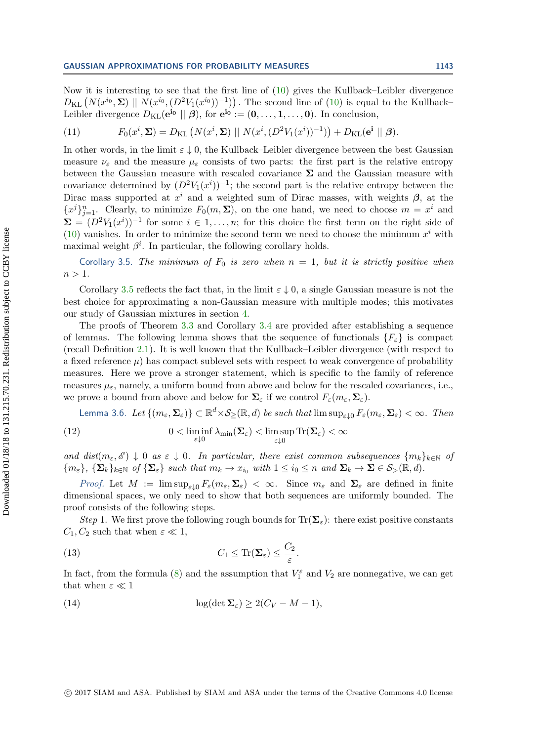Now it is interesting to see that the first line of (10) gives the Kullback–Leibler divergence $D_{\mathrm{KL}}\left(N(x^{i_0}, \boldsymbol{\Sigma}) \mid\mid N(x^{i_0}, (D^2 V_1(x^{i_0}))^{-1})\right)$. The second line of (10) is equal to the Kullback–Leibler divergence $D_{\mathrm{KL}}(\mathbf{e^{i_0}} \mid\mid \boldsymbol{\beta})$, for $\mathbf{e^{i_0}} := (\mathbf{0}, \ldots, \mathbf{1}, \ldots, \mathbf{0})$. In conclusion,

$$
F_0(x^i, \boldsymbol{\Sigma}) = D_{\mathrm{KL}}\left(N(x^i, \boldsymbol{\Sigma}) \mid\mid N(x^i, (D^2 V_1(x^i))^{-1})\right) + D_{\mathrm{KL}}(\mathbf{e^i} \mid\mid \boldsymbol{\beta}). \tag{11}
$$

In other words, in the limit $\varepsilon \downarrow 0$, the Kullback–Leibler divergence between the best Gaussian measure $\nu_\varepsilon$ and the measure $\mu_\varepsilon$ consists of two parts: the first part is the relative entropy between the Gaussian measure with rescaled covariance $\boldsymbol{\Sigma}$ and the Gaussian measure with covariance determined by $(D^2 V_1(x^i))^{-1}$; the second part is the relative entropy between the Dirac mass supported at $x^i$ and a weighted sum of Dirac masses, with weights $\boldsymbol{\beta}$, at the $\{x^j\}_{j=1}^n$. Clearly, to minimize $F_0(m, \boldsymbol{\Sigma})$, on the one hand, we need to choose $m = x^i$ and $\boldsymbol{\Sigma} = (D^2 V_1(x^i))^{-1}$ for some $i \in 1, \ldots, n$; for this choice the first term on the right side of (10) vanishes. In order to minimize the second term we need to choose the minimum $x^i$ with maximal weight $\beta^i$. In particular, the following corollary holds.

Corollary 3.5. *The minimum of $F_0$ is zero when $n = 1$, but it is strictly positive when $n > 1$.*

Corollary 3.5 reflects the fact that, in the limit $\varepsilon \downarrow 0$, a single Gaussian measure is not the best choice for approximating a non-Gaussian measure with multiple modes; this motivates our study of Gaussian mixtures in section 4.

The proofs of Theorem 3.3 and Corollary 3.4 are provided after establishing a sequence of lemmas. The following lemma shows that the sequence of functionals $\{F_\varepsilon\}$ is compact (recall Definition 2.1). It is well known that the Kullback–Leibler divergence (with respect to a fixed reference $\mu$) has compact sublevel sets with respect to weak convergence of probability measures. Here we prove a stronger statement, which is specific to the family of reference measures $\mu_\varepsilon$, namely, a uniform bound from above and below for the rescaled covariances, i.e., we prove a bound from above and below for $\boldsymbol{\Sigma}_\varepsilon$ if we control $F_\varepsilon(m_\varepsilon, \boldsymbol{\Sigma}_\varepsilon)$.

Lemma 3.6. *Let $\{(m_\varepsilon, \boldsymbol{\Sigma}_\varepsilon)\} \subset \mathbb{R}^d \times \mathcal{S}_{\geq}(\mathbb{R}, d)$ be such that $\limsup_{\varepsilon\downarrow 0} F_\varepsilon(m_\varepsilon, \boldsymbol{\Sigma}_\varepsilon) < \infty$. Then*

$$
0 < \liminf_{\varepsilon\downarrow 0} \lambda_{\min}(\boldsymbol{\Sigma}_\varepsilon) < \limsup_{\varepsilon\downarrow 0} \mathrm{Tr}(\boldsymbol{\Sigma}_\varepsilon) < \infty \tag{12}
$$

*and $dist(m_\varepsilon, \mathscr{E}) \downarrow 0$ as $\varepsilon \downarrow 0$. In particular, there exist common subsequences $\{m_k\}_{k\in\mathbb{N}}$ of $\{m_\varepsilon\}$, $\{\boldsymbol{\Sigma}_k\}_{k\in\mathbb{N}}$ of $\{\boldsymbol{\Sigma}_\varepsilon\}$ such that $m_k \to x_{i_0}$ with $1 \leq i_0 \leq n$ and $\boldsymbol{\Sigma}_k \to \boldsymbol{\Sigma} \in \mathcal{S}_{>}(\mathbb{R}, d)$.*

*Proof.* Let $M := \limsup_{\varepsilon\downarrow 0} F_\varepsilon(m_\varepsilon, \boldsymbol{\Sigma}_\varepsilon) < \infty$. Since $m_\varepsilon$ and $\boldsymbol{\Sigma}_\varepsilon$ are defined in finite dimensional spaces, we only need to show that both sequences are uniformly bounded. The proof consists of the following steps.

*Step* 1. We first prove the following rough bounds for $\mathrm{Tr}(\boldsymbol{\Sigma}_\varepsilon)$: there exist positive constants $C_1, C_2$ such that when $\varepsilon \ll 1$,

$$
C_1 \leq \mathrm{Tr}(\boldsymbol{\Sigma}_\varepsilon) \leq \frac{C_2}{\varepsilon}. \tag{13}
$$

In fact, from the formula (8) and the assumption that $V_1^\varepsilon$ and $V_2$ are nonnegative, we can get that when $\varepsilon \ll 1$

$$
\log(\det \boldsymbol{\Sigma}_\varepsilon) \geq 2(C_V - M - 1), \tag{14}
$$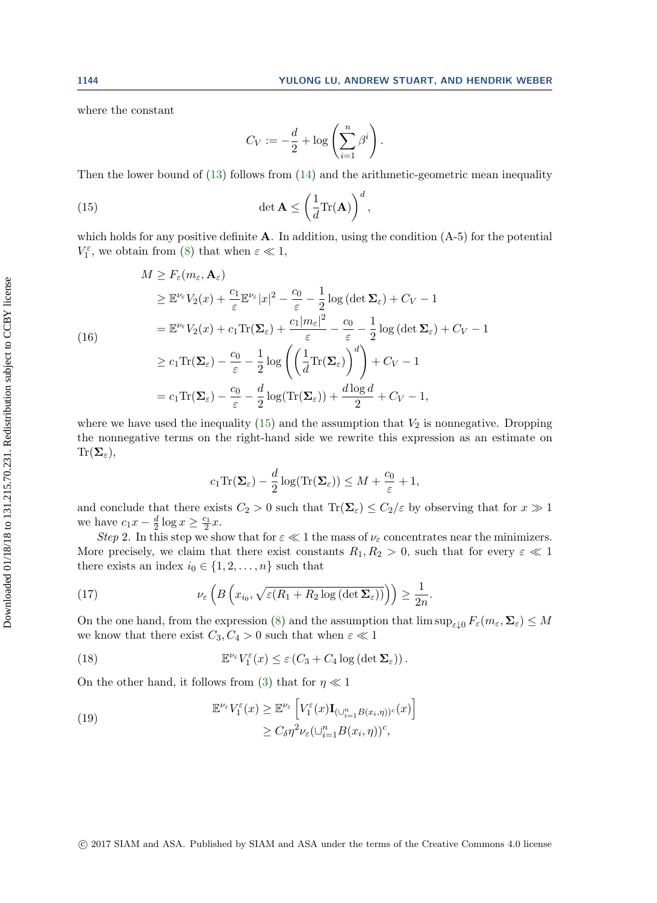where the constant

$$C_V := -\frac{d}{2} + \log\left(\sum_{i=1}^n \beta^i\right).$$

Then the lower bound of (13) follows from (14) and the arithmetic-geometric mean inequality

$$\det \mathbf{A} \leq \left(\frac{1}{d}\mathrm{Tr}(\mathbf{A})\right)^d, \tag{15}$$

which holds for any positive definite $\mathbf{A}$. In addition, using the condition (A-5) for the potential $V_1^\varepsilon$, we obtain from (8) that when $\varepsilon \ll 1$,

$$\begin{aligned}
M &\geq F_\varepsilon(m_\varepsilon, \mathbf{A}_\varepsilon) \\
&\geq \mathbb{E}^{\nu_\varepsilon} V_2(x) + \frac{c_1}{\varepsilon}\mathbb{E}^{\nu_\varepsilon}|x|^2 - \frac{c_0}{\varepsilon} - \frac{1}{2}\log\left(\det \mathbf{\Sigma}_\varepsilon\right) + C_V - 1 \\
&= \mathbb{E}^{\nu_\varepsilon} V_2(x) + c_1 \mathrm{Tr}(\mathbf{\Sigma}_\varepsilon) + \frac{c_1|m_\varepsilon|^2}{\varepsilon} - \frac{c_0}{\varepsilon} - \frac{1}{2}\log\left(\det \mathbf{\Sigma}_\varepsilon\right) + C_V - 1 \\
&\geq c_1 \mathrm{Tr}(\mathbf{\Sigma}_\varepsilon) - \frac{c_0}{\varepsilon} - \frac{1}{2}\log\left(\left(\frac{1}{d}\mathrm{Tr}(\mathbf{\Sigma}_\varepsilon)\right)^d\right) + C_V - 1 \\
&= c_1 \mathrm{Tr}(\mathbf{\Sigma}_\varepsilon) - \frac{c_0}{\varepsilon} - \frac{d}{2}\log(\mathrm{Tr}(\mathbf{\Sigma}_\varepsilon)) + \frac{d\log d}{2} + C_V - 1,
\end{aligned} \tag{16}$$

where we have used the inequality (15) and the assumption that $V_2$ is nonnegative. Dropping the nonnegative terms on the right-hand side we rewrite this expression as an estimate on $\mathrm{Tr}(\mathbf{\Sigma}_\varepsilon)$,

$$c_1 \mathrm{Tr}(\mathbf{\Sigma}_\varepsilon) - \frac{d}{2}\log(\mathrm{Tr}(\mathbf{\Sigma}_\varepsilon)) \leq M + \frac{c_0}{\varepsilon} + 1,$$

and conclude that there exists $C_2 > 0$ such that $\mathrm{Tr}(\mathbf{\Sigma}_\varepsilon) \leq C_2/\varepsilon$ by observing that for $x \gg 1$ we have $c_1 x - \frac{d}{2}\log x \geq \frac{c_1}{2}x$.

*Step* 2. In this step we show that for $\varepsilon \ll 1$ the mass of $\nu_\varepsilon$ concentrates near the minimizers. More precisely, we claim that there exist constants $R_1, R_2 > 0$, such that for every $\varepsilon \ll 1$ there exists an index $i_0 \in \{1, 2, \ldots, n\}$ such that

$$\nu_\varepsilon\left(B\left(x_{i_0}, \sqrt{\varepsilon(R_1 + R_2\log\left(\det \mathbf{\Sigma}_\varepsilon\right))}\right)\right) \geq \frac{1}{2n}. \tag{17}$$

On the one hand, from the expression (8) and the assumption that $\limsup_{\varepsilon\downarrow 0} F_\varepsilon(m_\varepsilon, \mathbf{\Sigma}_\varepsilon) \leq M$ we know that there exist $C_3, C_4 > 0$ such that when $\varepsilon \ll 1$

$$\mathbb{E}^{\nu_\varepsilon} V_1^\varepsilon(x) \leq \varepsilon\left(C_3 + C_4\log\left(\det \mathbf{\Sigma}_\varepsilon\right)\right). \tag{18}$$

On the other hand, it follows from (3) that for $\eta \ll 1$

$$\begin{aligned}
\mathbb{E}^{\nu_\varepsilon} V_1^\varepsilon(x) &\geq \mathbb{E}^{\nu_\varepsilon}\left[V_1^\varepsilon(x)\mathbf{I}_{(\cup_{i=1}^n B(x_i,\eta))^c}(x)\right] \\
&\geq C_\delta \eta^2 \nu_\varepsilon(\cup_{i=1}^n B(x_i, \eta))^c,
\end{aligned} \tag{19}$$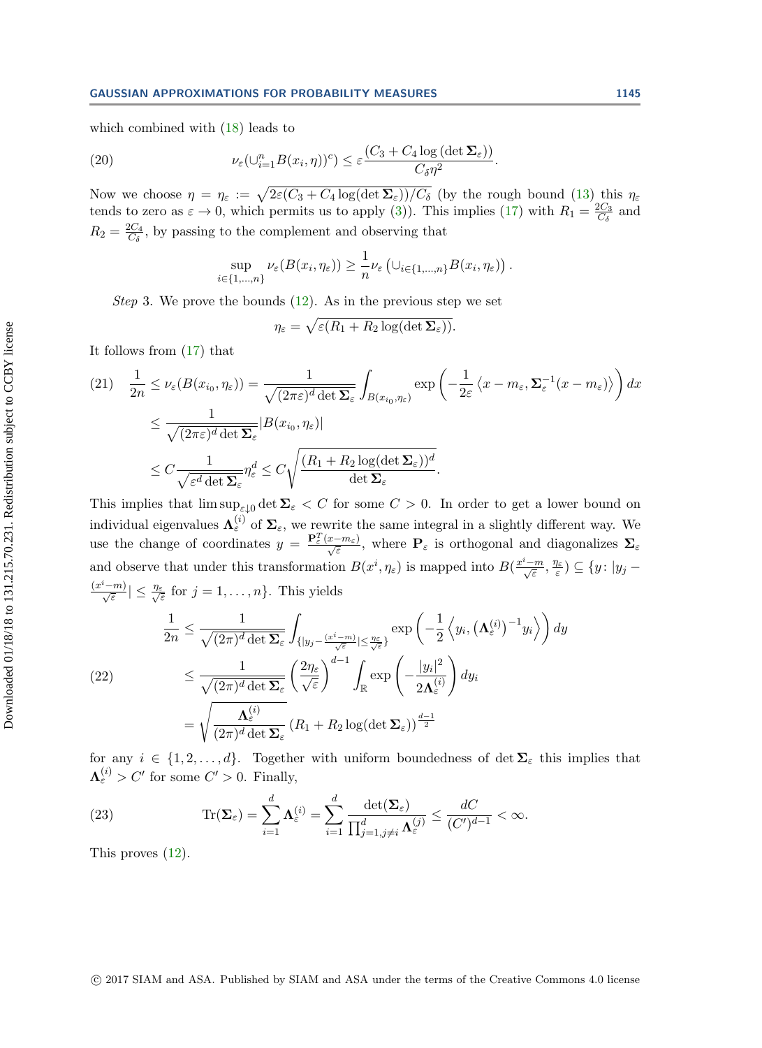which combined with (18) leads to

$$\nu_\varepsilon(\cup_{i=1}^n B(x_i,\eta))^c) \le \varepsilon \frac{(C_3 + C_4 \log(\det \mathbf{\Sigma}_\varepsilon))}{C_\delta \eta^2}. \tag{20}$$

Now we choose $\eta = \eta_\varepsilon := \sqrt{2\varepsilon(C_3 + C_4 \log(\det \mathbf{\Sigma}_\varepsilon))/C_\delta}$ (by the rough bound (13) this $\eta_\varepsilon$ tends to zero as $\varepsilon \to 0$, which permits us to apply (3)). This implies (17) with $R_1 = \frac{2C_3}{C_\delta}$ and $R_2 = \frac{2C_4}{C_\delta}$, by passing to the complement and observing that

$$\sup_{i \in \{1,\ldots,n\}} \nu_\varepsilon(B(x_i,\eta_\varepsilon)) \ge \frac{1}{n} \nu_\varepsilon\left(\cup_{i\in\{1,\ldots,n\}} B(x_i,\eta_\varepsilon)\right).$$

*Step* 3. We prove the bounds (12). As in the previous step we set

$$\eta_\varepsilon = \sqrt{\varepsilon(R_1 + R_2 \log(\det \mathbf{\Sigma}_\varepsilon))}.$$

It follows from (17) that

$$\begin{aligned}
\frac{1}{2n} &\le \nu_\varepsilon(B(x_{i_0},\eta_\varepsilon)) = \frac{1}{\sqrt{(2\pi\varepsilon)^d \det \mathbf{\Sigma}_\varepsilon}} \int_{B(x_{i_0},\eta_\varepsilon)} \exp\left(-\frac{1}{2\varepsilon}\left\langle x - m_\varepsilon, \mathbf{\Sigma}_\varepsilon^{-1}(x - m_\varepsilon)\right\rangle\right) dx \\
&\le \frac{1}{\sqrt{(2\pi\varepsilon)^d \det \mathbf{\Sigma}_\varepsilon}} |B(x_{i_0},\eta_\varepsilon)| \\
&\le C \frac{1}{\sqrt{\varepsilon^d \det \mathbf{\Sigma}_\varepsilon}} \eta_\varepsilon^d \le C \sqrt{\frac{(R_1 + R_2 \log(\det \mathbf{\Sigma}_\varepsilon))^d}{\det \mathbf{\Sigma}_\varepsilon}}.
\end{aligned} \tag{21}$$

This implies that $\limsup_{\varepsilon \downarrow 0} \det \mathbf{\Sigma}_\varepsilon < C$ for some $C > 0$. In order to get a lower bound on individual eigenvalues $\mathbf{\Lambda}_\varepsilon^{(i)}$ of $\mathbf{\Sigma}_\varepsilon$, we rewrite the same integral in a slightly different way. We use the change of coordinates $y = \frac{\mathbf{P}_\varepsilon^T(x - m_\varepsilon)}{\sqrt{\varepsilon}}$, where $\mathbf{P}_\varepsilon$ is orthogonal and diagonalizes $\mathbf{\Sigma}_\varepsilon$ and observe that under this transformation $B(x^i,\eta_\varepsilon)$ is mapped into $B(\frac{x^i - m}{\sqrt{\varepsilon}}, \frac{\eta_\varepsilon}{\varepsilon}) \subseteq \{y \colon |y_j - \frac{(x^i - m)}{\sqrt{\varepsilon}}| \le \frac{\eta_\varepsilon}{\sqrt{\varepsilon}}$ for $j = 1,\ldots,n\}$. This yields

$$\begin{aligned}
\frac{1}{2n} &\le \frac{1}{\sqrt{(2\pi)^d \det \mathbf{\Sigma}_\varepsilon}} \int_{\{|y_j - \frac{(x^i - m)}{\sqrt{\varepsilon}}| \le \frac{\eta_\varepsilon}{\sqrt{\varepsilon}}\}} \exp\left(-\frac{1}{2}\left\langle y_i, (\mathbf{\Lambda}_\varepsilon^{(i)})^{-1} y_i\right\rangle\right) dy \\
&\le \frac{1}{\sqrt{(2\pi)^d \det \mathbf{\Sigma}_\varepsilon}} \left(\frac{2\eta_\varepsilon}{\sqrt{\varepsilon}}\right)^{d-1} \int_{\mathbb{R}} \exp\left(-\frac{|y_i|^2}{2\mathbf{\Lambda}_\varepsilon^{(i)}}\right) dy_i \\
&= \sqrt{\frac{\mathbf{\Lambda}_\varepsilon^{(i)}}{(2\pi)^d \det \mathbf{\Sigma}_\varepsilon}} \left(R_1 + R_2 \log(\det \mathbf{\Sigma}_\varepsilon)\right)^{\frac{d-1}{2}}
\end{aligned} \tag{22}$$

for any $i \in \{1, 2, \ldots, d\}$. Together with uniform boundedness of $\det \mathbf{\Sigma}_\varepsilon$ this implies that $\mathbf{\Lambda}_\varepsilon^{(i)} > C'$ for some $C' > 0$. Finally,

$$\operatorname{Tr}(\mathbf{\Sigma}_\varepsilon) = \sum_{i=1}^d \mathbf{\Lambda}_\varepsilon^{(i)} = \sum_{i=1}^d \frac{\det(\mathbf{\Sigma}_\varepsilon)}{\prod_{j=1, j\ne i}^d \mathbf{\Lambda}_\varepsilon^{(j)}} \le \frac{dC}{(C')^{d-1}} < \infty. \tag{23}$$

This proves (12).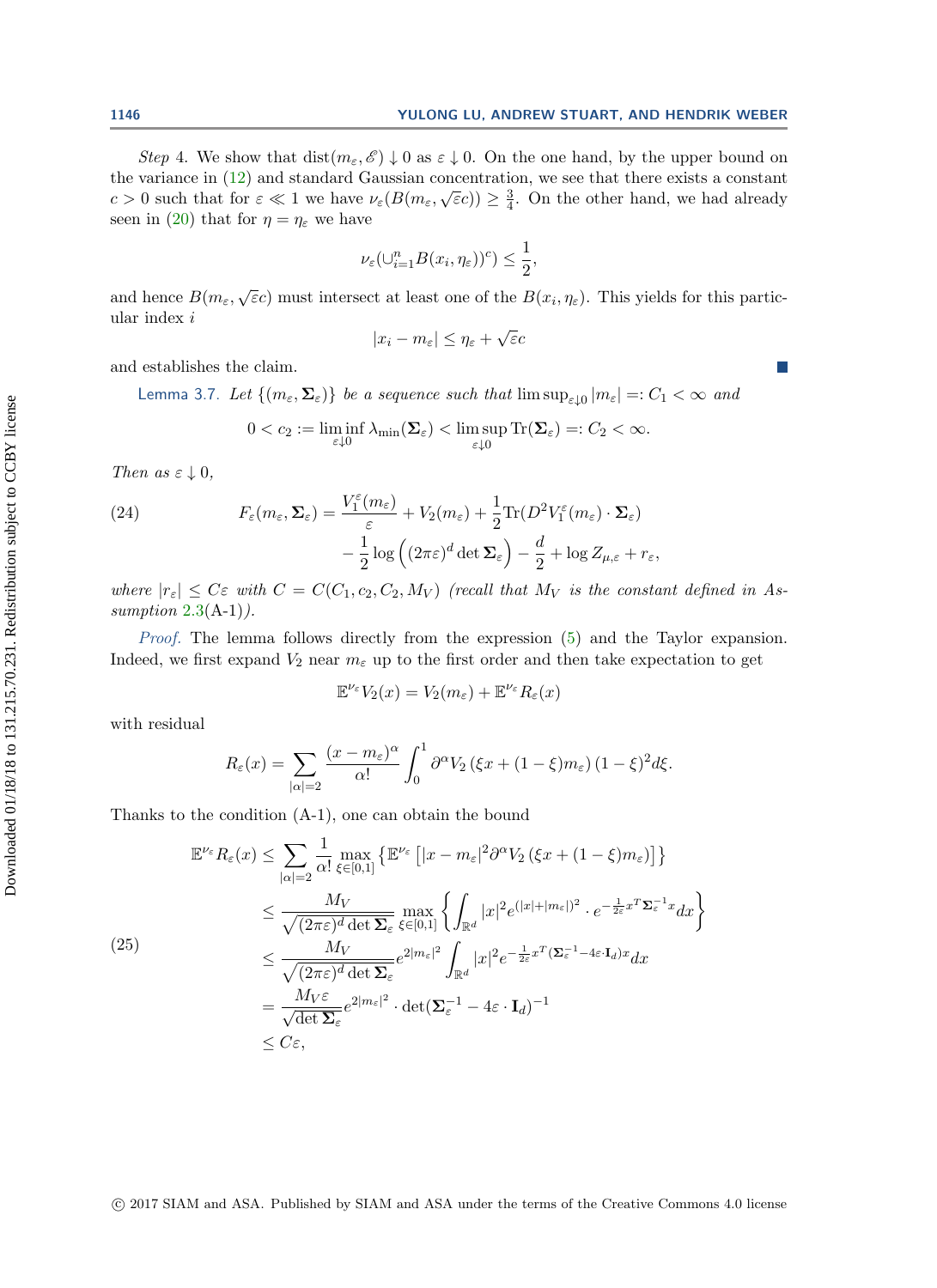*Step* 4. We show that $\text{dist}(m_\varepsilon, \mathscr{E}) \downarrow 0$ as $\varepsilon \downarrow 0$. On the one hand, by the upper bound on the variance in (12) and standard Gaussian concentration, we see that there exists a constant $c > 0$ such that for $\varepsilon \ll 1$ we have $\nu_\varepsilon(B(m_\varepsilon, \sqrt{\varepsilon}c)) \geq \frac{3}{4}$. On the other hand, we had already seen in (20) that for $\eta = \eta_\varepsilon$ we have

$$\nu_\varepsilon(\cup_{i=1}^n B(x_i, \eta_\varepsilon))^c) \leq \frac{1}{2},$$

and hence $B(m_\varepsilon, \sqrt{\varepsilon}c)$ must intersect at least one of the $B(x_i, \eta_\varepsilon)$. This yields for this particular index $i$

$$|x_i - m_\varepsilon| \leq \eta_\varepsilon + \sqrt{\varepsilon}c$$

and establishes the claim. ∎

Lemma 3.7. *Let $\{(m_\varepsilon, \mathbf{\Sigma}_\varepsilon)\}$ be a sequence such that $\limsup_{\varepsilon\downarrow 0} |m_\varepsilon| =: C_1 < \infty$ and*

$$0 < c_2 := \liminf_{\varepsilon\downarrow 0} \lambda_{\min}(\mathbf{\Sigma}_\varepsilon) < \limsup_{\varepsilon\downarrow 0} \text{Tr}(\mathbf{\Sigma}_\varepsilon) =: C_2 < \infty.$$

*Then as $\varepsilon \downarrow 0$,*

$$\begin{aligned}
F_\varepsilon(m_\varepsilon, \mathbf{\Sigma}_\varepsilon) = \frac{V_1^\varepsilon(m_\varepsilon)}{\varepsilon} + V_2(m_\varepsilon) + \frac{1}{2}\text{Tr}(D^2 V_1^\varepsilon(m_\varepsilon) \cdot \mathbf{\Sigma}_\varepsilon) \\
- \frac{1}{2}\log\left((2\pi\varepsilon)^d \det \mathbf{\Sigma}_\varepsilon\right) - \frac{d}{2} + \log Z_{\mu,\varepsilon} + r_\varepsilon,
\end{aligned} \tag{24}$$

*where $|r_\varepsilon| \leq C\varepsilon$ with $C = C(C_1, c_2, C_2, M_V)$ (recall that $M_V$ is the constant defined in Assumption 2.3(A-1)).*

*Proof.* The lemma follows directly from the expression (5) and the Taylor expansion. Indeed, we first expand $V_2$ near $m_\varepsilon$ up to the first order and then take expectation to get

$$\mathbb{E}^{\nu_\varepsilon} V_2(x) = V_2(m_\varepsilon) + \mathbb{E}^{\nu_\varepsilon} R_\varepsilon(x)$$

with residual

$$R_\varepsilon(x) = \sum_{|\alpha|=2} \frac{(x - m_\varepsilon)^\alpha}{\alpha!} \int_0^1 \partial^\alpha V_2\left(\xi x + (1-\xi)m_\varepsilon\right)(1-\xi)^2 d\xi.$$

Thanks to the condition (A-1), one can obtain the bound

$$\begin{aligned}
\mathbb{E}^{\nu_\varepsilon} R_\varepsilon(x) &\leq \sum_{|\alpha|=2} \frac{1}{\alpha!} \max_{\xi\in[0,1]} \left\{\mathbb{E}^{\nu_\varepsilon}\left[|x - m_\varepsilon|^2 \partial^\alpha V_2\left(\xi x + (1-\xi)m_\varepsilon\right)\right]\right\} \\
&\leq \frac{M_V}{\sqrt{(2\pi\varepsilon)^d \det \mathbf{\Sigma}_\varepsilon}} \max_{\xi\in[0,1]} \left\{\int_{\mathbb{R}^d} |x|^2 e^{(|x|+|m_\varepsilon|)^2} \cdot e^{-\frac{1}{2\varepsilon}x^T\mathbf{\Sigma}_\varepsilon^{-1}x} dx\right\} \\
&\leq \frac{M_V}{\sqrt{(2\pi\varepsilon)^d \det \mathbf{\Sigma}_\varepsilon}} e^{2|m_\varepsilon|^2} \int_{\mathbb{R}^d} |x|^2 e^{-\frac{1}{2\varepsilon}x^T(\mathbf{\Sigma}_\varepsilon^{-1} - 4\varepsilon\cdot \mathbf{I}_d)x} dx \\
&= \frac{M_V \varepsilon}{\sqrt{\det \mathbf{\Sigma}_\varepsilon}} e^{2|m_\varepsilon|^2} \cdot \det(\mathbf{\Sigma}_\varepsilon^{-1} - 4\varepsilon \cdot \mathbf{I}_d)^{-1} \\
&\leq C\varepsilon,
\end{aligned} \tag{25}$$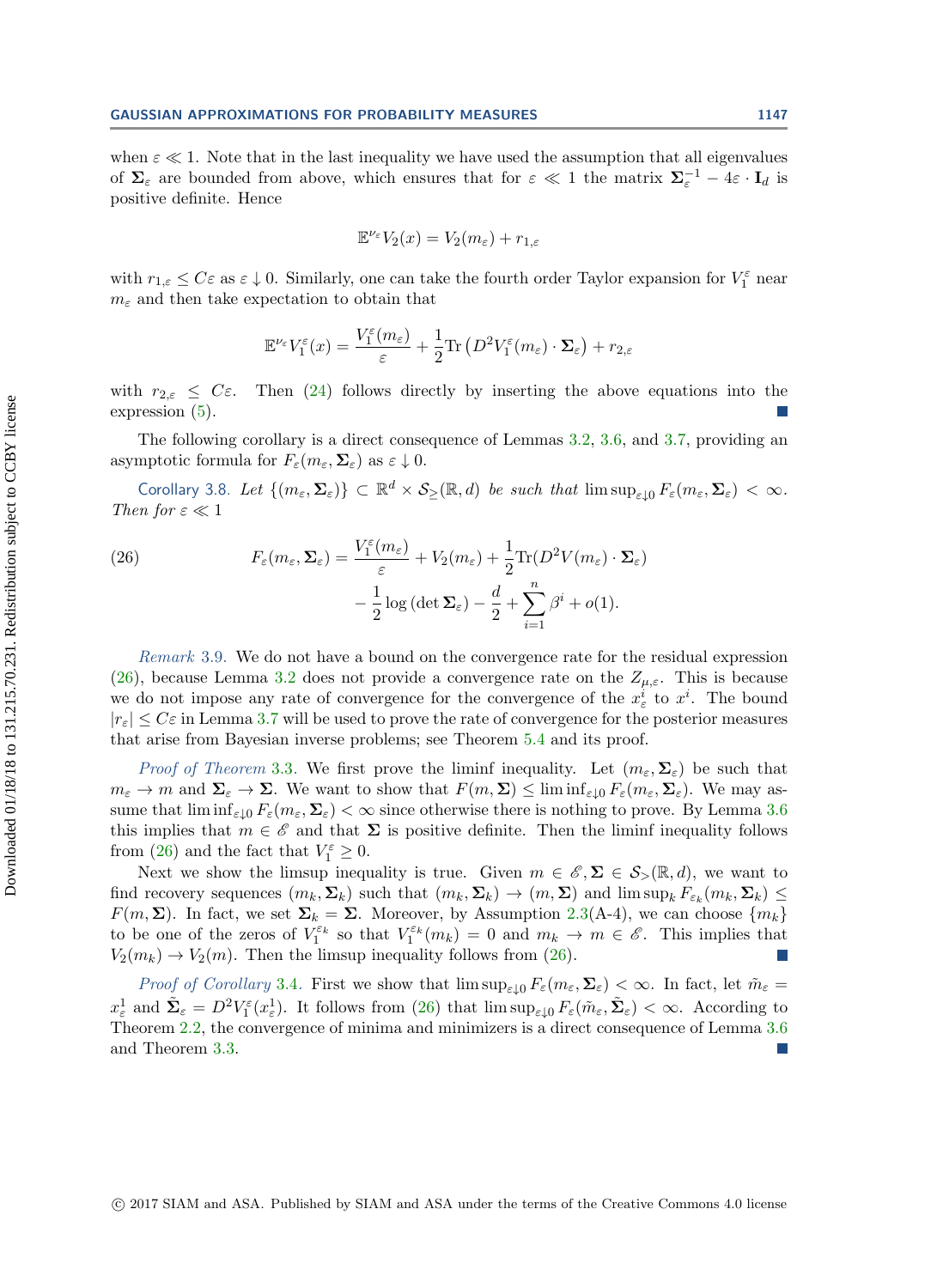when $\varepsilon \ll 1$. Note that in the last inequality we have used the assumption that all eigenvalues of $\mathbf{\Sigma}_\varepsilon$ are bounded from above, which ensures that for $\varepsilon \ll 1$ the matrix $\mathbf{\Sigma}_\varepsilon^{-1} - 4\varepsilon \cdot \mathbf{I}_d$ is positive definite. Hence

$$\mathbb{E}^{\nu_\varepsilon} V_2(x) = V_2(m_\varepsilon) + r_{1,\varepsilon}$$

with $r_{1,\varepsilon} \leq C\varepsilon$ as $\varepsilon \downarrow 0$. Similarly, one can take the fourth order Taylor expansion for $V_1^\varepsilon$ near $m_\varepsilon$ and then take expectation to obtain that

$$\mathbb{E}^{\nu_\varepsilon} V_1^\varepsilon(x) = \frac{V_1^\varepsilon(m_\varepsilon)}{\varepsilon} + \frac{1}{2}\mathrm{Tr}\left(D^2 V_1^\varepsilon(m_\varepsilon) \cdot \mathbf{\Sigma}_\varepsilon\right) + r_{2,\varepsilon}$$

with $r_{2,\varepsilon} \leq C\varepsilon$. Then (24) follows directly by inserting the above equations into the expression (5). ■

The following corollary is a direct consequence of Lemmas 3.2, 3.6, and 3.7, providing an asymptotic formula for $F_\varepsilon(m_\varepsilon, \mathbf{\Sigma}_\varepsilon)$ as $\varepsilon \downarrow 0$.

Corollary 3.8. *Let $\{(m_\varepsilon, \mathbf{\Sigma}_\varepsilon)\} \subset \mathbb{R}^d \times \mathcal{S}_\geq(\mathbb{R}, d)$ be such that $\limsup_{\varepsilon\downarrow 0} F_\varepsilon(m_\varepsilon, \mathbf{\Sigma}_\varepsilon) < \infty$. Then for $\varepsilon \ll 1$*

$$\begin{aligned}
F_\varepsilon(m_\varepsilon, \mathbf{\Sigma}_\varepsilon) = {} & \frac{V_1^\varepsilon(m_\varepsilon)}{\varepsilon} + V_2(m_\varepsilon) + \frac{1}{2}\mathrm{Tr}(D^2 V(m_\varepsilon) \cdot \mathbf{\Sigma}_\varepsilon) \\
& - \frac{1}{2}\log\left(\det \mathbf{\Sigma}_\varepsilon\right) - \frac{d}{2} + \sum_{i=1}^{n} \beta^i + o(1).
\end{aligned} \tag{26}$$

*Remark* 3.9. We do not have a bound on the convergence rate for the residual expression (26), because Lemma 3.2 does not provide a convergence rate on the $Z_{\mu,\varepsilon}$. This is because we do not impose any rate of convergence for the convergence of the $x_\varepsilon^i$ to $x^i$. The bound $|r_\varepsilon| \leq C\varepsilon$ in Lemma 3.7 will be used to prove the rate of convergence for the posterior measures that arise from Bayesian inverse problems; see Theorem 5.4 and its proof.

*Proof of Theorem* 3.3. We first prove the liminf inequality. Let $(m_\varepsilon, \mathbf{\Sigma}_\varepsilon)$ be such that $m_\varepsilon \to m$ and $\mathbf{\Sigma}_\varepsilon \to \mathbf{\Sigma}$. We want to show that $F(m, \mathbf{\Sigma}) \leq \liminf_{\varepsilon\downarrow 0} F_\varepsilon(m_\varepsilon, \mathbf{\Sigma}_\varepsilon)$. We may assume that $\liminf_{\varepsilon\downarrow 0} F_\varepsilon(m_\varepsilon, \mathbf{\Sigma}_\varepsilon) < \infty$ since otherwise there is nothing to prove. By Lemma 3.6 this implies that $m \in \mathscr{E}$ and that $\mathbf{\Sigma}$ is positive definite. Then the liminf inequality follows from (26) and the fact that $V_1^\varepsilon \geq 0$.

Next we show the limsup inequality is true. Given $m \in \mathscr{E}, \mathbf{\Sigma} \in \mathcal{S}_>(\mathbb{R}, d)$, we want to find recovery sequences $(m_k, \mathbf{\Sigma}_k)$ such that $(m_k, \mathbf{\Sigma}_k) \to (m, \mathbf{\Sigma})$ and $\limsup_k F_{\varepsilon_k}(m_k, \mathbf{\Sigma}_k) \leq F(m, \mathbf{\Sigma})$. In fact, we set $\mathbf{\Sigma}_k = \mathbf{\Sigma}$. Moreover, by Assumption 2.3(A-4), we can choose $\{m_k\}$ to be one of the zeros of $V_1^{\varepsilon_k}$ so that $V_1^{\varepsilon_k}(m_k) = 0$ and $m_k \to m \in \mathscr{E}$. This implies that $V_2(m_k) \to V_2(m)$. Then the limsup inequality follows from (26). ■

*Proof of Corollary* 3.4. First we show that $\limsup_{\varepsilon\downarrow 0} F_\varepsilon(m_\varepsilon, \mathbf{\Sigma}_\varepsilon) < \infty$. In fact, let $\tilde{m}_\varepsilon = x_\varepsilon^1$ and $\tilde{\mathbf{\Sigma}}_\varepsilon = D^2 V_1^\varepsilon(x_\varepsilon^1)$. It follows from (26) that $\limsup_{\varepsilon\downarrow 0} F_\varepsilon(\tilde{m}_\varepsilon, \tilde{\mathbf{\Sigma}}_\varepsilon) < \infty$. According to Theorem 2.2, the convergence of minima and minimizers is a direct consequence of Lemma 3.6 and Theorem 3.3. ■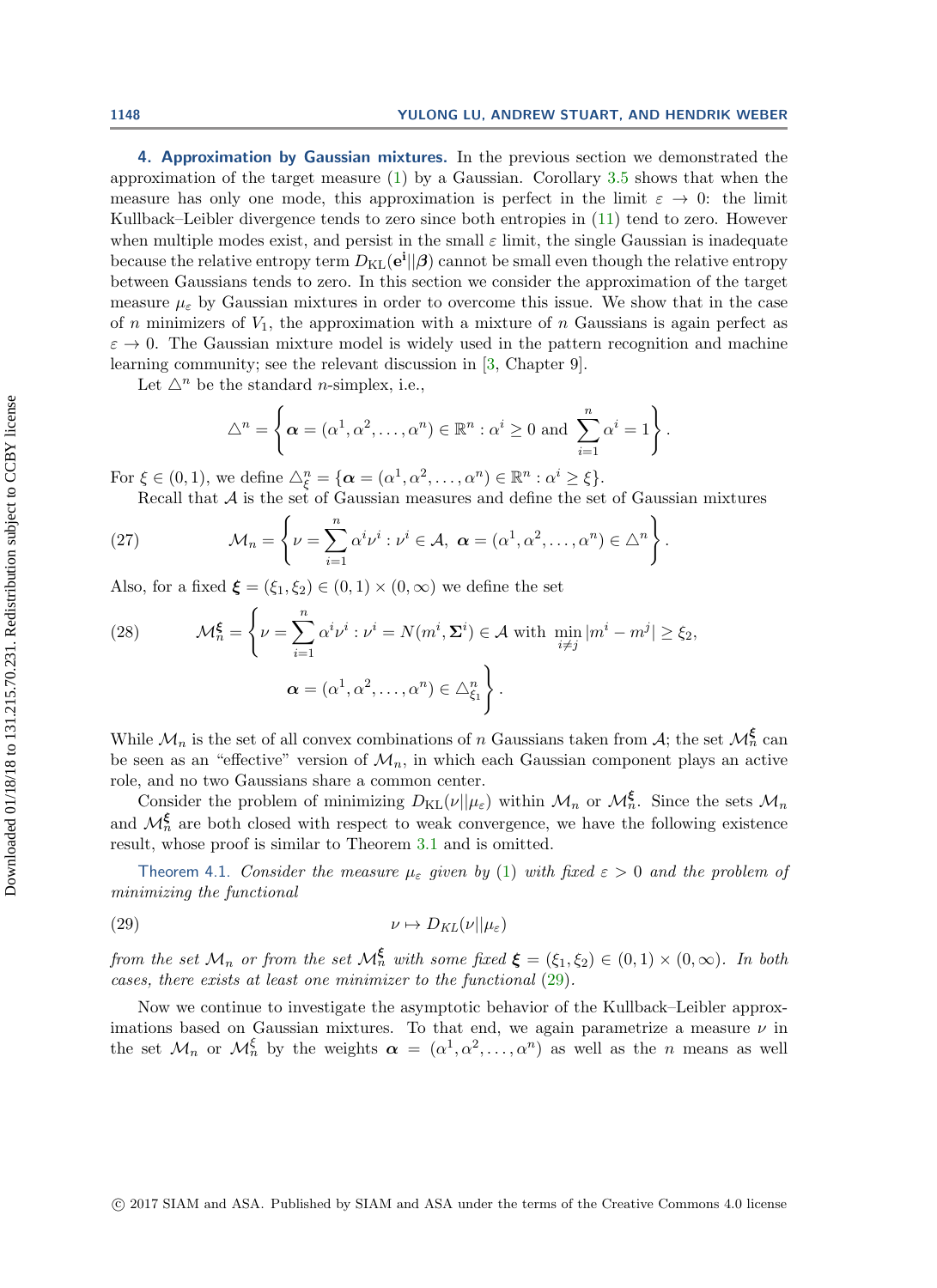## 4. Approximation by Gaussian mixtures.

In the previous section we demonstrated the approximation of the target measure (1) by a Gaussian. Corollary 3.5 shows that when the measure has only one mode, this approximation is perfect in the limit $\varepsilon \to 0$: the limit Kullback–Leibler divergence tends to zero since both entropies in (11) tend to zero. However when multiple modes exist, and persist in the small $\varepsilon$ limit, the single Gaussian is inadequate because the relative entropy term $D_{\mathrm{KL}}(\mathbf{e^i}||\boldsymbol{\beta})$ cannot be small even though the relative entropy between Gaussians tends to zero. In this section we consider the approximation of the target measure $\mu_\varepsilon$ by Gaussian mixtures in order to overcome this issue. We show that in the case of $n$ minimizers of $V_1$, the approximation with a mixture of $n$ Gaussians is again perfect as $\varepsilon \to 0$. The Gaussian mixture model is widely used in the pattern recognition and machine learning community; see the relevant discussion in [3, Chapter 9].

Let $\triangle^n$ be the standard $n$-simplex, i.e.,

$$\triangle^n = \left\{ \boldsymbol{\alpha} = (\alpha^1, \alpha^2, \ldots, \alpha^n) \in \mathbb{R}^n : \alpha^i \geq 0 \text{ and } \sum_{i=1}^n \alpha^i = 1 \right\}.$$

For $\xi \in (0,1)$, we define $\triangle^n_\xi = \{\boldsymbol{\alpha} = (\alpha^1, \alpha^2, \ldots, \alpha^n) \in \mathbb{R}^n : \alpha^i \geq \xi\}$.

Recall that $\mathcal{A}$ is the set of Gaussian measures and define the set of Gaussian mixtures

$$\mathcal{M}_n = \left\{ \nu = \sum_{i=1}^n \alpha^i \nu^i : \nu^i \in \mathcal{A},\ \boldsymbol{\alpha} = (\alpha^1, \alpha^2, \ldots, \alpha^n) \in \triangle^n \right\}. \tag{27}$$

Also, for a fixed $\boldsymbol{\xi} = (\xi_1, \xi_2) \in (0,1) \times (0, \infty)$ we define the set

$$\mathcal{M}_n^{\boldsymbol{\xi}} = \left\{ \nu = \sum_{i=1}^n \alpha^i \nu^i : \nu^i = N(m^i, \boldsymbol{\Sigma}^i) \in \mathcal{A} \text{ with } \min_{i \neq j} |m^i - m^j| \geq \xi_2, \right.$$
$$\left. \boldsymbol{\alpha} = (\alpha^1, \alpha^2, \ldots, \alpha^n) \in \triangle^n_{\xi_1} \right\}. \tag{28}$$

While $\mathcal{M}_n$ is the set of all convex combinations of $n$ Gaussians taken from $\mathcal{A}$; the set $\mathcal{M}_n^{\boldsymbol{\xi}}$ can be seen as an "effective" version of $\mathcal{M}_n$, in which each Gaussian component plays an active role, and no two Gaussians share a common center.

Consider the problem of minimizing $D_{\mathrm{KL}}(\nu||\mu_\varepsilon)$ within $\mathcal{M}_n$ or $\mathcal{M}_n^{\boldsymbol{\xi}}$. Since the sets $\mathcal{M}_n$ and $\mathcal{M}_n^{\boldsymbol{\xi}}$ are both closed with respect to weak convergence, we have the following existence result, whose proof is similar to Theorem 3.1 and is omitted.

Theorem 4.1. *Consider the measure $\mu_\varepsilon$ given by (1) with fixed $\varepsilon > 0$ and the problem of minimizing the functional*

$$\nu \mapsto D_{KL}(\nu||\mu_\varepsilon) \tag{29}$$

*from the set $\mathcal{M}_n$ or from the set $\mathcal{M}_n^{\boldsymbol{\xi}}$ with some fixed $\boldsymbol{\xi} = (\xi_1, \xi_2) \in (0,1) \times (0, \infty)$. In both cases, there exists at least one minimizer to the functional (29).*

Now we continue to investigate the asymptotic behavior of the Kullback–Leibler approximations based on Gaussian mixtures. To that end, we again parametrize a measure $\nu$ in the set $\mathcal{M}_n$ or $\mathcal{M}_n^\xi$ by the weights $\boldsymbol{\alpha} = (\alpha^1, \alpha^2, \ldots, \alpha^n)$ as well as the $n$ means as well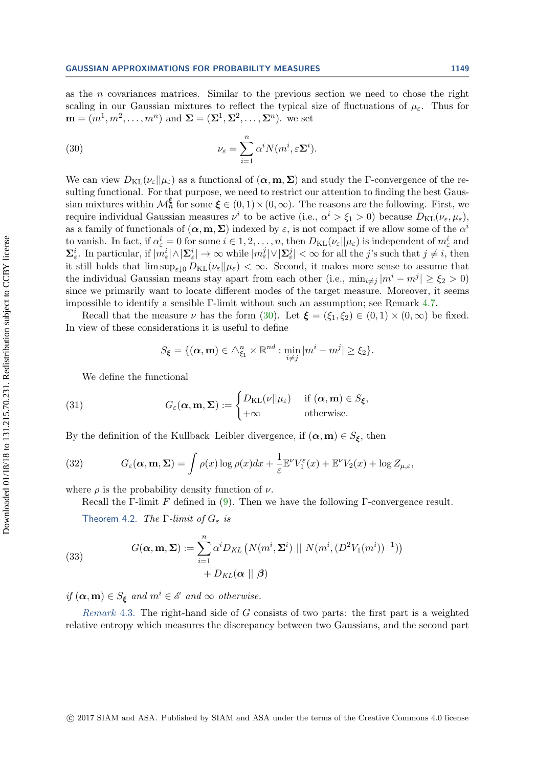as the $n$ covariances matrices. Similar to the previous section we need to chose the right scaling in our Gaussian mixtures to reflect the typical size of fluctuations of $\mu_\varepsilon$. Thus for $\mathbf{m} = (m^1, m^2, \dots, m^n)$ and $\mathbf{\Sigma} = (\mathbf{\Sigma}^1, \mathbf{\Sigma}^2, \dots, \mathbf{\Sigma}^n)$. we set

$$\nu_\varepsilon = \sum_{i=1}^{n} \alpha^i N(m^i, \varepsilon \mathbf{\Sigma}^i). \tag{30}$$

We can view $D_{\mathrm{KL}}(\nu_\varepsilon || \mu_\varepsilon)$ as a functional of $(\boldsymbol{\alpha}, \mathbf{m}, \mathbf{\Sigma})$ and study the $\Gamma$-convergence of the resulting functional. For that purpose, we need to restrict our attention to finding the best Gaussian mixtures within $\mathcal{M}_n^{\boldsymbol{\xi}}$ for some $\boldsymbol{\xi} \in (0,1) \times (0,\infty)$. The reasons are the following. First, we require individual Gaussian measures $\nu^i$ to be active (i.e., $\alpha^i > \xi_1 > 0$) because $D_{\mathrm{KL}}(\nu_\varepsilon, \mu_\varepsilon)$, as a family of functionals of $(\boldsymbol{\alpha}, \mathbf{m}, \mathbf{\Sigma})$ indexed by $\varepsilon$, is not compact if we allow some of the $\alpha^i$ to vanish. In fact, if $\alpha_\varepsilon^i = 0$ for some $i \in 1, 2, \dots, n$, then $D_{\mathrm{KL}}(\nu_\varepsilon || \mu_\varepsilon)$ is independent of $m_\varepsilon^i$ and $\mathbf{\Sigma}_\varepsilon^i$. In particular, if $|m_\varepsilon^i| \wedge |\mathbf{\Sigma}_\varepsilon^i| \to \infty$ while $|m_\varepsilon^j| \vee |\mathbf{\Sigma}_\varepsilon^j| < \infty$ for all the $j$'s such that $j \neq i$, then it still holds that $\limsup_{\varepsilon \downarrow 0} D_{\mathrm{KL}}(\nu_\varepsilon || \mu_\varepsilon) < \infty$. Second, it makes more sense to assume that the individual Gaussian means stay apart from each other (i.e., $\min_{i \neq j} |m^i - m^j| \geq \xi_2 > 0$) since we primarily want to locate different modes of the target measure. Moreover, it seems impossible to identify a sensible $\Gamma$-limit without such an assumption; see Remark 4.7.

Recall that the measure $\nu$ has the form (30). Let $\boldsymbol{\xi} = (\xi_1, \xi_2) \in (0,1) \times (0,\infty)$ be fixed. In view of these considerations it is useful to define

$$S_{\boldsymbol{\xi}} = \{(\boldsymbol{\alpha}, \mathbf{m}) \in \triangle_{\xi_1}^n \times \mathbb{R}^{nd} : \min_{i \neq j} |m^i - m^j| \geq \xi_2\}.$$

We define the functional

$$G_\varepsilon(\boldsymbol{\alpha}, \mathbf{m}, \mathbf{\Sigma}) := \begin{cases} D_{\mathrm{KL}}(\nu || \mu_\varepsilon) & \text{if } (\boldsymbol{\alpha}, \mathbf{m}) \in S_{\boldsymbol{\xi}}, \\ +\infty & \text{otherwise.} \end{cases} \tag{31}$$

By the definition of the Kullback–Leibler divergence, if $(\boldsymbol{\alpha}, \mathbf{m}) \in S_{\boldsymbol{\xi}}$, then

$$G_\varepsilon(\boldsymbol{\alpha}, \mathbf{m}, \mathbf{\Sigma}) = \int \rho(x) \log \rho(x) dx + \frac{1}{\varepsilon} \mathbb{E}^\nu V_1^\varepsilon(x) + \mathbb{E}^\nu V_2(x) + \log Z_{\mu,\varepsilon}, \tag{32}$$

where $\rho$ is the probability density function of $\nu$.

Recall the $\Gamma$-limit $F$ defined in (9). Then we have the following $\Gamma$-convergence result.

Theorem 4.2. *The $\Gamma$-limit of $G_\varepsilon$ is*

$$G(\boldsymbol{\alpha}, \mathbf{m}, \mathbf{\Sigma}) := \sum_{i=1}^{n} \alpha^i D_{KL}\left(N(m^i, \mathbf{\Sigma}^i) \;||\; N(m^i, (D^2 V_1(m^i))^{-1})\right) + D_{KL}(\boldsymbol{\alpha} \;||\; \boldsymbol{\beta}) \tag{33}$$

*if $(\boldsymbol{\alpha}, \mathbf{m}) \in S_{\boldsymbol{\xi}}$ and $m^i \in \mathscr{E}$ and $\infty$ otherwise.*

*Remark* 4.3. The right-hand side of $G$ consists of two parts: the first part is a weighted relative entropy which measures the discrepancy between two Gaussians, and the second part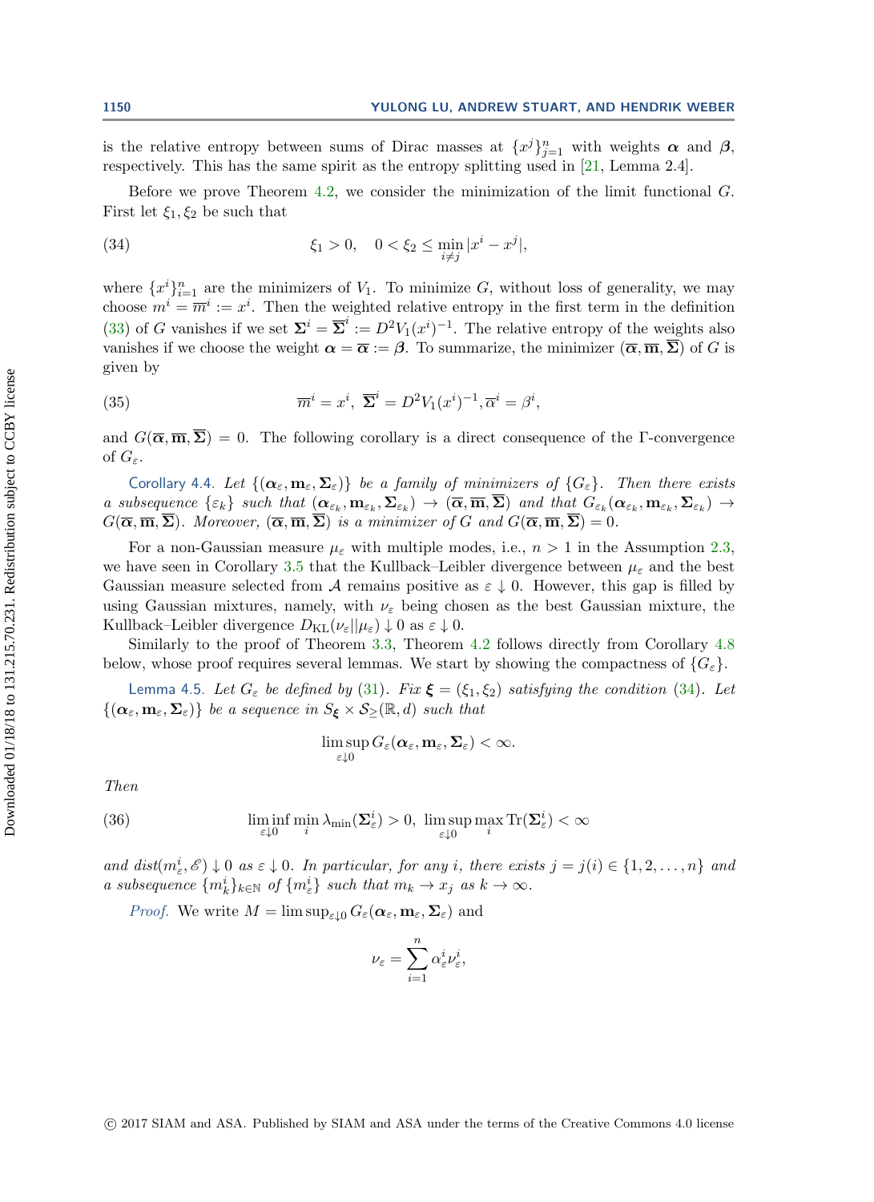is the relative entropy between sums of Dirac masses at $\{x^j\}_{j=1}^n$ with weights $\boldsymbol{\alpha}$ and $\boldsymbol{\beta}$, respectively. This has the same spirit as the entropy splitting used in [21, Lemma 2.4].

Before we prove Theorem 4.2, we consider the minimization of the limit functional $G$. First let $\xi_1, \xi_2$ be such that

$$\xi_1 > 0, \quad 0 < \xi_2 \leq \min_{i \neq j} |x^i - x^j|, \tag{34}$$

where $\{x^i\}_{i=1}^n$ are the minimizers of $V_1$. To minimize $G$, without loss of generality, we may choose $m^i = \overline{m}^i := x^i$. Then the weighted relative entropy in the first term in the definition (33) of $G$ vanishes if we set $\boldsymbol{\Sigma}^i = \overline{\boldsymbol{\Sigma}}^i := D^2 V_1(x^i)^{-1}$. The relative entropy of the weights also vanishes if we choose the weight $\boldsymbol{\alpha} = \overline{\boldsymbol{\alpha}} := \boldsymbol{\beta}$. To summarize, the minimizer $(\overline{\boldsymbol{\alpha}}, \overline{\mathbf{m}}, \overline{\boldsymbol{\Sigma}})$ of $G$ is given by

$$\overline{m}^i = x^i, \ \overline{\boldsymbol{\Sigma}}^i = D^2 V_1(x^i)^{-1}, \overline{\alpha}^i = \beta^i, \tag{35}$$

and $G(\overline{\boldsymbol{\alpha}}, \overline{\mathbf{m}}, \overline{\boldsymbol{\Sigma}}) = 0$. The following corollary is a direct consequence of the $\Gamma$-convergence of $G_\varepsilon$.

Corollary 4.4. *Let $\{(\boldsymbol{\alpha}_\varepsilon, \mathbf{m}_\varepsilon, \boldsymbol{\Sigma}_\varepsilon)\}$ be a family of minimizers of $\{G_\varepsilon\}$. Then there exists a subsequence $\{\varepsilon_k\}$ such that $(\boldsymbol{\alpha}_{\varepsilon_k}, \mathbf{m}_{\varepsilon_k}, \boldsymbol{\Sigma}_{\varepsilon_k}) \to (\overline{\boldsymbol{\alpha}}, \overline{\mathbf{m}}, \overline{\boldsymbol{\Sigma}})$ and that $G_{\varepsilon_k}(\boldsymbol{\alpha}_{\varepsilon_k}, \mathbf{m}_{\varepsilon_k}, \boldsymbol{\Sigma}_{\varepsilon_k}) \to G(\overline{\boldsymbol{\alpha}}, \overline{\mathbf{m}}, \overline{\boldsymbol{\Sigma}})$. Moreover, $(\overline{\boldsymbol{\alpha}}, \overline{\mathbf{m}}, \overline{\boldsymbol{\Sigma}})$ is a minimizer of $G$ and $G(\overline{\boldsymbol{\alpha}}, \overline{\mathbf{m}}, \overline{\boldsymbol{\Sigma}}) = 0$.*

For a non-Gaussian measure $\mu_\varepsilon$ with multiple modes, i.e., $n > 1$ in the Assumption 2.3, we have seen in Corollary 3.5 that the Kullback–Leibler divergence between $\mu_\varepsilon$ and the best Gaussian measure selected from $\mathcal{A}$ remains positive as $\varepsilon \downarrow 0$. However, this gap is filled by using Gaussian mixtures, namely, with $\nu_\varepsilon$ being chosen as the best Gaussian mixture, the Kullback–Leibler divergence $D_{\mathrm{KL}}(\nu_\varepsilon || \mu_\varepsilon) \downarrow 0$ as $\varepsilon \downarrow 0$.

Similarly to the proof of Theorem 3.3, Theorem 4.2 follows directly from Corollary 4.8 below, whose proof requires several lemmas. We start by showing the compactness of $\{G_\varepsilon\}$.

Lemma 4.5. *Let $G_\varepsilon$ be defined by (31). Fix $\boldsymbol{\xi} = (\xi_1, \xi_2)$ satisfying the condition (34). Let $\{(\boldsymbol{\alpha}_\varepsilon, \mathbf{m}_\varepsilon, \boldsymbol{\Sigma}_\varepsilon)\}$ be a sequence in $S_{\boldsymbol{\xi}} \times \mathcal{S}_{\geq}(\mathbb{R}, d)$ such that*

$$\limsup_{\varepsilon \downarrow 0} G_\varepsilon(\boldsymbol{\alpha}_\varepsilon, \mathbf{m}_\varepsilon, \boldsymbol{\Sigma}_\varepsilon) < \infty.$$

*Then*

$$\liminf_{\varepsilon \downarrow 0} \min_i \lambda_{\min}(\boldsymbol{\Sigma}_\varepsilon^i) > 0, \ \limsup_{\varepsilon \downarrow 0} \max_i \mathrm{Tr}(\boldsymbol{\Sigma}_\varepsilon^i) < \infty \tag{36}$$

*and $dist(m_\varepsilon^i, \mathscr{E}) \downarrow 0$ as $\varepsilon \downarrow 0$. In particular, for any $i$, there exists $j = j(i) \in \{1, 2, \ldots, n\}$ and a subsequence $\{m_k^i\}_{k \in \mathbb{N}}$ of $\{m_\varepsilon^i\}$ such that $m_k \to x_j$ as $k \to \infty$.*

*Proof.* We write $M = \limsup_{\varepsilon \downarrow 0} G_\varepsilon(\boldsymbol{\alpha}_\varepsilon, \mathbf{m}_\varepsilon, \boldsymbol{\Sigma}_\varepsilon)$ and

$$\nu_\varepsilon = \sum_{i=1}^n \alpha_\varepsilon^i \nu_\varepsilon^i,$$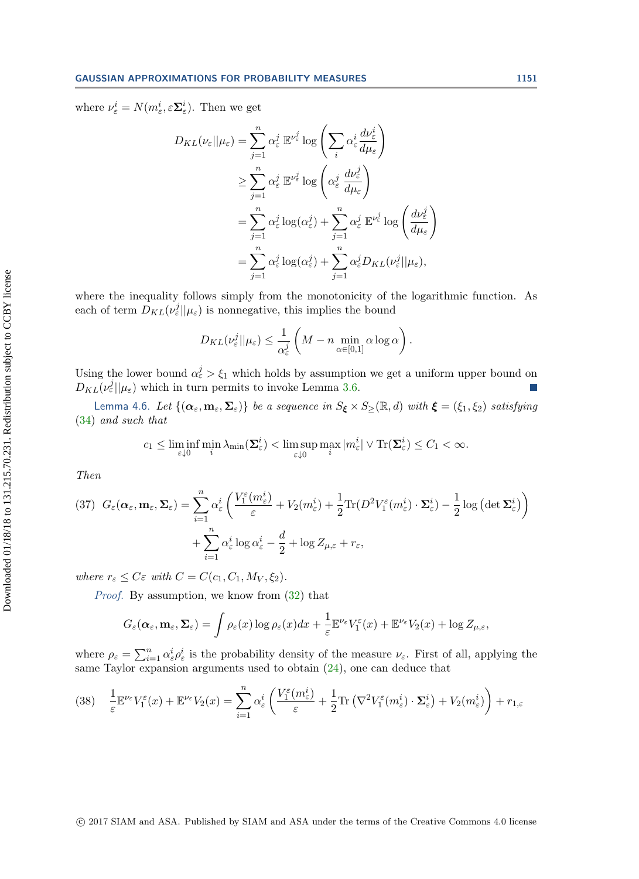where $\nu_\varepsilon^i = N(m_\varepsilon^i, \varepsilon \mathbf{\Sigma}_\varepsilon^i)$. Then we get

$$
\begin{aligned}
D_{KL}(\nu_\varepsilon || \mu_\varepsilon) &= \sum_{j=1}^n \alpha_\varepsilon^j \, \mathbb{E}^{\nu_\varepsilon^j} \log \left( \sum_i \alpha_\varepsilon^i \frac{d\nu_\varepsilon^i}{d\mu_\varepsilon} \right) \\
&\geq \sum_{j=1}^n \alpha_\varepsilon^j \, \mathbb{E}^{\nu_\varepsilon^j} \log \left( \alpha_\varepsilon^j \, \frac{d\nu_\varepsilon^j}{d\mu_\varepsilon} \right) \\
&= \sum_{j=1}^n \alpha_\varepsilon^j \log(\alpha_\varepsilon^j) + \sum_{j=1}^n \alpha_\varepsilon^j \, \mathbb{E}^{\nu_\varepsilon^j} \log \left( \frac{d\nu_\varepsilon^j}{d\mu_\varepsilon} \right) \\
&= \sum_{j=1}^n \alpha_\varepsilon^j \log(\alpha_\varepsilon^j) + \sum_{j=1}^n \alpha_\varepsilon^j D_{KL}(\nu_\varepsilon^j || \mu_\varepsilon),
\end{aligned}
$$

where the inequality follows simply from the monotonicity of the logarithmic function. As each of term $D_{KL}(\nu_\varepsilon^j || \mu_\varepsilon)$ is nonnegative, this implies the bound

$$
D_{KL}(\nu_\varepsilon^j || \mu_\varepsilon) \leq \frac{1}{\alpha_\varepsilon^j} \left( M - n \min_{\alpha \in [0,1]} \alpha \log \alpha \right).
$$

Using the lower bound $\alpha_\varepsilon^j > \xi_1$ which holds by assumption we get a uniform upper bound on $D_{KL}(\nu_\varepsilon^j || \mu_\varepsilon)$ which in turn permits to invoke Lemma 3.6. ∎

Lemma 4.6. *Let $\{(\boldsymbol{\alpha}_\varepsilon, \mathbf{m}_\varepsilon, \mathbf{\Sigma}_\varepsilon)\}$ be a sequence in $S_{\boldsymbol{\xi}} \times S_{\geq}(\mathbb{R}, d)$ with $\boldsymbol{\xi} = (\xi_1, \xi_2)$ satisfying (34) and such that*

$$
c_1 \leq \liminf_{\varepsilon \downarrow 0} \min_i \lambda_{\min}(\mathbf{\Sigma}_\varepsilon^i) < \limsup_{\varepsilon \downarrow 0} \max_i |m_\varepsilon^i| \vee \mathrm{Tr}(\mathbf{\Sigma}_\varepsilon^i) \leq C_1 < \infty.
$$

*Then*

$$
\begin{aligned}
(37) \quad G_\varepsilon(\boldsymbol{\alpha}_\varepsilon, \mathbf{m}_\varepsilon, \mathbf{\Sigma}_\varepsilon) = &\sum_{i=1}^n \alpha_\varepsilon^i \left( \frac{V_1^\varepsilon(m_\varepsilon^i)}{\varepsilon} + V_2(m_\varepsilon^i) + \frac{1}{2} \mathrm{Tr}(D^2 V_1^\varepsilon(m_\varepsilon^i) \cdot \mathbf{\Sigma}_\varepsilon^i) - \frac{1}{2} \log \left( \det \mathbf{\Sigma}_\varepsilon^i \right) \right) \\
&+ \sum_{i=1}^n \alpha_\varepsilon^i \log \alpha_\varepsilon^i - \frac{d}{2} + \log Z_{\mu,\varepsilon} + r_\varepsilon,
\end{aligned}
$$

*where $r_\varepsilon \leq C\varepsilon$ with $C = C(c_1, C_1, M_V, \xi_2)$.*

*Proof.* By assumption, we know from (32) that

$$
G_\varepsilon(\boldsymbol{\alpha}_\varepsilon, \mathbf{m}_\varepsilon, \mathbf{\Sigma}_\varepsilon) = \int \rho_\varepsilon(x) \log \rho_\varepsilon(x) dx + \frac{1}{\varepsilon} \mathbb{E}^{\nu_\varepsilon} V_1^\varepsilon(x) + \mathbb{E}^{\nu_\varepsilon} V_2(x) + \log Z_{\mu,\varepsilon},
$$

where $\rho_\varepsilon = \sum_{i=1}^n \alpha_\varepsilon^i \rho_\varepsilon^i$ is the probability density of the measure $\nu_\varepsilon$. First of all, applying the same Taylor expansion arguments used to obtain (24), one can deduce that

$$
(38) \quad \frac{1}{\varepsilon} \mathbb{E}^{\nu_\varepsilon} V_1^\varepsilon(x) + \mathbb{E}^{\nu_\varepsilon} V_2(x) = \sum_{i=1}^n \alpha_\varepsilon^i \left( \frac{V_1^\varepsilon(m_\varepsilon^i)}{\varepsilon} + \frac{1}{2} \mathrm{Tr} \left( \nabla^2 V_1^\varepsilon(m_\varepsilon^i) \cdot \mathbf{\Sigma}_\varepsilon^i \right) + V_2(m_\varepsilon^i) \right) + r_{1,\varepsilon}
$$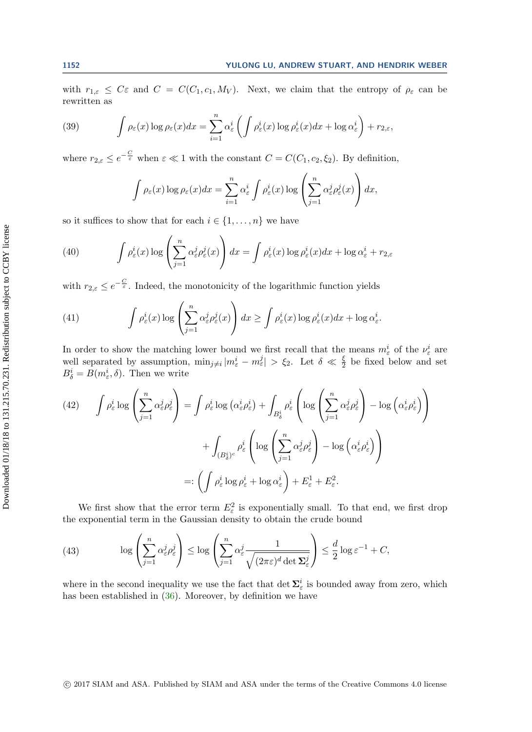with $r_{1,\varepsilon} \leq C\varepsilon$ and $C = C(C_1, c_1, M_V)$. Next, we claim that the entropy of $\rho_\varepsilon$ can be rewritten as

$$\int \rho_\varepsilon(x) \log \rho_\varepsilon(x) dx = \sum_{i=1}^n \alpha_\varepsilon^i \left( \int \rho_\varepsilon^i(x) \log \rho_\varepsilon^i(x) dx + \log \alpha_\varepsilon^i \right) + r_{2,\varepsilon}, \tag{39}$$

where $r_{2,\varepsilon} \leq e^{-\frac{C}{\varepsilon}}$ when $\varepsilon \ll 1$ with the constant $C = C(C_1, c_2, \xi_2)$. By definition,

$$\int \rho_\varepsilon(x) \log \rho_\varepsilon(x) dx = \sum_{i=1}^n \alpha_\varepsilon^i \int \rho_\varepsilon^i(x) \log \left( \sum_{j=1}^n \alpha_\varepsilon^j \rho_\varepsilon^j(x) \right) dx,$$

so it suffices to show that for each $i \in \{1, \ldots, n\}$ we have

$$\int \rho_\varepsilon^i(x) \log \left( \sum_{j=1}^n \alpha_\varepsilon^j \rho_\varepsilon^j(x) \right) dx = \int \rho_\varepsilon^i(x) \log \rho_\varepsilon^i(x) dx + \log \alpha_\varepsilon^i + r_{2,\varepsilon} \tag{40}$$

with $r_{2,\varepsilon} \leq e^{-\frac{C}{\varepsilon}}$. Indeed, the monotonicity of the logarithmic function yields

$$\int \rho_\varepsilon^i(x) \log \left( \sum_{j=1}^n \alpha_\varepsilon^j \rho_\varepsilon^j(x) \right) dx \geq \int \rho_\varepsilon^i(x) \log \rho_\varepsilon^i(x) dx + \log \alpha_\varepsilon^i. \tag{41}$$

In order to show the matching lower bound we first recall that the means $m_\varepsilon^i$ of the $\nu_\varepsilon^i$ are well separated by assumption, $\min_{j \neq i} |m_\varepsilon^i - m_\varepsilon^j| > \xi_2$. Let $\delta \ll \frac{\xi}{2}$ be fixed below and set $B_\delta^i = B(m_\varepsilon^i, \delta)$. Then we write

$$\begin{aligned}
\int \rho_\varepsilon^i \log \left( \sum_{j=1}^n \alpha_\varepsilon^j \rho_\varepsilon^j \right) &= \int \rho_\varepsilon^i \log \left( \alpha_\varepsilon^i \rho_\varepsilon^i \right) + \int_{B_\delta^i} \rho_\varepsilon^i \left( \log \left( \sum_{j=1}^n \alpha_\varepsilon^j \rho_\varepsilon^j \right) - \log \left( \alpha_\varepsilon^i \rho_\varepsilon^i \right) \right) \\
&\quad + \int_{(B_\delta^i)^c} \rho_\varepsilon^i \left( \log \left( \sum_{j=1}^n \alpha_\varepsilon^j \rho_\varepsilon^j \right) - \log \left( \alpha_\varepsilon^i \rho_\varepsilon^i \right) \right) \\
&=: \left( \int \rho_\varepsilon^i \log \rho_\varepsilon^i + \log \alpha_\varepsilon^i \right) + E_\varepsilon^1 + E_\varepsilon^2.
\end{aligned} \tag{42}$$

We first show that the error term $E_\varepsilon^2$ is exponentially small. To that end, we first drop the exponential term in the Gaussian density to obtain the crude bound

$$\log \left( \sum_{j=1}^n \alpha_\varepsilon^j \rho_\varepsilon^j \right) \leq \log \left( \sum_{j=1}^n \alpha_\varepsilon^j \frac{1}{\sqrt{(2\pi\varepsilon)^d \det \mathbf{\Sigma}_\varepsilon^j}} \right) \leq \frac{d}{2} \log \varepsilon^{-1} + C, \tag{43}$$

where in the second inequality we use the fact that $\det \mathbf{\Sigma}_\varepsilon^i$ is bounded away from zero, which has been established in (36). Moreover, by definition we have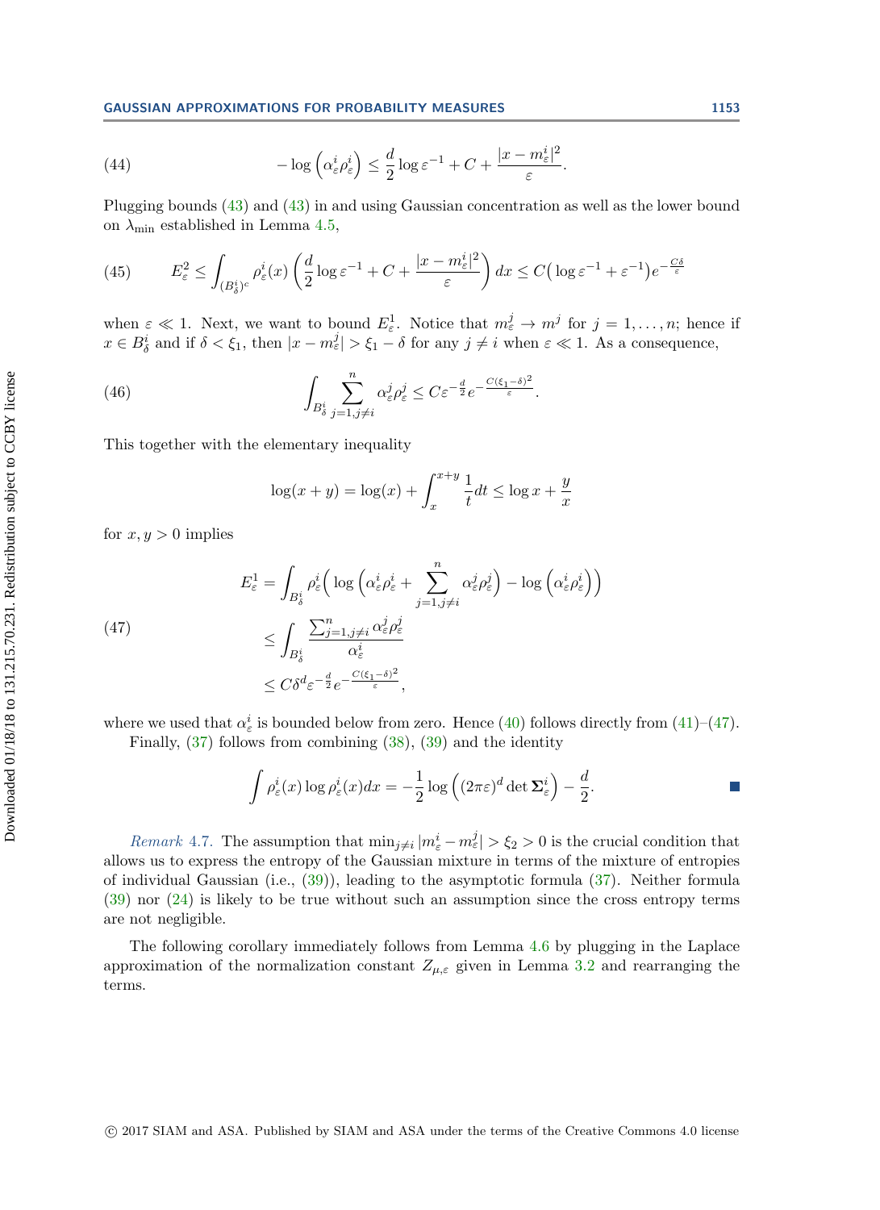$$-\log\left(\alpha_\varepsilon^i \rho_\varepsilon^i\right) \leq \frac{d}{2}\log \varepsilon^{-1} + C + \frac{|x - m_\varepsilon^i|^2}{\varepsilon}. \tag{44}$$

Plugging bounds (43) and (43) in and using Gaussian concentration as well as the lower bound on $\lambda_{\min}$ established in Lemma 4.5,

$$E_\varepsilon^2 \leq \int_{(B_\delta^i)^c} \rho_\varepsilon^i(x)\left(\frac{d}{2}\log\varepsilon^{-1} + C + \frac{|x-m_\varepsilon^i|^2}{\varepsilon}\right)dx \leq C\big(\log\varepsilon^{-1} + \varepsilon^{-1}\big)e^{-\frac{C\delta}{\varepsilon}} \tag{45}$$

when $\varepsilon \ll 1$. Next, we want to bound $E_\varepsilon^1$. Notice that $m_\varepsilon^j \to m^j$ for $j = 1, \ldots, n$; hence if $x \in B_\delta^i$ and if $\delta < \xi_1$, then $|x - m_\varepsilon^j| > \xi_1 - \delta$ for any $j \neq i$ when $\varepsilon \ll 1$. As a consequence,

$$\int_{B_\delta^i} \sum_{j=1, j\neq i}^n \alpha_\varepsilon^j \rho_\varepsilon^j \leq C\varepsilon^{-\frac{d}{2}} e^{-\frac{C(\xi_1-\delta)^2}{\varepsilon}}. \tag{46}$$

This together with the elementary inequality

$$\log(x+y) = \log(x) + \int_x^{x+y} \frac{1}{t}dt \leq \log x + \frac{y}{x}$$

for $x, y > 0$ implies

$$\begin{aligned} E_\varepsilon^1 &= \int_{B_\delta^i} \rho_\varepsilon^i\Big(\log\Big(\alpha_\varepsilon^i\rho_\varepsilon^i + \sum_{j=1, j\neq i}^n \alpha_\varepsilon^j\rho_\varepsilon^j\Big) - \log\Big(\alpha_\varepsilon^i\rho_\varepsilon^i\Big)\Big) \\ &\leq \int_{B_\delta^i} \frac{\sum_{j=1,j\neq i}^n \alpha_\varepsilon^j \rho_\varepsilon^j}{\alpha_\varepsilon^i} \\ &\leq C\delta^d \varepsilon^{-\frac{d}{2}} e^{-\frac{C(\xi_1-\delta)^2}{\varepsilon}}, \end{aligned} \tag{47}$$

where we used that $\alpha_\varepsilon^i$ is bounded below from zero. Hence (40) follows directly from (41)–(47).

Finally, (37) follows from combining (38), (39) and the identity

$$\int \rho_\varepsilon^i(x)\log\rho_\varepsilon^i(x)dx = -\frac{1}{2}\log\Big((2\pi\varepsilon)^d \det \mathbf{\Sigma}_\varepsilon^i\Big) - \frac{d}{2}. \qquad \blacksquare$$

*Remark* 4.7. The assumption that $\min_{j\neq i}|m_\varepsilon^i - m_\varepsilon^j| > \xi_2 > 0$ is the crucial condition that allows us to express the entropy of the Gaussian mixture in terms of the mixture of entropies of individual Gaussian (i.e., (39)), leading to the asymptotic formula (37). Neither formula (39) nor (24) is likely to be true without such an assumption since the cross entropy terms are not negligible.

The following corollary immediately follows from Lemma 4.6 by plugging in the Laplace approximation of the normalization constant $Z_{\mu,\varepsilon}$ given in Lemma 3.2 and rearranging the terms.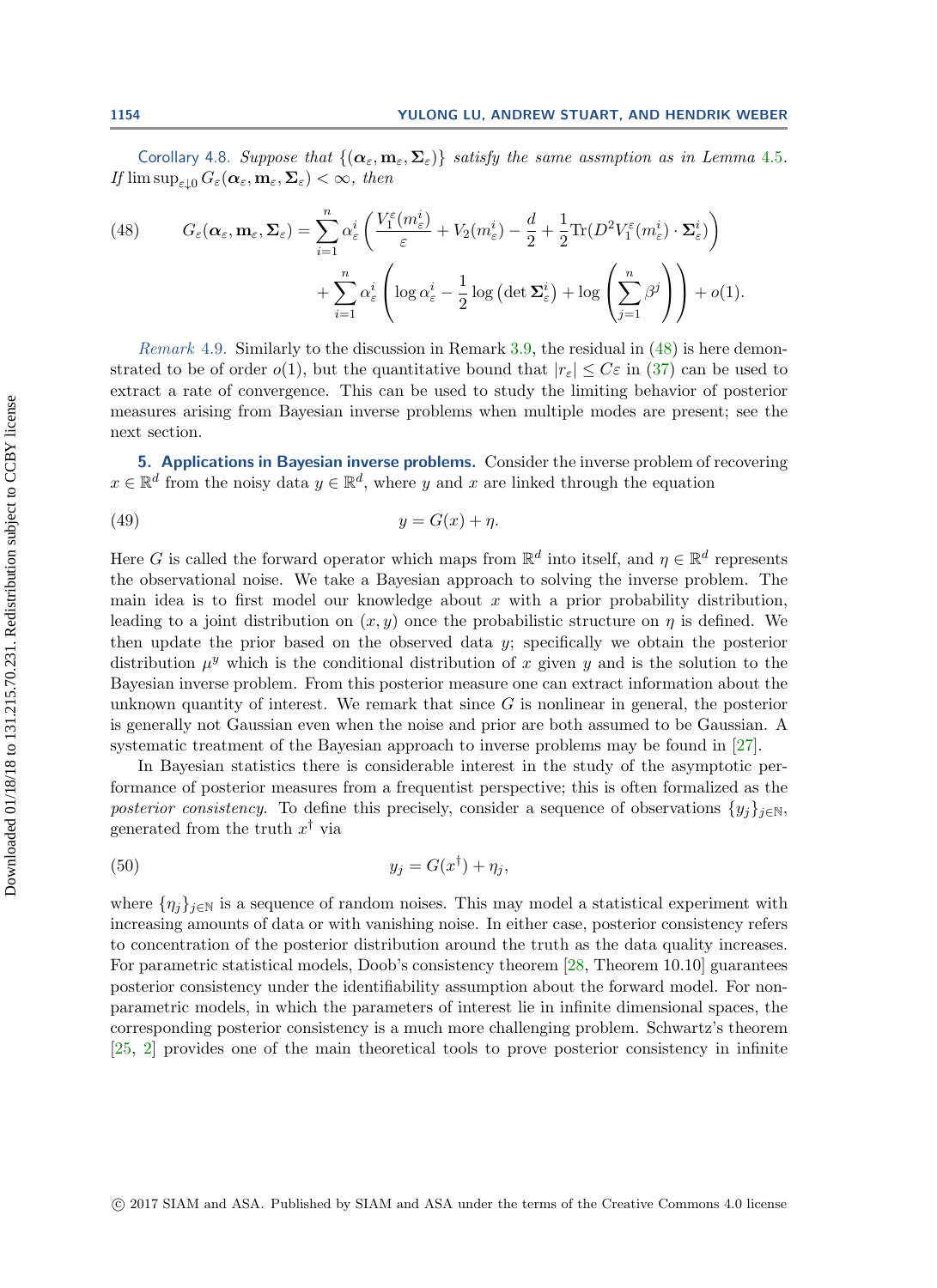Corollary 4.8. *Suppose that* $\{(\boldsymbol{\alpha}_\varepsilon, \mathbf{m}_\varepsilon, \boldsymbol{\Sigma}_\varepsilon)\}$ *satisfy the same assmption as in Lemma* 4.5. *If* $\limsup_{\varepsilon\downarrow 0} G_\varepsilon(\boldsymbol{\alpha}_\varepsilon, \mathbf{m}_\varepsilon, \boldsymbol{\Sigma}_\varepsilon) < \infty$, *then*

$$
G_\varepsilon(\boldsymbol{\alpha}_\varepsilon, \mathbf{m}_\varepsilon, \boldsymbol{\Sigma}_\varepsilon) = \sum_{i=1}^n \alpha_\varepsilon^i \left( \frac{V_1^\varepsilon(m_\varepsilon^i)}{\varepsilon} + V_2(m_\varepsilon^i) - \frac{d}{2} + \frac{1}{2}\mathrm{Tr}(D^2 V_1^\varepsilon(m_\varepsilon^i)\cdot \boldsymbol{\Sigma}_\varepsilon^i)\right) + \sum_{i=1}^n \alpha_\varepsilon^i \left( \log \alpha_\varepsilon^i - \frac{1}{2}\log\left(\det \boldsymbol{\Sigma}_\varepsilon^i\right) + \log\left(\sum_{j=1}^n \beta^j\right)\right) + o(1). \tag{48}
$$

*Remark* 4.9. Similarly to the discussion in Remark 3.9, the residual in (48) is here demonstrated to be of order $o(1)$, but the quantitative bound that $|r_\varepsilon| \le C\varepsilon$ in (37) can be used to extract a rate of convergence. This can be used to study the limiting behavior of posterior measures arising from Bayesian inverse problems when multiple modes are present; see the next section.

## 5. Applications in Bayesian inverse problems.

Consider the inverse problem of recovering $x \in \mathbb{R}^d$ from the noisy data $y \in \mathbb{R}^d$, where $y$ and $x$ are linked through the equation

$$
y = G(x) + \eta. \tag{49}
$$

Here $G$ is called the forward operator which maps from $\mathbb{R}^d$ into itself, and $\eta \in \mathbb{R}^d$ represents the observational noise. We take a Bayesian approach to solving the inverse problem. The main idea is to first model our knowledge about $x$ with a prior probability distribution, leading to a joint distribution on $(x, y)$ once the probabilistic structure on $\eta$ is defined. We then update the prior based on the observed data $y$; specifically we obtain the posterior distribution $\mu^y$ which is the conditional distribution of $x$ given $y$ and is the solution to the Bayesian inverse problem. From this posterior measure one can extract information about the unknown quantity of interest. We remark that since $G$ is nonlinear in general, the posterior is generally not Gaussian even when the noise and prior are both assumed to be Gaussian. A systematic treatment of the Bayesian approach to inverse problems may be found in [27].

In Bayesian statistics there is considerable interest in the study of the asymptotic performance of posterior measures from a frequentist perspective; this is often formalized as the *posterior consistency*. To define this precisely, consider a sequence of observations $\{y_j\}_{j\in\mathbb{N}}$, generated from the truth $x^\dagger$ via

$$
y_j = G(x^\dagger) + \eta_j, \tag{50}
$$

where $\{\eta_j\}_{j\in\mathbb{N}}$ is a sequence of random noises. This may model a statistical experiment with increasing amounts of data or with vanishing noise. In either case, posterior consistency refers to concentration of the posterior distribution around the truth as the data quality increases. For parametric statistical models, Doob's consistency theorem [28, Theorem 10.10] guarantees posterior consistency under the identifiability assumption about the forward model. For nonparametric models, in which the parameters of interest lie in infinite dimensional spaces, the corresponding posterior consistency is a much more challenging problem. Schwartz's theorem [25, 2] provides one of the main theoretical tools to prove posterior consistency in infinite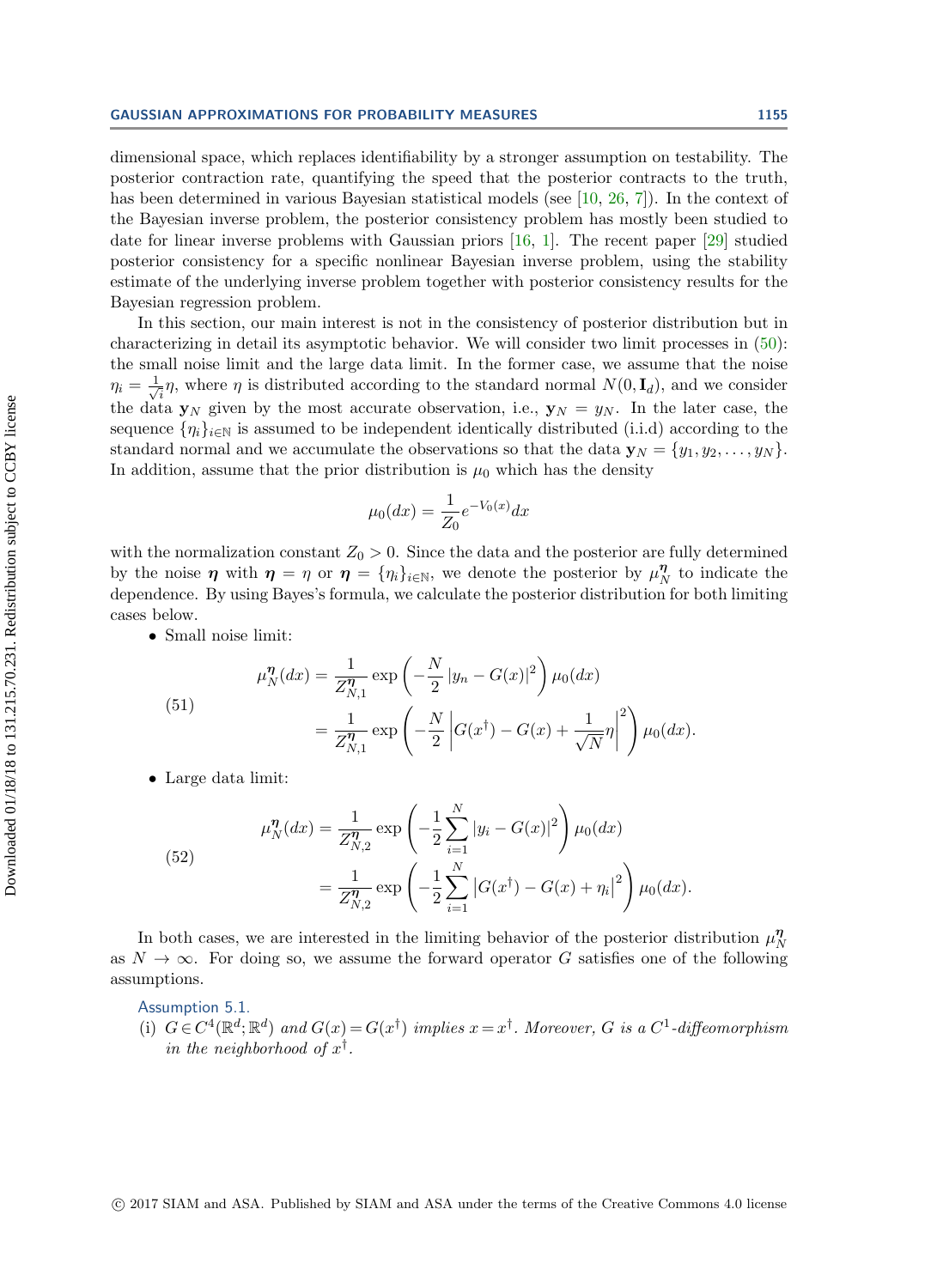dimensional space, which replaces identifiability by a stronger assumption on testability. The posterior contraction rate, quantifying the speed that the posterior contracts to the truth, has been determined in various Bayesian statistical models (see [10, 26, 7]). In the context of the Bayesian inverse problem, the posterior consistency problem has mostly been studied to date for linear inverse problems with Gaussian priors [16, 1]. The recent paper [29] studied posterior consistency for a specific nonlinear Bayesian inverse problem, using the stability estimate of the underlying inverse problem together with posterior consistency results for the Bayesian regression problem.

In this section, our main interest is not in the consistency of posterior distribution but in characterizing in detail its asymptotic behavior. We will consider two limit processes in (50): the small noise limit and the large data limit. In the former case, we assume that the noise $\eta_i = \frac{1}{\sqrt{i}}\eta$, where $\eta$ is distributed according to the standard normal $N(0, \mathbf{I}_d)$, and we consider the data $\mathbf{y}_N$ given by the most accurate observation, i.e., $\mathbf{y}_N = y_N$. In the later case, the sequence $\{\eta_i\}_{i\in\mathbb{N}}$ is assumed to be independent identically distributed (i.i.d) according to the standard normal and we accumulate the observations so that the data $\mathbf{y}_N = \{y_1, y_2, \ldots, y_N\}$. In addition, assume that the prior distribution is $\mu_0$ which has the density

$$\mu_0(dx) = \frac{1}{Z_0} e^{-V_0(x)} dx$$

with the normalization constant $Z_0 > 0$. Since the data and the posterior are fully determined by the noise $\boldsymbol{\eta}$ with $\boldsymbol{\eta} = \eta$ or $\boldsymbol{\eta} = \{\eta_i\}_{i\in\mathbb{N}}$, we denote the posterior by $\mu_N^{\boldsymbol{\eta}}$ to indicate the dependence. By using Bayes's formula, we calculate the posterior distribution for both limiting cases below.

- Small noise limit:

$$\begin{aligned}
\mu_N^{\boldsymbol{\eta}}(dx) &= \frac{1}{Z_{N,1}^{\boldsymbol{\eta}}} \exp\left(-\frac{N}{2}\left|y_n - G(x)\right|^2\right)\mu_0(dx) \\
&= \frac{1}{Z_{N,1}^{\boldsymbol{\eta}}} \exp\left(-\frac{N}{2}\left|G(x^\dagger) - G(x) + \frac{1}{\sqrt{N}}\eta\right|^2\right)\mu_0(dx).
\end{aligned} \tag{51}$$

- Large data limit:

$$\begin{aligned}
\mu_N^{\boldsymbol{\eta}}(dx) &= \frac{1}{Z_{N,2}^{\boldsymbol{\eta}}} \exp\left(-\frac{1}{2}\sum_{i=1}^{N}\left|y_i - G(x)\right|^2\right)\mu_0(dx) \\
&= \frac{1}{Z_{N,2}^{\boldsymbol{\eta}}} \exp\left(-\frac{1}{2}\sum_{i=1}^{N}\left|G(x^\dagger) - G(x) + \eta_i\right|^2\right)\mu_0(dx).
\end{aligned} \tag{52}$$

In both cases, we are interested in the limiting behavior of the posterior distribution $\mu_N^{\boldsymbol{\eta}}$ as $N \to \infty$. For doing so, we assume the forward operator $G$ satisfies one of the following assumptions.

Assumption 5.1.

(i) *$G \in C^4(\mathbb{R}^d; \mathbb{R}^d)$ and $G(x) = G(x^\dagger)$ implies $x = x^\dagger$. Moreover, $G$ is a $C^1$-diffeomorphism in the neighborhood of $x^\dagger$.*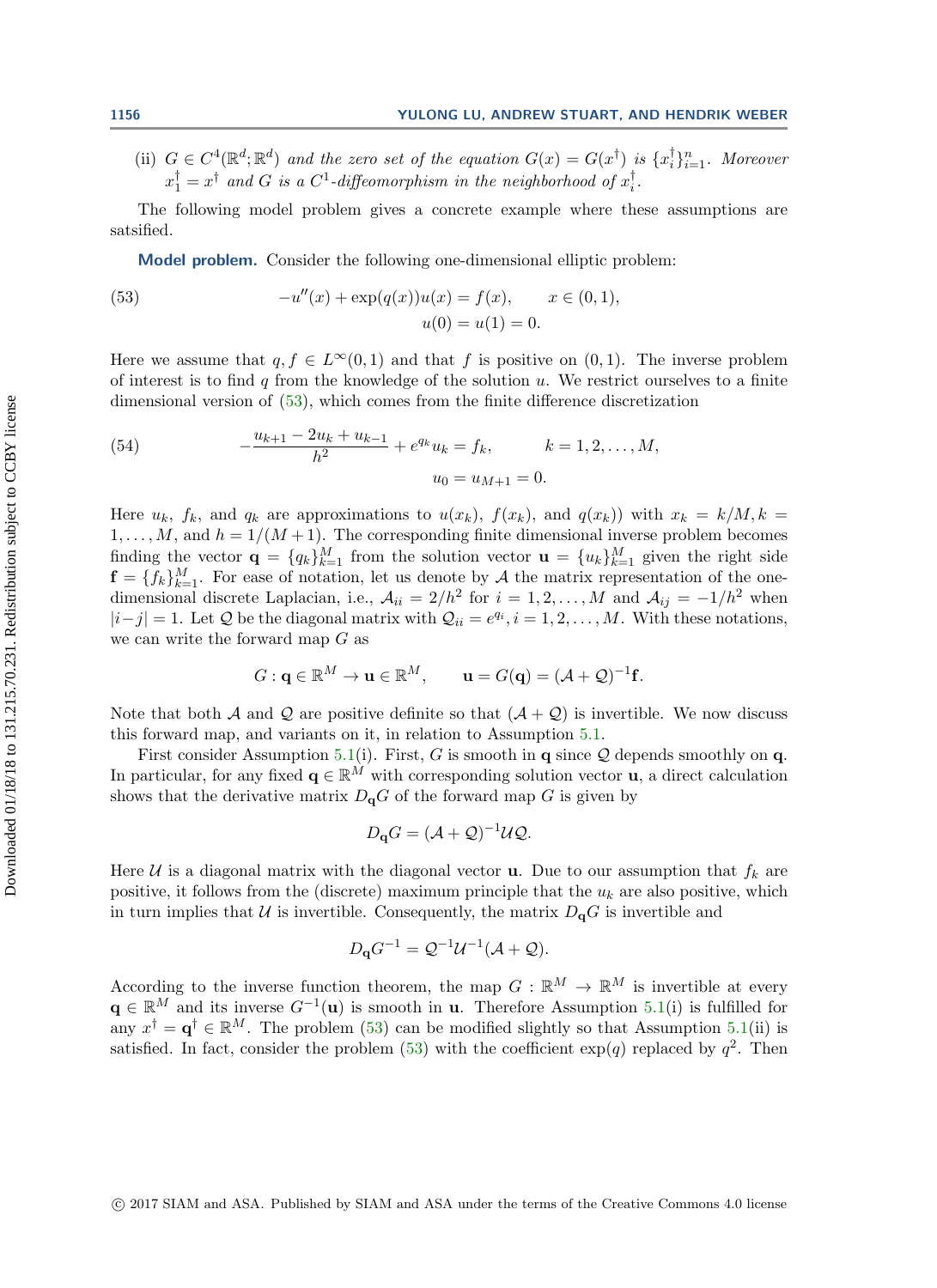(ii) $G \in C^4(\mathbb{R}^d; \mathbb{R}^d)$ *and the zero set of the equation* $G(x) = G(x^\dagger)$ *is* $\{x_i^\dagger\}_{i=1}^n$*. Moreover* $x_1^\dagger = x^\dagger$ *and* $G$ *is a* $C^1$*-diffeomorphism in the neighborhood of* $x_i^\dagger$*.*

The following model problem gives a concrete example where these assumptions are satsified.

**Model problem.** Consider the following one-dimensional elliptic problem:

$$
\begin{aligned}
-u''(x) + \exp(q(x))u(x) &= f(x), \qquad x \in (0,1), \\
u(0) = u(1) &= 0.
\end{aligned}
\tag{53}
$$

Here we assume that $q, f \in L^\infty(0,1)$ and that $f$ is positive on $(0,1)$. The inverse problem of interest is to find $q$ from the knowledge of the solution $u$. We restrict ourselves to a finite dimensional version of (53), which comes from the finite difference discretization

$$
\begin{aligned}
-\frac{u_{k+1} - 2u_k + u_{k-1}}{h^2} + e^{q_k} u_k &= f_k, \qquad k = 1, 2, \ldots, M, \\
u_0 = u_{M+1} &= 0.
\end{aligned}
\tag{54}
$$

Here $u_k$, $f_k$, and $q_k$ are approximations to $u(x_k)$, $f(x_k)$, and $q(x_k))$ with $x_k = k/M, k = 1, \ldots, M$, and $h = 1/(M+1)$. The corresponding finite dimensional inverse problem becomes finding the vector $\mathbf{q} = \{q_k\}_{k=1}^M$ from the solution vector $\mathbf{u} = \{u_k\}_{k=1}^M$ given the right side $\mathbf{f} = \{f_k\}_{k=1}^M$. For ease of notation, let us denote by $\mathcal{A}$ the matrix representation of the one-dimensional discrete Laplacian, i.e., $\mathcal{A}_{ii} = 2/h^2$ for $i = 1, 2, \ldots, M$ and $\mathcal{A}_{ij} = -1/h^2$ when $|i-j| = 1$. Let $\mathcal{Q}$ be the diagonal matrix with $\mathcal{Q}_{ii} = e^{q_i}, i = 1, 2, \ldots, M$. With these notations, we can write the forward map $G$ as

$$
G : \mathbf{q} \in \mathbb{R}^M \to \mathbf{u} \in \mathbb{R}^M, \qquad \mathbf{u} = G(\mathbf{q}) = (\mathcal{A} + \mathcal{Q})^{-1}\mathbf{f}.
$$

Note that both $\mathcal{A}$ and $\mathcal{Q}$ are positive definite so that $(\mathcal{A} + \mathcal{Q})$ is invertible. We now discuss this forward map, and variants on it, in relation to Assumption 5.1.

First consider Assumption 5.1(i). First, $G$ is smooth in $\mathbf{q}$ since $\mathcal{Q}$ depends smoothly on $\mathbf{q}$. In particular, for any fixed $\mathbf{q} \in \mathbb{R}^M$ with corresponding solution vector $\mathbf{u}$, a direct calculation shows that the derivative matrix $D_\mathbf{q} G$ of the forward map $G$ is given by

$$
D_\mathbf{q} G = (\mathcal{A} + \mathcal{Q})^{-1} \mathcal{U} \mathcal{Q}.
$$

Here $\mathcal{U}$ is a diagonal matrix with the diagonal vector $\mathbf{u}$. Due to our assumption that $f_k$ are positive, it follows from the (discrete) maximum principle that the $u_k$ are also positive, which in turn implies that $\mathcal{U}$ is invertible. Consequently, the matrix $D_\mathbf{q} G$ is invertible and

$$
D_\mathbf{q} G^{-1} = \mathcal{Q}^{-1} \mathcal{U}^{-1} (\mathcal{A} + \mathcal{Q}).
$$

According to the inverse function theorem, the map $G : \mathbb{R}^M \to \mathbb{R}^M$ is invertible at every $\mathbf{q} \in \mathbb{R}^M$ and its inverse $G^{-1}(\mathbf{u})$ is smooth in $\mathbf{u}$. Therefore Assumption 5.1(i) is fulfilled for any $x^\dagger = \mathbf{q}^\dagger \in \mathbb{R}^M$. The problem (53) can be modified slightly so that Assumption 5.1(ii) is satisfied. In fact, consider the problem (53) with the coefficient $\exp(q)$ replaced by $q^2$. Then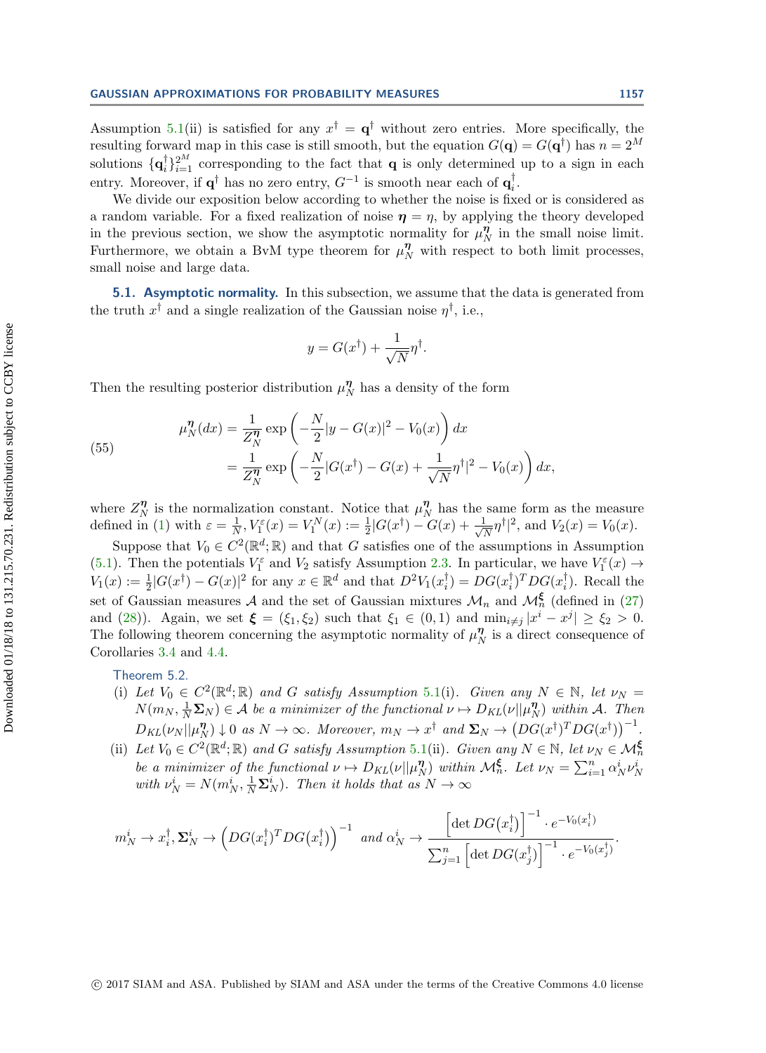Assumption 5.1(ii) is satisfied for any $x^\dagger = \mathbf{q}^\dagger$ without zero entries. More specifically, the resulting forward map in this case is still smooth, but the equation $G(\mathbf{q}) = G(\mathbf{q}^\dagger)$ has $n = 2^M$ solutions $\{\mathbf{q}_i^\dagger\}_{i=1}^{2^M}$ corresponding to the fact that $\mathbf{q}$ is only determined up to a sign in each entry. Moreover, if $\mathbf{q}^\dagger$ has no zero entry, $G^{-1}$ is smooth near each of $\mathbf{q}_i^\dagger$.

We divide our exposition below according to whether the noise is fixed or is considered as a random variable. For a fixed realization of noise $\boldsymbol{\eta} = \eta$, by applying the theory developed in the previous section, we show the asymptotic normality for $\mu_N^{\boldsymbol{\eta}}$ in the small noise limit. Furthermore, we obtain a BvM type theorem for $\mu_N^{\boldsymbol{\eta}}$ with respect to both limit processes, small noise and large data.

### 5.1. Asymptotic normality.

In this subsection, we assume that the data is generated from the truth $x^\dagger$ and a single realization of the Gaussian noise $\eta^\dagger$, i.e.,

$$y = G(x^\dagger) + \frac{1}{\sqrt{N}}\eta^\dagger.$$

Then the resulting posterior distribution $\mu_N^{\boldsymbol{\eta}}$ has a density of the form

$$\begin{aligned}
\mu_N^{\boldsymbol{\eta}}(dx) &= \frac{1}{Z_N^{\boldsymbol{\eta}}}\exp\left(-\frac{N}{2}|y - G(x)|^2 - V_0(x)\right)dx \\
&= \frac{1}{Z_N^{\boldsymbol{\eta}}}\exp\left(-\frac{N}{2}|G(x^\dagger) - G(x) + \frac{1}{\sqrt{N}}\eta^\dagger|^2 - V_0(x)\right)dx,
\end{aligned} \tag{55}$$

where $Z_N^{\boldsymbol{\eta}}$ is the normalization constant. Notice that $\mu_N^{\boldsymbol{\eta}}$ has the same form as the measure defined in (1) with $\varepsilon = \frac{1}{N}, V_1^\varepsilon(x) = V_1^N(x) := \frac{1}{2}|G(x^\dagger) - G(x) + \frac{1}{\sqrt{N}}\eta^\dagger|^2$, and $V_2(x) = V_0(x)$.

Suppose that $V_0 \in C^2(\mathbb{R}^d;\mathbb{R})$ and that $G$ satisfies one of the assumptions in Assumption (5.1). Then the potentials $V_1^\varepsilon$ and $V_2$ satisfy Assumption 2.3. In particular, we have $V_1^\varepsilon(x) \to V_1(x) := \frac{1}{2}|G(x^\dagger) - G(x)|^2$ for any $x \in \mathbb{R}^d$ and that $D^2V_1(x_i^\dagger) = DG(x_i^\dagger)^T DG(x_i^\dagger)$. Recall the set of Gaussian measures $\mathcal{A}$ and the set of Gaussian mixtures $\mathcal{M}_n$ and $\mathcal{M}_n^{\boldsymbol{\xi}}$ (defined in (27) and (28)). Again, we set $\boldsymbol{\xi} = (\xi_1, \xi_2)$ such that $\xi_1 \in (0,1)$ and $\min_{i\neq j}|x^i - x^j| \geq \xi_2 > 0$. The following theorem concerning the asymptotic normality of $\mu_N^{\boldsymbol{\eta}}$ is a direct consequence of Corollaries 3.4 and 4.4.

**Theorem 5.2.**

(i) *Let $V_0 \in C^2(\mathbb{R}^d;\mathbb{R})$ and $G$ satisfy Assumption 5.1(i). Given any $N \in \mathbb{N}$, let $\nu_N = N(m_N, \frac{1}{N}\boldsymbol{\Sigma}_N) \in \mathcal{A}$ be a minimizer of the functional $\nu \mapsto D_{KL}(\nu||\mu_N^{\boldsymbol{\eta}})$ within $\mathcal{A}$. Then $D_{KL}(\nu_N||\mu_N^{\boldsymbol{\eta}}) \downarrow 0$ as $N \to \infty$. Moreover, $m_N \to x^\dagger$ and $\boldsymbol{\Sigma}_N \to \left(DG(x^\dagger)^T DG(x^\dagger)\right)^{-1}$.*

(ii) *Let $V_0 \in C^2(\mathbb{R}^d;\mathbb{R})$ and $G$ satisfy Assumption 5.1(ii). Given any $N \in \mathbb{N}$, let $\nu_N \in \mathcal{M}_n^{\boldsymbol{\xi}}$ be a minimizer of the functional $\nu \mapsto D_{KL}(\nu||\mu_N^{\boldsymbol{\eta}})$ within $\mathcal{M}_n^{\boldsymbol{\xi}}$. Let $\nu_N = \sum_{i=1}^n \alpha_N^i \nu_N^i$ with $\nu_N^i = N(m_N^i, \frac{1}{N}\boldsymbol{\Sigma}_N^i)$. Then it holds that as $N \to \infty$*

$$m_N^i \to x_i^\dagger, \boldsymbol{\Sigma}_N^i \to \left(DG(x_i^\dagger)^T DG(x_i^\dagger)\right)^{-1} \text{ and } \alpha_N^i \to \frac{\left[\det DG(x_i^\dagger)\right]^{-1} \cdot e^{-V_0(x_i^\dagger)}}{\sum_{j=1}^n \left[\det DG(x_j^\dagger)\right]^{-1} \cdot e^{-V_0(x_j^\dagger)}}.$$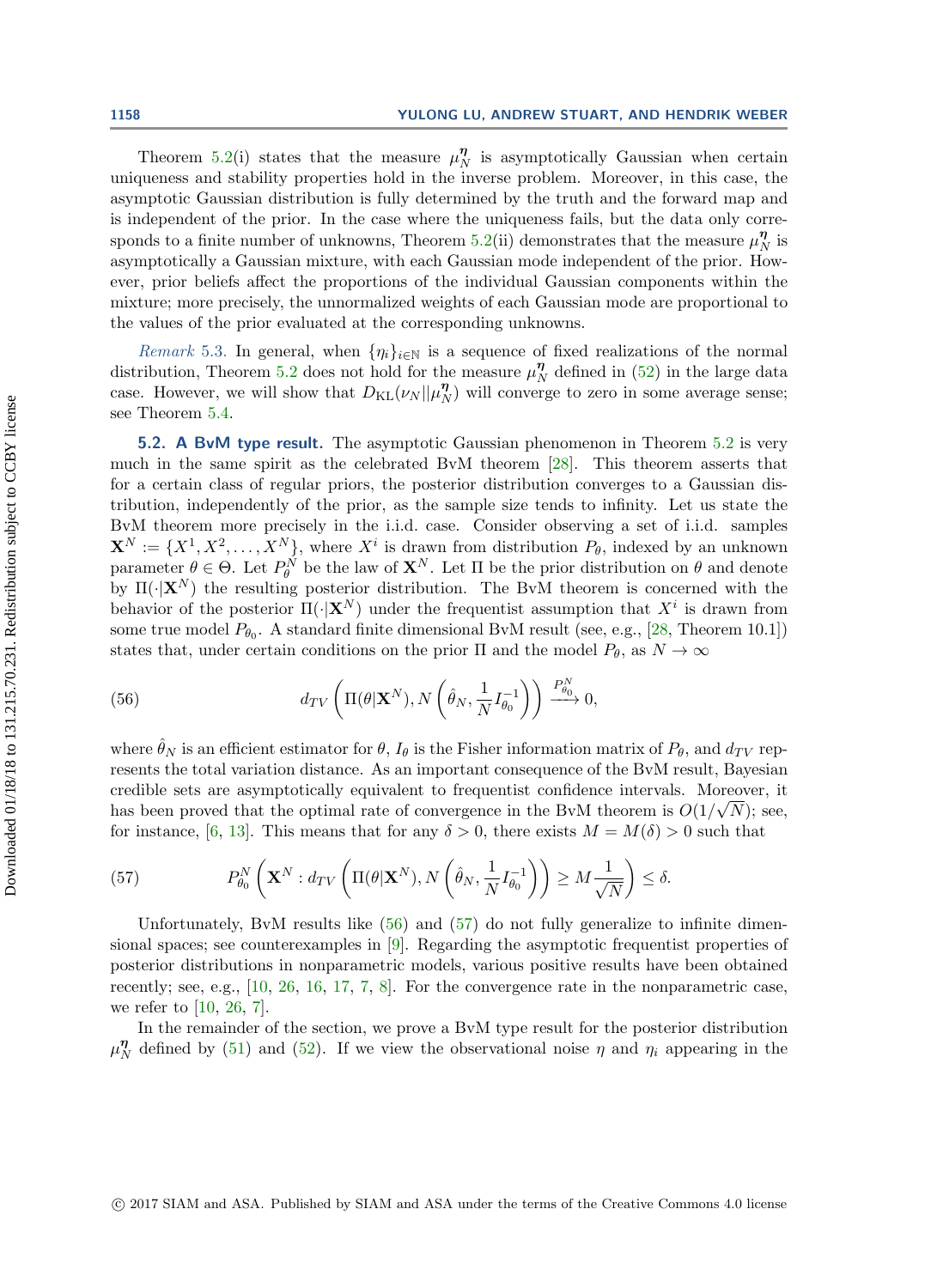Theorem 5.2(i) states that the measure $\mu_N^{\boldsymbol{\eta}}$ is asymptotically Gaussian when certain uniqueness and stability properties hold in the inverse problem. Moreover, in this case, the asymptotic Gaussian distribution is fully determined by the truth and the forward map and is independent of the prior. In the case where the uniqueness fails, but the data only corresponds to a finite number of unknowns, Theorem 5.2(ii) demonstrates that the measure $\mu_N^{\boldsymbol{\eta}}$ is asymptotically a Gaussian mixture, with each Gaussian mode independent of the prior. However, prior beliefs affect the proportions of the individual Gaussian components within the mixture; more precisely, the unnormalized weights of each Gaussian mode are proportional to the values of the prior evaluated at the corresponding unknowns.

*Remark* 5.3. In general, when $\{\eta_i\}_{i\in\mathbb{N}}$ is a sequence of fixed realizations of the normal distribution, Theorem 5.2 does not hold for the measure $\mu_N^{\boldsymbol{\eta}}$ defined in (52) in the large data case. However, we will show that $D_{\mathrm{KL}}(\nu_N\|\mu_N^{\boldsymbol{\eta}})$ will converge to zero in some average sense; see Theorem 5.4.

**5.2. A BvM type result.** The asymptotic Gaussian phenomenon in Theorem 5.2 is very much in the same spirit as the celebrated BvM theorem [28]. This theorem asserts that for a certain class of regular priors, the posterior distribution converges to a Gaussian distribution, independently of the prior, as the sample size tends to infinity. Let us state the BvM theorem more precisely in the i.i.d. case. Consider observing a set of i.i.d. samples $\mathbf{X}^N := \{X^1, X^2, \ldots, X^N\}$, where $X^i$ is drawn from distribution $P_\theta$, indexed by an unknown parameter $\theta \in \Theta$. Let $P_\theta^N$ be the law of $\mathbf{X}^N$. Let $\Pi$ be the prior distribution on $\theta$ and denote by $\Pi(\cdot|\mathbf{X}^N)$ the resulting posterior distribution. The BvM theorem is concerned with the behavior of the posterior $\Pi(\cdot|\mathbf{X}^N)$ under the frequentist assumption that $X^i$ is drawn from some true model $P_{\theta_0}$. A standard finite dimensional BvM result (see, e.g., [28, Theorem 10.1]) states that, under certain conditions on the prior $\Pi$ and the model $P_\theta$, as $N \to \infty$

$$
d_{TV}\left(\Pi(\theta|\mathbf{X}^N), N\left(\hat{\theta}_N, \frac{1}{N} I_{\theta_0}^{-1}\right)\right) \xrightarrow{P_{\theta_0}^N} 0, \tag{56}
$$

where $\hat{\theta}_N$ is an efficient estimator for $\theta$, $I_\theta$ is the Fisher information matrix of $P_\theta$, and $d_{TV}$ represents the total variation distance. As an important consequence of the BvM result, Bayesian credible sets are asymptotically equivalent to frequentist confidence intervals. Moreover, it has been proved that the optimal rate of convergence in the BvM theorem is $O(1/\sqrt{N})$; see, for instance, [6, 13]. This means that for any $\delta > 0$, there exists $M = M(\delta) > 0$ such that

$$
P_{\theta_0}^N\left(\mathbf{X}^N : d_{TV}\left(\Pi(\theta|\mathbf{X}^N), N\left(\hat{\theta}_N, \frac{1}{N} I_{\theta_0}^{-1}\right)\right) \geq M\frac{1}{\sqrt{N}}\right) \leq \delta. \tag{57}
$$

Unfortunately, BvM results like (56) and (57) do not fully generalize to infinite dimensional spaces; see counterexamples in [9]. Regarding the asymptotic frequentist properties of posterior distributions in nonparametric models, various positive results have been obtained recently; see, e.g., [10, 26, 16, 17, 7, 8]. For the convergence rate in the nonparametric case, we refer to [10, 26, 7].

In the remainder of the section, we prove a BvM type result for the posterior distribution $\mu_N^{\boldsymbol{\eta}}$ defined by (51) and (52). If we view the observational noise $\eta$ and $\eta_i$ appearing in the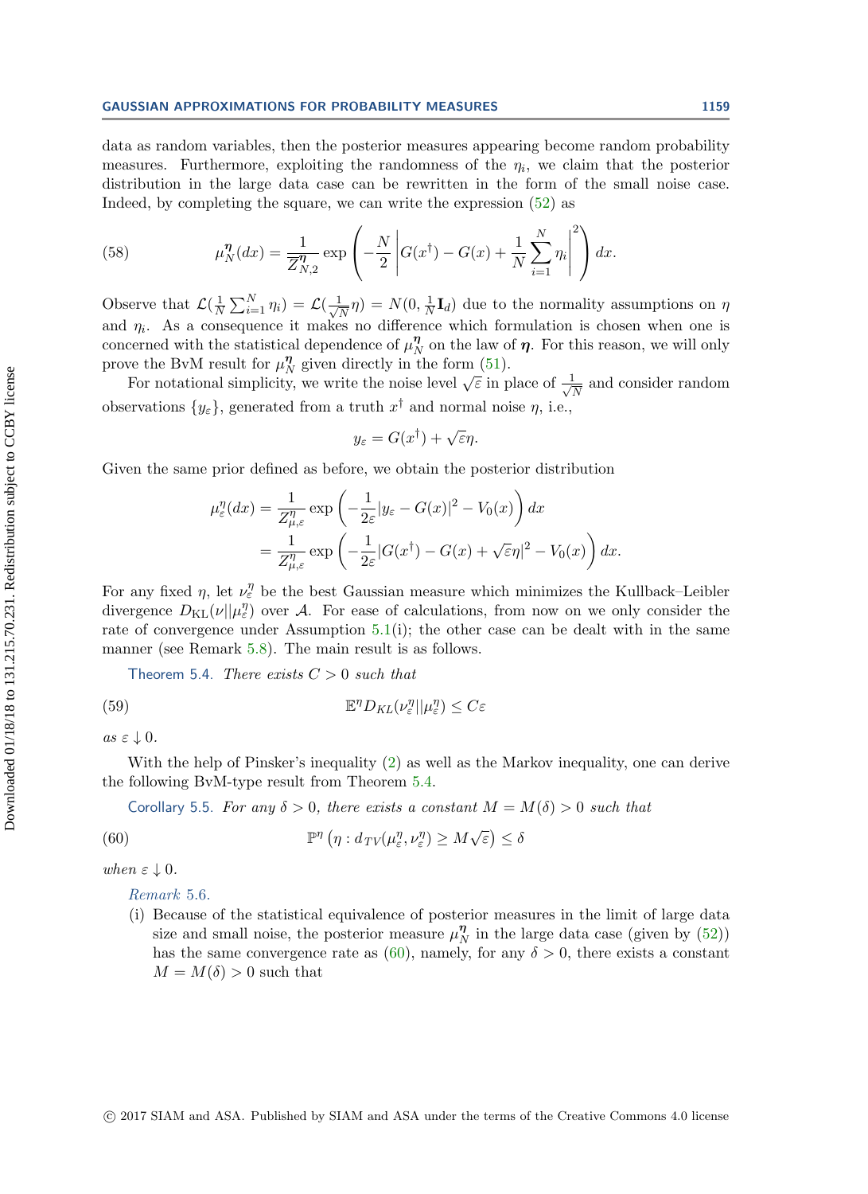data as random variables, then the posterior measures appearing become random probability measures. Furthermore, exploiting the randomness of the $\eta_i$, we claim that the posterior distribution in the large data case can be rewritten in the form of the small noise case. Indeed, by completing the square, we can write the expression (52) as

$$\mu_N^{\boldsymbol{\eta}}(dx) = \frac{1}{Z_{N,2}^{\boldsymbol{\eta}}} \exp\left( -\frac{N}{2} \left| G(x^\dagger) - G(x) + \frac{1}{N}\sum_{i=1}^N \eta_i \right|^2 \right) dx. \tag{58}$$

Observe that $\mathcal{L}(\frac{1}{N}\sum_{i=1}^N \eta_i) = \mathcal{L}(\frac{1}{\sqrt{N}}\eta) = N(0, \frac{1}{N}\mathbf{I}_d)$ due to the normality assumptions on $\eta$ and $\eta_i$. As a consequence it makes no difference which formulation is chosen when one is concerned with the statistical dependence of $\mu_N^{\boldsymbol{\eta}}$ on the law of $\boldsymbol{\eta}$. For this reason, we will only prove the BvM result for $\mu_N^{\boldsymbol{\eta}}$ given directly in the form (51).

For notational simplicity, we write the noise level $\sqrt{\varepsilon}$ in place of $\frac{1}{\sqrt{N}}$ and consider random observations $\{y_\varepsilon\}$, generated from a truth $x^\dagger$ and normal noise $\eta$, i.e.,

$$y_\varepsilon = G(x^\dagger) + \sqrt{\varepsilon}\eta.$$

Given the same prior defined as before, we obtain the posterior distribution

$$\begin{aligned}
\mu_\varepsilon^\eta(dx) &= \frac{1}{Z_{\mu,\varepsilon}^\eta} \exp\left( -\frac{1}{2\varepsilon}|y_\varepsilon - G(x)|^2 - V_0(x) \right) dx \\
&= \frac{1}{Z_{\mu,\varepsilon}^\eta} \exp\left( -\frac{1}{2\varepsilon}|G(x^\dagger) - G(x) + \sqrt{\varepsilon}\eta|^2 - V_0(x) \right) dx.
\end{aligned}$$

For any fixed $\eta$, let $\nu_\varepsilon^\eta$ be the best Gaussian measure which minimizes the Kullback–Leibler divergence $D_{\mathrm{KL}}(\nu||\mu_\varepsilon^\eta)$ over $\mathcal{A}$. For ease of calculations, from now on we only consider the rate of convergence under Assumption 5.1(i); the other case can be dealt with in the same manner (see Remark 5.8). The main result is as follows.

Theorem 5.4. *There exists $C > 0$ such that*

$$\mathbb{E}^\eta D_{KL}(\nu_\varepsilon^\eta||\mu_\varepsilon^\eta) \le C\varepsilon \tag{59}$$

*as $\varepsilon \downarrow 0$.*

With the help of Pinsker's inequality (2) as well as the Markov inequality, one can derive the following BvM-type result from Theorem 5.4.

Corollary 5.5. *For any $\delta > 0$, there exists a constant $M = M(\delta) > 0$ such that*

$$\mathbb{P}^\eta \left( \eta : d_{TV}(\mu_\varepsilon^\eta, \nu_\varepsilon^\eta) \ge M\sqrt{\varepsilon} \right) \le \delta \tag{60}$$

*when $\varepsilon \downarrow 0$.*

*Remark* 5.6.

(i) Because of the statistical equivalence of posterior measures in the limit of large data size and small noise, the posterior measure $\mu_N^{\boldsymbol{\eta}}$ in the large data case (given by (52)) has the same convergence rate as (60), namely, for any $\delta > 0$, there exists a constant $M = M(\delta) > 0$ such that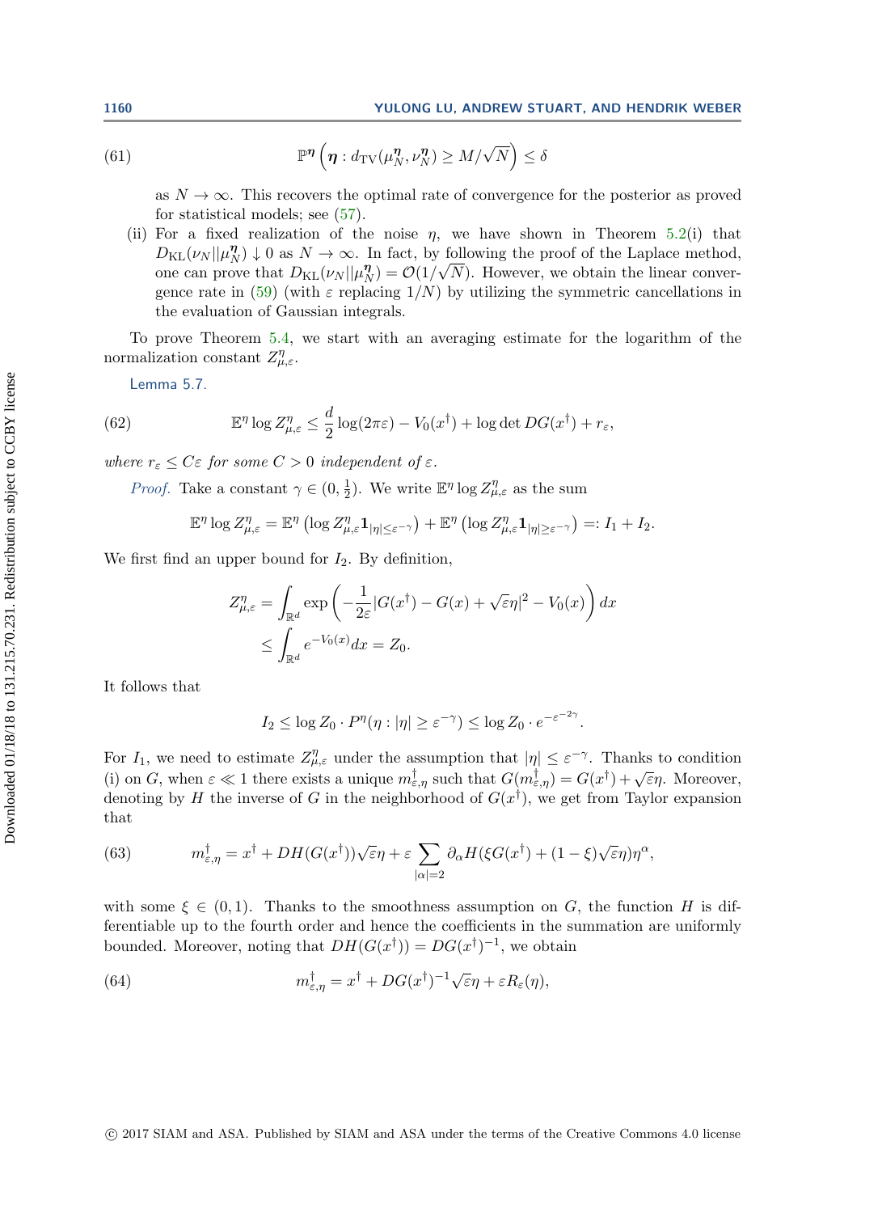$$\mathbb{P}^{\boldsymbol{\eta}}\left(\boldsymbol{\eta} : d_{\mathrm{TV}}(\mu_N^{\boldsymbol{\eta}}, \nu_N^{\boldsymbol{\eta}}) \geq M/\sqrt{N}\right) \leq \delta \tag{61}$$

as $N \to \infty$. This recovers the optimal rate of convergence for the posterior as proved for statistical models; see (57).

(ii) For a fixed realization of the noise $\eta$, we have shown in Theorem 5.2(i) that $D_{\mathrm{KL}}(\nu_N || \mu_N^{\boldsymbol{\eta}}) \downarrow 0$ as $N \to \infty$. In fact, by following the proof of the Laplace method, one can prove that $D_{\mathrm{KL}}(\nu_N || \mu_N^{\boldsymbol{\eta}}) = \mathcal{O}(1/\sqrt{N})$. However, we obtain the linear convergence rate in (59) (with $\varepsilon$ replacing $1/N$) by utilizing the symmetric cancellations in the evaluation of Gaussian integrals.

To prove Theorem 5.4, we start with an averaging estimate for the logarithm of the normalization constant $Z_{\mu,\varepsilon}^{\eta}$.

**Lemma 5.7.**

$$\mathbb{E}^{\eta} \log Z_{\mu,\varepsilon}^{\eta} \leq \frac{d}{2}\log(2\pi\varepsilon) - V_0(x^\dagger) + \log\det DG(x^\dagger) + r_\varepsilon, \tag{62}$$

*where $r_\varepsilon \leq C\varepsilon$ for some $C > 0$ independent of $\varepsilon$.*

*Proof.* Take a constant $\gamma \in (0, \frac{1}{2})$. We write $\mathbb{E}^{\eta} \log Z_{\mu,\varepsilon}^{\eta}$ as the sum

$$\mathbb{E}^{\eta} \log Z_{\mu,\varepsilon}^{\eta} = \mathbb{E}^{\eta}\left(\log Z_{\mu,\varepsilon}^{\eta} \mathbf{1}_{|\eta| \leq \varepsilon^{-\gamma}}\right) + \mathbb{E}^{\eta}\left(\log Z_{\mu,\varepsilon}^{\eta} \mathbf{1}_{|\eta| \geq \varepsilon^{-\gamma}}\right) =: I_1 + I_2.$$

We first find an upper bound for $I_2$. By definition,

$$\begin{aligned}
Z_{\mu,\varepsilon}^{\eta} &= \int_{\mathbb{R}^d} \exp\left(-\frac{1}{2\varepsilon}|G(x^\dagger) - G(x) + \sqrt{\varepsilon}\eta|^2 - V_0(x)\right) dx \\
&\leq \int_{\mathbb{R}^d} e^{-V_0(x)} dx = Z_0.
\end{aligned}$$

It follows that

$$I_2 \leq \log Z_0 \cdot P^{\eta}(\eta : |\eta| \geq \varepsilon^{-\gamma}) \leq \log Z_0 \cdot e^{-\varepsilon^{-2\gamma}}.$$

For $I_1$, we need to estimate $Z_{\mu,\varepsilon}^{\eta}$ under the assumption that $|\eta| \leq \varepsilon^{-\gamma}$. Thanks to condition (i) on $G$, when $\varepsilon \ll 1$ there exists a unique $m_{\varepsilon,\eta}^\dagger$ such that $G(m_{\varepsilon,\eta}^\dagger) = G(x^\dagger) + \sqrt{\varepsilon}\eta$. Moreover, denoting by $H$ the inverse of $G$ in the neighborhood of $G(x^\dagger)$, we get from Taylor expansion that

$$m_{\varepsilon,\eta}^\dagger = x^\dagger + DH(G(x^\dagger))\sqrt{\varepsilon}\eta + \varepsilon \sum_{|\alpha|=2} \partial_\alpha H(\xi G(x^\dagger) + (1-\xi)\sqrt{\varepsilon}\eta)\eta^\alpha, \tag{63}$$

with some $\xi \in (0, 1)$. Thanks to the smoothness assumption on $G$, the function $H$ is differentiable up to the fourth order and hence the coefficients in the summation are uniformly bounded. Moreover, noting that $DH(G(x^\dagger)) = DG(x^\dagger)^{-1}$, we obtain

$$m_{\varepsilon,\eta}^\dagger = x^\dagger + DG(x^\dagger)^{-1}\sqrt{\varepsilon}\eta + \varepsilon R_\varepsilon(\eta), \tag{64}$$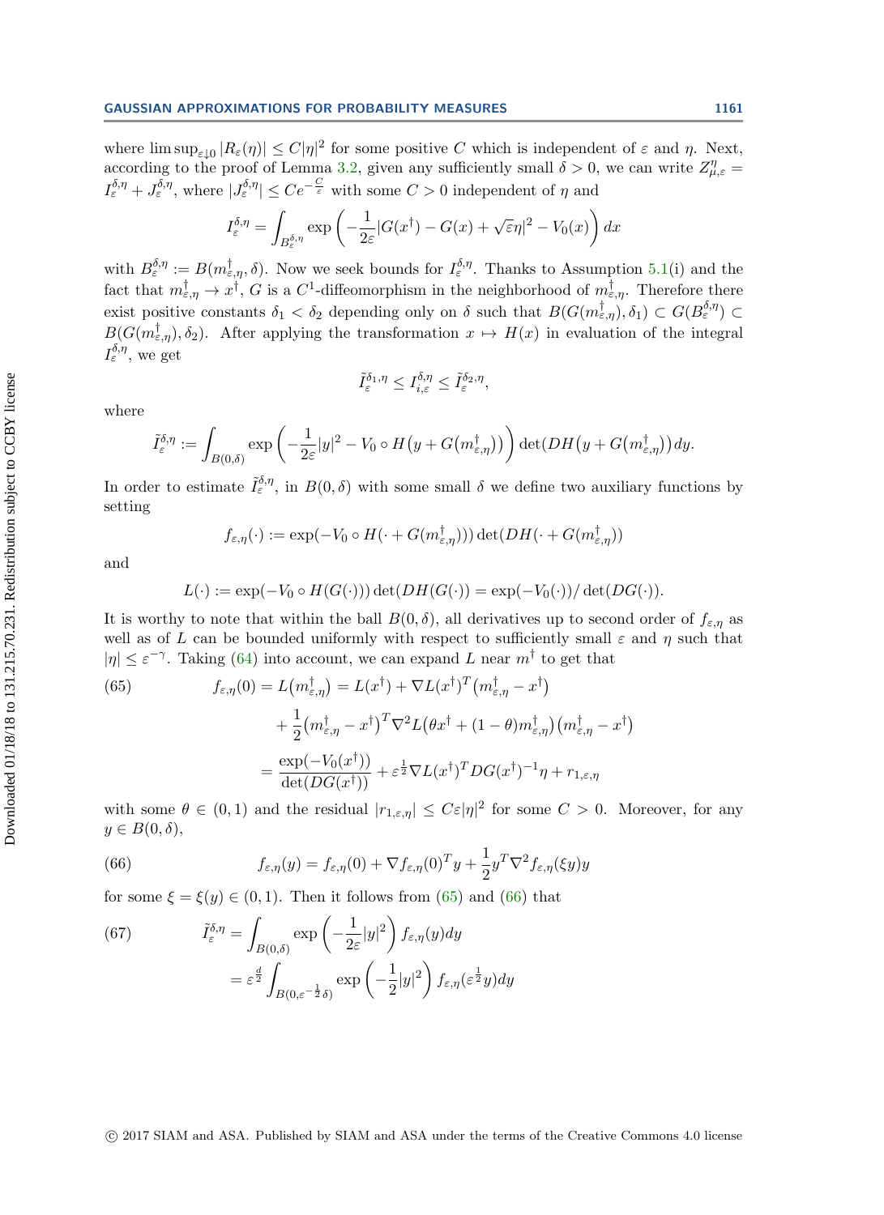where $\limsup_{\varepsilon\downarrow 0} |R_\varepsilon(\eta)| \le C|\eta|^2$ for some positive $C$ which is independent of $\varepsilon$ and $\eta$. Next, according to the proof of Lemma 3.2, given any sufficiently small $\delta > 0$, we can write $Z^\eta_{\mu,\varepsilon} = I^{\delta,\eta}_\varepsilon + J^{\delta,\eta}_\varepsilon$, where $|J^{\delta,\eta}_\varepsilon| \le Ce^{-\frac{C}{\varepsilon}}$ with some $C > 0$ independent of $\eta$ and

$$I^{\delta,\eta}_\varepsilon = \int_{B^{\delta,\eta}_\varepsilon} \exp\left(-\frac{1}{2\varepsilon}|G(x^\dagger) - G(x) + \sqrt{\varepsilon}\eta|^2 - V_0(x)\right) dx$$

with $B^{\delta,\eta}_\varepsilon := B(m^\dagger_{\varepsilon,\eta}, \delta)$. Now we seek bounds for $I^{\delta,\eta}_\varepsilon$. Thanks to Assumption 5.1(i) and the fact that $m^\dagger_{\varepsilon,\eta} \to x^\dagger$, $G$ is a $C^1$-diffeomorphism in the neighborhood of $m^\dagger_{\varepsilon,\eta}$. Therefore there exist positive constants $\delta_1 < \delta_2$ depending only on $\delta$ such that $B(G(m^\dagger_{\varepsilon,\eta}), \delta_1) \subset G(B^{\delta,\eta}_\varepsilon) \subset B(G(m^\dagger_{\varepsilon,\eta}), \delta_2)$. After applying the transformation $x \mapsto H(x)$ in evaluation of the integral $I^{\delta,\eta}_\varepsilon$, we get

$$\tilde{I}^{\delta_1,\eta}_\varepsilon \le I^{\delta,\eta}_{i,\varepsilon} \le \tilde{I}^{\delta_2,\eta}_\varepsilon,$$

where

$$\tilde{I}^{\delta,\eta}_\varepsilon := \int_{B(0,\delta)} \exp\left(-\frac{1}{2\varepsilon}|y|^2 - V_0 \circ H\big(y + G(m^\dagger_{\varepsilon,\eta})\big)\right) \det\big(DH\big(y + G(m^\dagger_{\varepsilon,\eta})\big)\big) dy.$$

In order to estimate $\tilde{I}^{\delta,\eta}_\varepsilon$, in $B(0,\delta)$ with some small $\delta$ we define two auxiliary functions by setting

$$f_{\varepsilon,\eta}(\cdot) := \exp(-V_0 \circ H(\cdot + G(m^\dagger_{\varepsilon,\eta}))) \det(DH(\cdot + G(m^\dagger_{\varepsilon,\eta}))$$

and

$$L(\cdot) := \exp(-V_0 \circ H(G(\cdot))) \det(DH(G(\cdot)) = \exp(-V_0(\cdot))/\det(DG(\cdot)).$$

It is worthy to note that within the ball $B(0,\delta)$, all derivatives up to second order of $f_{\varepsilon,\eta}$ as well as of $L$ can be bounded uniformly with respect to sufficiently small $\varepsilon$ and $\eta$ such that $|\eta| \le \varepsilon^{-\gamma}$. Taking (64) into account, we can expand $L$ near $m^\dagger$ to get that

$$\begin{aligned}
f_{\varepsilon,\eta}(0) = L\big(m^\dagger_{\varepsilon,\eta}\big) &= L(x^\dagger) + \nabla L(x^\dagger)^T\big(m^\dagger_{\varepsilon,\eta} - x^\dagger\big) \\
&\quad + \frac{1}{2}\big(m^\dagger_{\varepsilon,\eta} - x^\dagger\big)^T \nabla^2 L\big(\theta x^\dagger + (1-\theta)m^\dagger_{\varepsilon,\eta}\big)\big(m^\dagger_{\varepsilon,\eta} - x^\dagger\big) \\
&= \frac{\exp(-V_0(x^\dagger))}{\det(DG(x^\dagger))} + \varepsilon^{\frac{1}{2}} \nabla L(x^\dagger)^T DG(x^\dagger)^{-1}\eta + r_{1,\varepsilon,\eta}
\end{aligned} \tag{65}$$

with some $\theta \in (0,1)$ and the residual $|r_{1,\varepsilon,\eta}| \le C\varepsilon|\eta|^2$ for some $C > 0$. Moreover, for any $y \in B(0,\delta)$,

$$f_{\varepsilon,\eta}(y) = f_{\varepsilon,\eta}(0) + \nabla f_{\varepsilon,\eta}(0)^T y + \frac{1}{2} y^T \nabla^2 f_{\varepsilon,\eta}(\xi y) y \tag{66}$$

for some $\xi = \xi(y) \in (0,1)$. Then it follows from (65) and (66) that

$$\begin{aligned}
\tilde{I}^{\delta,\eta}_\varepsilon &= \int_{B(0,\delta)} \exp\left(-\frac{1}{2\varepsilon}|y|^2\right) f_{\varepsilon,\eta}(y) dy \\
&= \varepsilon^{\frac{d}{2}} \int_{B(0,\varepsilon^{-\frac{1}{2}}\delta)} \exp\left(-\frac{1}{2}|y|^2\right) f_{\varepsilon,\eta}(\varepsilon^{\frac{1}{2}} y) dy
\end{aligned} \tag{67}$$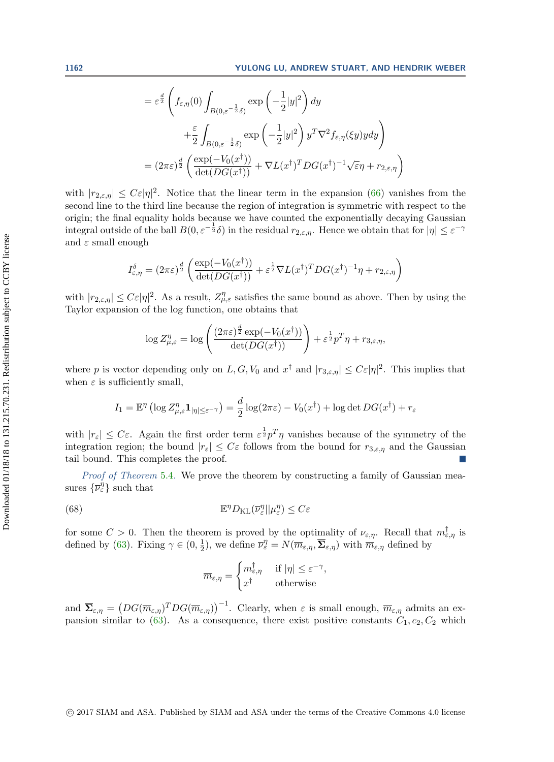$$
\begin{aligned}
&= \varepsilon^{\frac{d}{2}} \Bigg( f_{\varepsilon,\eta}(0) \int_{B(0,\varepsilon^{-\frac{1}{2}}\delta)} \exp\left(-\frac{1}{2}|y|^2\right) dy \\
&\qquad + \frac{\varepsilon}{2} \int_{B(0,\varepsilon^{-\frac{1}{2}}\delta)} \exp\left(-\frac{1}{2}|y|^2\right) y^T \nabla^2 f_{\varepsilon,\eta}(\xi y) y dy \Bigg) \\
&= (2\pi\varepsilon)^{\frac{d}{2}} \left( \frac{\exp(-V_0(x^\dagger))}{\det(DG(x^\dagger))} + \nabla L(x^\dagger)^T DG(x^\dagger)^{-1} \sqrt{\varepsilon}\eta + r_{2,\varepsilon,\eta} \right)
\end{aligned}
$$

with $|r_{2,\varepsilon,\eta}| \leq C\varepsilon|\eta|^2$. Notice that the linear term in the expansion (66) vanishes from the second line to the third line because the region of integration is symmetric with respect to the origin; the final equality holds because we have counted the exponentially decaying Gaussian integral outside of the ball $B(0,\varepsilon^{-\frac{1}{2}}\delta)$ in the residual $r_{2,\varepsilon,\eta}$. Hence we obtain that for $|\eta| \leq \varepsilon^{-\gamma}$ and $\varepsilon$ small enough

$$
I^\delta_{\varepsilon,\eta} = (2\pi\varepsilon)^{\frac{d}{2}} \left( \frac{\exp(-V_0(x^\dagger))}{\det(DG(x^\dagger))} + \varepsilon^{\frac{1}{2}} \nabla L(x^\dagger)^T DG(x^\dagger)^{-1} \eta + r_{2,\varepsilon,\eta} \right)
$$

with $|r_{2,\varepsilon,\eta}| \leq C\varepsilon|\eta|^2$. As a result, $Z^\eta_{\mu,\varepsilon}$ satisfies the same bound as above. Then by using the Taylor expansion of the log function, one obtains that

$$
\log Z^\eta_{\mu,\varepsilon} = \log \left( \frac{(2\pi\varepsilon)^{\frac{d}{2}} \exp(-V_0(x^\dagger))}{\det(DG(x^\dagger))} \right) + \varepsilon^{\frac{1}{2}} p^T \eta + r_{3,\varepsilon,\eta},
$$

where $p$ is vector depending only on $L, G, V_0$ and $x^\dagger$ and $|r_{3,\varepsilon,\eta}| \leq C\varepsilon|\eta|^2$. This implies that when $\varepsilon$ is sufficiently small,

$$
I_1 = \mathbb{E}^\eta \left( \log Z^\eta_{\mu,\varepsilon} \mathbf{1}_{|\eta| \leq \varepsilon^{-\gamma}} \right) = \frac{d}{2} \log(2\pi\varepsilon) - V_0(x^\dagger) + \log \det DG(x^\dagger) + r_\varepsilon
$$

with $|r_\varepsilon| \leq C\varepsilon$. Again the first order term $\varepsilon^{\frac{1}{2}} p^T \eta$ vanishes because of the symmetry of the integration region; the bound $|r_\varepsilon| \leq C\varepsilon$ follows from the bound for $r_{3,\varepsilon,\eta}$ and the Gaussian tail bound. This completes the proof. ∎

*Proof of Theorem* 5.4. We prove the theorem by constructing a family of Gaussian measures $\{\overline{\nu}^\eta_\varepsilon\}$ such that

$$
\mathbb{E}^\eta D_{\mathrm{KL}}(\overline{\nu}^\eta_\varepsilon || \mu^\eta_\varepsilon) \leq C\varepsilon \tag{68}
$$

for some $C > 0$. Then the theorem is proved by the optimality of $\nu_{\varepsilon,\eta}$. Recall that $m^\dagger_{\varepsilon,\eta}$ is defined by (63). Fixing $\gamma \in (0, \frac{1}{2})$, we define $\overline{\nu}^\eta_\varepsilon = N(\overline{m}_{\varepsilon,\eta}, \overline{\boldsymbol{\Sigma}}_{\varepsilon,\eta})$ with $\overline{m}_{\varepsilon,\eta}$ defined by

$$
\overline{m}_{\varepsilon,\eta} = \begin{cases} m^\dagger_{\varepsilon,\eta} & \text{if } |\eta| \leq \varepsilon^{-\gamma}, \\ x^\dagger & \text{otherwise} \end{cases}
$$

and $\overline{\boldsymbol{\Sigma}}_{\varepsilon,\eta} = \left( DG(\overline{m}_{\varepsilon,\eta})^T DG(\overline{m}_{\varepsilon,\eta}) \right)^{-1}$. Clearly, when $\varepsilon$ is small enough, $\overline{m}_{\varepsilon,\eta}$ admits an expansion similar to (63). As a consequence, there exist positive constants $C_1, c_2, C_2$ which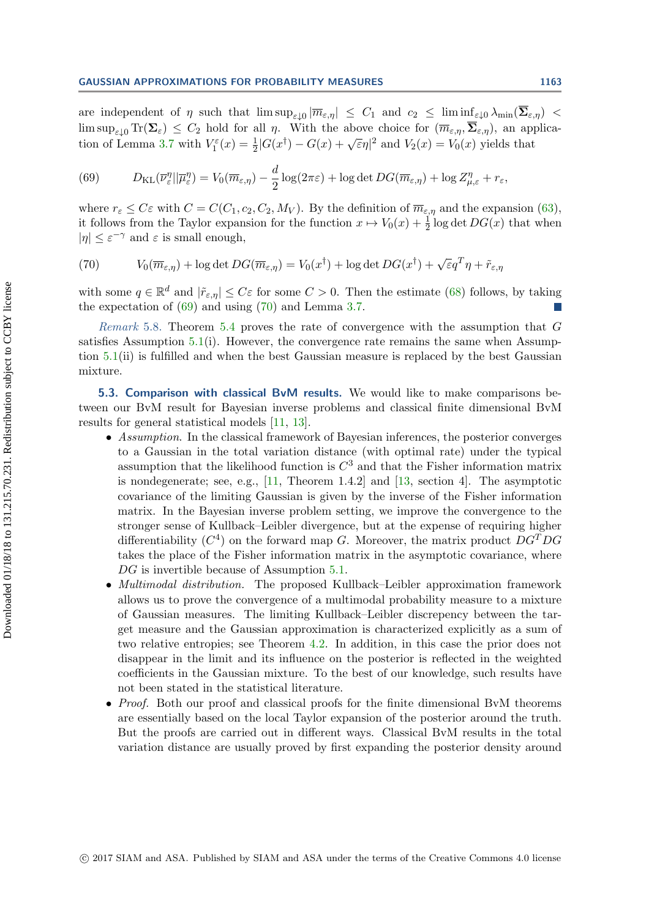are independent of $\eta$ such that $\limsup_{\varepsilon\downarrow 0} |\overline{m}_{\varepsilon,\eta}| \leq C_1$ and $c_2 \leq \liminf_{\varepsilon\downarrow 0} \lambda_{\min}(\overline{\mathbf{\Sigma}}_{\varepsilon,\eta}) < \limsup_{\varepsilon\downarrow 0} \mathrm{Tr}(\mathbf{\Sigma}_\varepsilon) \leq C_2$ hold for all $\eta$. With the above choice for $(\overline{m}_{\varepsilon,\eta}, \overline{\mathbf{\Sigma}}_{\varepsilon,\eta})$, an application of Lemma 3.7 with $V_1^\varepsilon(x) = \frac{1}{2}|G(x^\dagger) - G(x) + \sqrt{\varepsilon}\eta|^2$ and $V_2(x) = V_0(x)$ yields that

$$
D_{\mathrm{KL}}(\overline{\nu}_\varepsilon^\eta || \overline{\mu}_\varepsilon^\eta) = V_0(\overline{m}_{\varepsilon,\eta}) - \frac{d}{2}\log(2\pi\varepsilon) + \log\det DG(\overline{m}_{\varepsilon,\eta}) + \log Z_{\mu,\varepsilon}^\eta + r_\varepsilon, \tag{69}
$$

where $r_\varepsilon \leq C\varepsilon$ with $C = C(C_1, c_2, C_2, M_V)$. By the definition of $\overline{m}_{\varepsilon,\eta}$ and the expansion (63), it follows from the Taylor expansion for the function $x \mapsto V_0(x) + \frac{1}{2}\log\det DG(x)$ that when $|\eta| \leq \varepsilon^{-\gamma}$ and $\varepsilon$ is small enough,

$$
V_0(\overline{m}_{\varepsilon,\eta}) + \log\det DG(\overline{m}_{\varepsilon,\eta}) = V_0(x^\dagger) + \log\det DG(x^\dagger) + \sqrt{\varepsilon} q^T \eta + \tilde{r}_{\varepsilon,\eta} \tag{70}
$$

with some $q \in \mathbb{R}^d$ and $|\tilde{r}_{\varepsilon,\eta}| \leq C\varepsilon$ for some $C > 0$. Then the estimate (68) follows, by taking the expectation of (69) and using (70) and Lemma 3.7. ∎

*Remark* 5.8. Theorem 5.4 proves the rate of convergence with the assumption that $G$ satisfies Assumption 5.1(i). However, the convergence rate remains the same when Assumption 5.1(ii) is fulfilled and when the best Gaussian measure is replaced by the best Gaussian mixture.

### 5.3. Comparison with classical BvM results.

We would like to make comparisons between our BvM result for Bayesian inverse problems and classical finite dimensional BvM results for general statistical models [11, 13].

- *Assumption.* In the classical framework of Bayesian inferences, the posterior converges to a Gaussian in the total variation distance (with optimal rate) under the typical assumption that the likelihood function is $C^3$ and that the Fisher information matrix is nondegenerate; see, e.g., [11, Theorem 1.4.2] and [13, section 4]. The asymptotic covariance of the limiting Gaussian is given by the inverse of the Fisher information matrix. In the Bayesian inverse problem setting, we improve the convergence to the stronger sense of Kullback–Leibler divergence, but at the expense of requiring higher differentiability ($C^4$) on the forward map $G$. Moreover, the matrix product $DG^T DG$ takes the place of the Fisher information matrix in the asymptotic covariance, where $DG$ is invertible because of Assumption 5.1.
- *Multimodal distribution.* The proposed Kullback–Leibler approximation framework allows us to prove the convergence of a multimodal probability measure to a mixture of Gaussian measures. The limiting Kullback–Leibler discrepency between the target measure and the Gaussian approximation is characterized explicitly as a sum of two relative entropies; see Theorem 4.2. In addition, in this case the prior does not disappear in the limit and its influence on the posterior is reflected in the weighted coefficients in the Gaussian mixture. To the best of our knowledge, such results have not been stated in the statistical literature.
- *Proof.* Both our proof and classical proofs for the finite dimensional BvM theorems are essentially based on the local Taylor expansion of the posterior around the truth. But the proofs are carried out in different ways. Classical BvM results in the total variation distance are usually proved by first expanding the posterior density around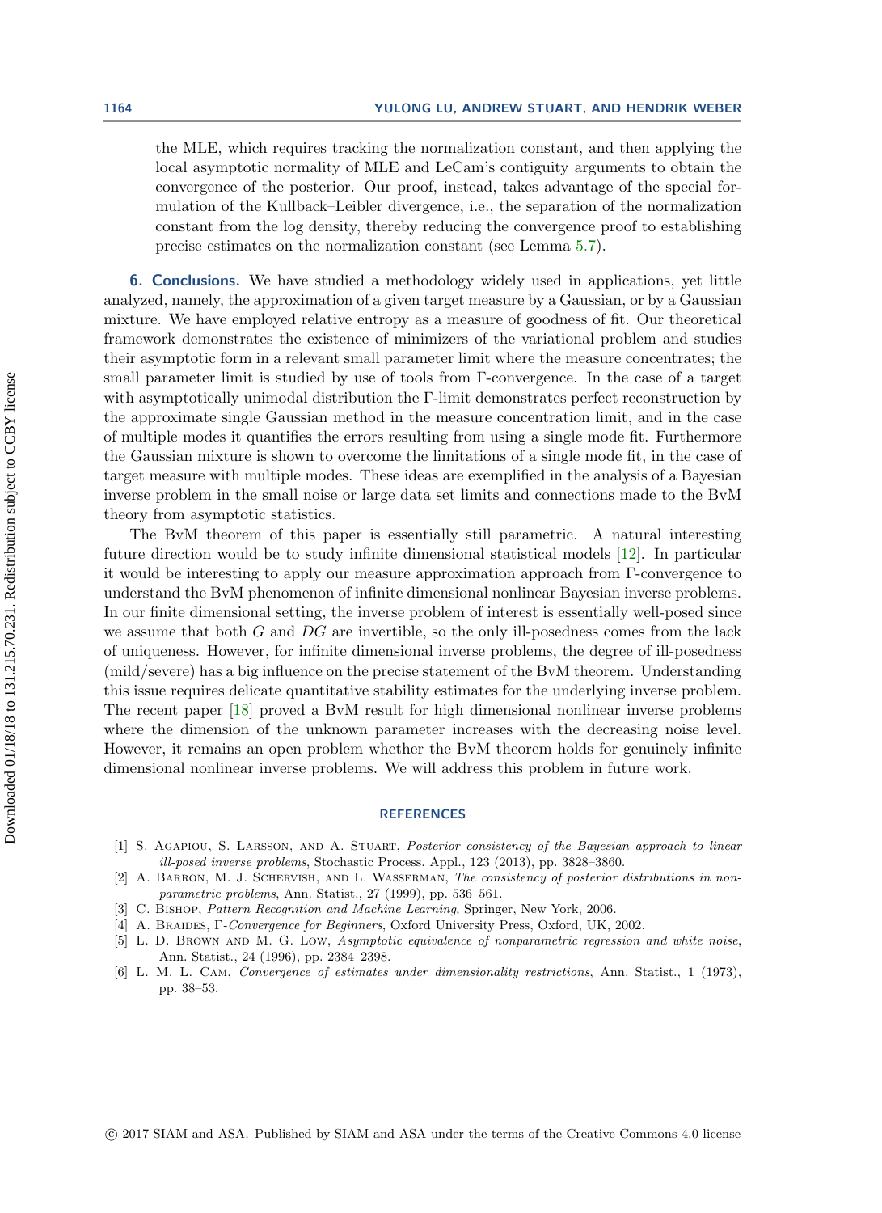the MLE, which requires tracking the normalization constant, and then applying the local asymptotic normality of MLE and LeCam's contiguity arguments to obtain the convergence of the posterior. Our proof, instead, takes advantage of the special formulation of the Kullback–Leibler divergence, i.e., the separation of the normalization constant from the log density, thereby reducing the convergence proof to establishing precise estimates on the normalization constant (see Lemma 5.7).

## 6. Conclusions.

We have studied a methodology widely used in applications, yet little analyzed, namely, the approximation of a given target measure by a Gaussian, or by a Gaussian mixture. We have employed relative entropy as a measure of goodness of fit. Our theoretical framework demonstrates the existence of minimizers of the variational problem and studies their asymptotic form in a relevant small parameter limit where the measure concentrates; the small parameter limit is studied by use of tools from $\Gamma$-convergence. In the case of a target with asymptotically unimodal distribution the $\Gamma$-limit demonstrates perfect reconstruction by the approximate single Gaussian method in the measure concentration limit, and in the case of multiple modes it quantifies the errors resulting from using a single mode fit. Furthermore the Gaussian mixture is shown to overcome the limitations of a single mode fit, in the case of target measure with multiple modes. These ideas are exemplified in the analysis of a Bayesian inverse problem in the small noise or large data set limits and connections made to the BvM theory from asymptotic statistics.

The BvM theorem of this paper is essentially still parametric. A natural interesting future direction would be to study infinite dimensional statistical models [12]. In particular it would be interesting to apply our measure approximation approach from $\Gamma$-convergence to understand the BvM phenomenon of infinite dimensional nonlinear Bayesian inverse problems. In our finite dimensional setting, the inverse problem of interest is essentially well-posed since we assume that both $G$ and $DG$ are invertible, so the only ill-posedness comes from the lack of uniqueness. However, for infinite dimensional inverse problems, the degree of ill-posedness (mild/severe) has a big influence on the precise statement of the BvM theorem. Understanding this issue requires delicate quantitative stability estimates for the underlying inverse problem. The recent paper [18] proved a BvM result for high dimensional nonlinear inverse problems where the dimension of the unknown parameter increases with the decreasing noise level. However, it remains an open problem whether the BvM theorem holds for genuinely infinite dimensional nonlinear inverse problems. We will address this problem in future work.

## REFERENCES

[1] S. Agapiou, S. Larsson, and A. Stuart, *Posterior consistency of the Bayesian approach to linear ill-posed inverse problems*, Stochastic Process. Appl., 123 (2013), pp. 3828–3860.

[2] A. Barron, M. J. Schervish, and L. Wasserman, *The consistency of posterior distributions in nonparametric problems*, Ann. Statist., 27 (1999), pp. 536–561.

[3] C. Bishop, *Pattern Recognition and Machine Learning*, Springer, New York, 2006.

[4] A. Braides, *Γ-Convergence for Beginners*, Oxford University Press, Oxford, UK, 2002.

[5] L. D. Brown and M. G. Low, *Asymptotic equivalence of nonparametric regression and white noise*, Ann. Statist., 24 (1996), pp. 2384–2398.

[6] L. M. L. Cam, *Convergence of estimates under dimensionality restrictions*, Ann. Statist., 1 (1973), pp. 38–53.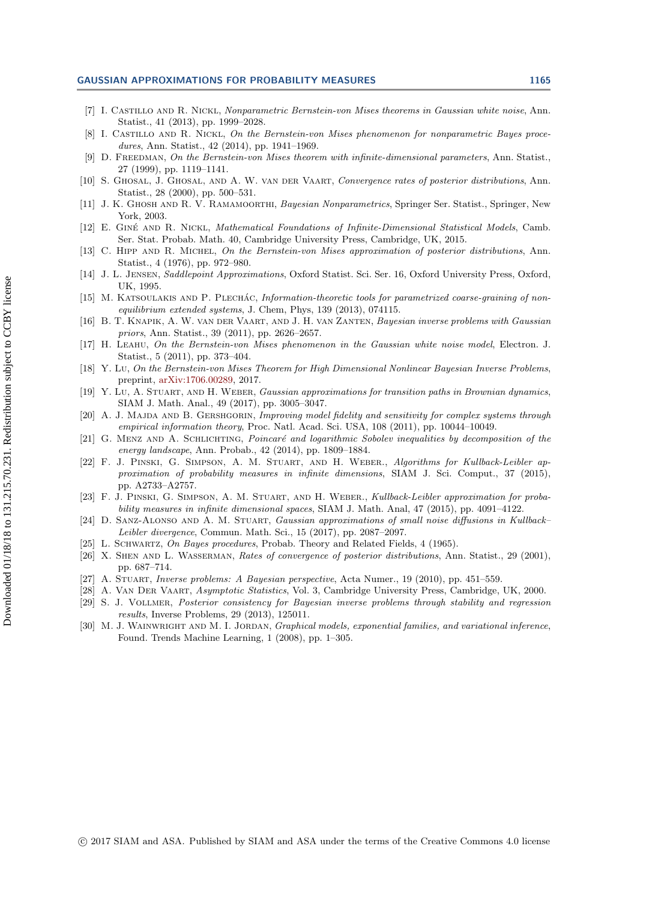[7] I. Castillo and R. Nickl, *Nonparametric Bernstein-von Mises theorems in Gaussian white noise*, Ann. Statist., 41 (2013), pp. 1999–2028.

[8] I. Castillo and R. Nickl, *On the Bernstein-von Mises phenomenon for nonparametric Bayes procedures*, Ann. Statist., 42 (2014), pp. 1941–1969.

[9] D. Freedman, *On the Bernstein-von Mises theorem with infinite-dimensional parameters*, Ann. Statist., 27 (1999), pp. 1119–1141.

[10] S. Ghosal, J. Ghosal, and A. W. van der Vaart, *Convergence rates of posterior distributions*, Ann. Statist., 28 (2000), pp. 500–531.

[11] J. K. Ghosh and R. V. Ramamoorthi, *Bayesian Nonparametrics*, Springer Ser. Statist., Springer, New York, 2003.

[12] E. Giné and R. Nickl, *Mathematical Foundations of Infinite-Dimensional Statistical Models*, Camb. Ser. Stat. Probab. Math. 40, Cambridge University Press, Cambridge, UK, 2015.

[13] C. Hipp and R. Michel, *On the Bernstein-von Mises approximation of posterior distributions*, Ann. Statist., 4 (1976), pp. 972–980.

[14] J. L. Jensen, *Saddlepoint Approximations*, Oxford Statist. Sci. Ser. 16, Oxford University Press, Oxford, UK, 1995.

[15] M. Katsoulakis and P. Plecháč, *Information-theoretic tools for parametrized coarse-graining of non-equilibrium extended systems*, J. Chem, Phys, 139 (2013), 074115.

[16] B. T. Knapik, A. W. van der Vaart, and J. H. van Zanten, *Bayesian inverse problems with Gaussian priors*, Ann. Statist., 39 (2011), pp. 2626–2657.

[17] H. Leahu, *On the Bernstein-von Mises phenomenon in the Gaussian white noise model*, Electron. J. Statist., 5 (2011), pp. 373–404.

[18] Y. Lu, *On the Bernstein-von Mises Theorem for High Dimensional Nonlinear Bayesian Inverse Problems*, preprint, arXiv:1706.00289, 2017.

[19] Y. Lu, A. Stuart, and H. Weber, *Gaussian approximations for transition paths in Brownian dynamics*, SIAM J. Math. Anal., 49 (2017), pp. 3005–3047.

[20] A. J. Majda and B. Gershgorin, *Improving model fidelity and sensitivity for complex systems through empirical information theory*, Proc. Natl. Acad. Sci. USA, 108 (2011), pp. 10044–10049.

[21] G. Menz and A. Schlichting, *Poincaré and logarithmic Sobolev inequalities by decomposition of the energy landscape*, Ann. Probab., 42 (2014), pp. 1809–1884.

[22] F. J. Pinski, G. Simpson, A. M. Stuart, and H. Weber., *Algorithms for Kullback-Leibler approximation of probability measures in infinite dimensions*, SIAM J. Sci. Comput., 37 (2015), pp. A2733–A2757.

[23] F. J. Pinski, G. Simpson, A. M. Stuart, and H. Weber., *Kullback-Leibler approximation for probability measures in infinite dimensional spaces*, SIAM J. Math. Anal, 47 (2015), pp. 4091–4122.

[24] D. Sanz-Alonso and A. M. Stuart, *Gaussian approximations of small noise diffusions in Kullback–Leibler divergence*, Commun. Math. Sci., 15 (2017), pp. 2087–2097.

[25] L. Schwartz, *On Bayes procedures*, Probab. Theory and Related Fields, 4 (1965).

[26] X. Shen and L. Wasserman, *Rates of convergence of posterior distributions*, Ann. Statist., 29 (2001), pp. 687–714.

[27] A. Stuart, *Inverse problems: A Bayesian perspective*, Acta Numer., 19 (2010), pp. 451–559.

[28] A. Van Der Vaart, *Asymptotic Statistics*, Vol. 3, Cambridge University Press, Cambridge, UK, 2000.

[29] S. J. Vollmer, *Posterior consistency for Bayesian inverse problems through stability and regression results*, Inverse Problems, 29 (2013), 125011.

[30] M. J. Wainwright and M. I. Jordan, *Graphical models, exponential families, and variational inference*, Found. Trends Machine Learning, 1 (2008), pp. 1–305.